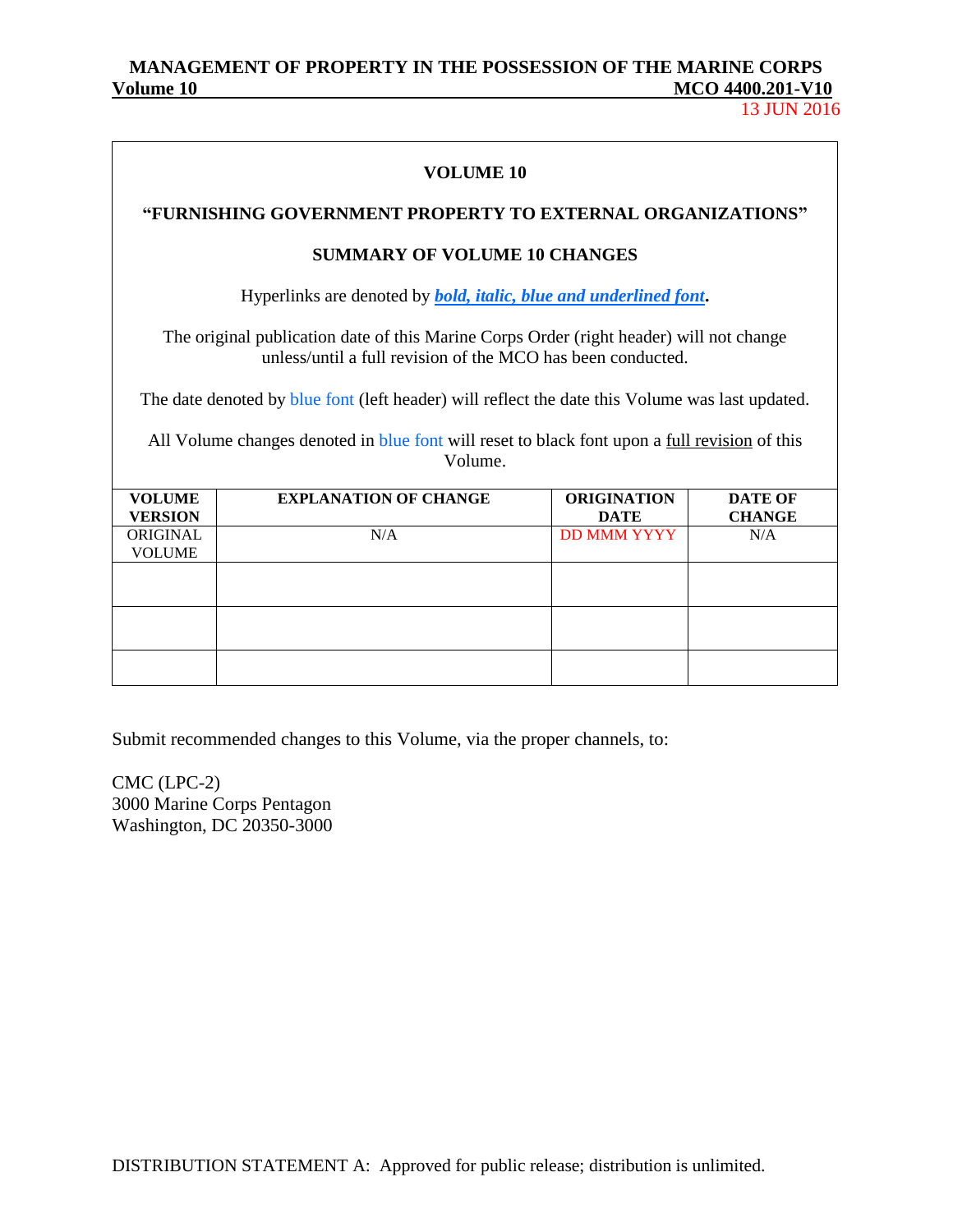# VOLUME 10

## "FURNISHING GOVERNMENT PROPERTY TO EXTERNAL ORGANIZATIONS"

## SUMMARY OF VOLUME 10 CHANGES

Hyperlinks are denoted by ***bold, italic, blue and underlined font***.

The original publication date of this Marine Corps Order (right header) will not change unless/until a full revision of the MCO has been conducted.

The date denoted by blue font (left header) will reflect the date this Volume was last updated.

All Volume changes denoted in blue font will reset to black font upon a full revision of this Volume.

| VOLUME VERSION | EXPLANATION OF CHANGE | ORIGINATION DATE | DATE OF CHANGE |
|---|---|---|---|
| ORIGINAL VOLUME | N/A | DD MMM YYYY | N/A |
| | | | |
| | | | |
| | | | |

Submit recommended changes to this Volume, via the proper channels, to:

CMC (LPC-2)
3000 Marine Corps Pentagon
Washington, DC 20350-3000

DISTRIBUTION STATEMENT A: Approved for public release; distribution is unlimited.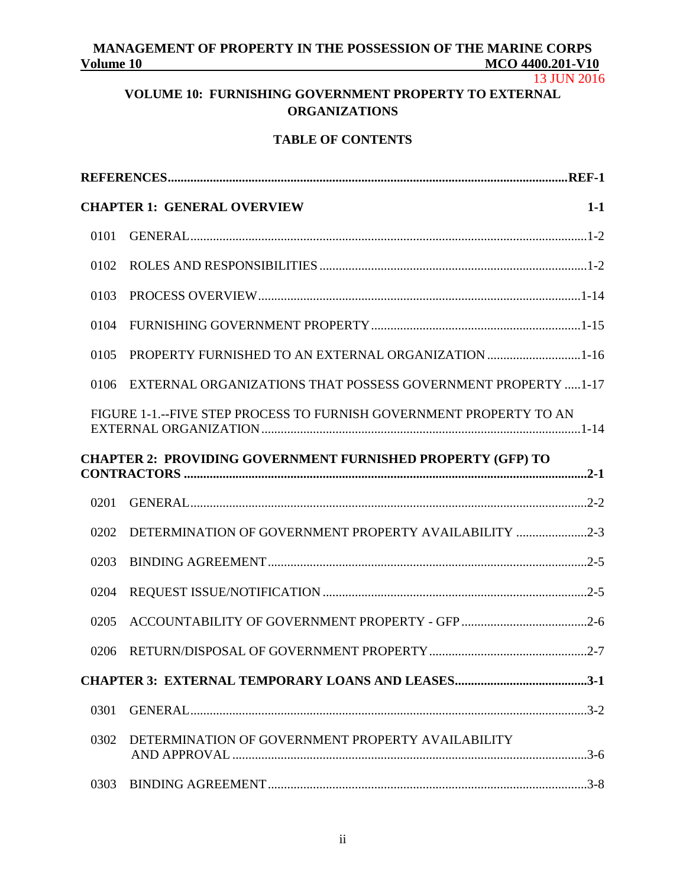## VOLUME 10: FURNISHING GOVERNMENT PROPERTY TO EXTERNAL ORGANIZATIONS

### TABLE OF CONTENTS

**REFERENCES** .......... REF-1

**CHAPTER 1: GENERAL OVERVIEW** .......... 1-1

0101 GENERAL .......... 1-2

0102 ROLES AND RESPONSIBILITIES .......... 1-2

0103 PROCESS OVERVIEW .......... 1-14

0104 FURNISHING GOVERNMENT PROPERTY .......... 1-15

0105 PROPERTY FURNISHED TO AN EXTERNAL ORGANIZATION .......... 1-16

0106 EXTERNAL ORGANIZATIONS THAT POSSESS GOVERNMENT PROPERTY .......... 1-17

FIGURE 1-1.--FIVE STEP PROCESS TO FURNISH GOVERNMENT PROPERTY TO AN EXTERNAL ORGANIZATION .......... 1-14

**CHAPTER 2: PROVIDING GOVERNMENT FURNISHED PROPERTY (GFP) TO CONTRACTORS** .......... 2-1

0201 GENERAL .......... 2-2

0202 DETERMINATION OF GOVERNMENT PROPERTY AVAILABILITY .......... 2-3

0203 BINDING AGREEMENT .......... 2-5

0204 REQUEST ISSUE/NOTIFICATION .......... 2-5

0205 ACCOUNTABILITY OF GOVERNMENT PROPERTY - GFP .......... 2-6

0206 RETURN/DISPOSAL OF GOVERNMENT PROPERTY .......... 2-7

**CHAPTER 3: EXTERNAL TEMPORARY LOANS AND LEASES** .......... 3-1

0301 GENERAL .......... 3-2

0302 DETERMINATION OF GOVERNMENT PROPERTY AVAILABILITY AND APPROVAL .......... 3-6

0303 BINDING AGREEMENT .......... 3-8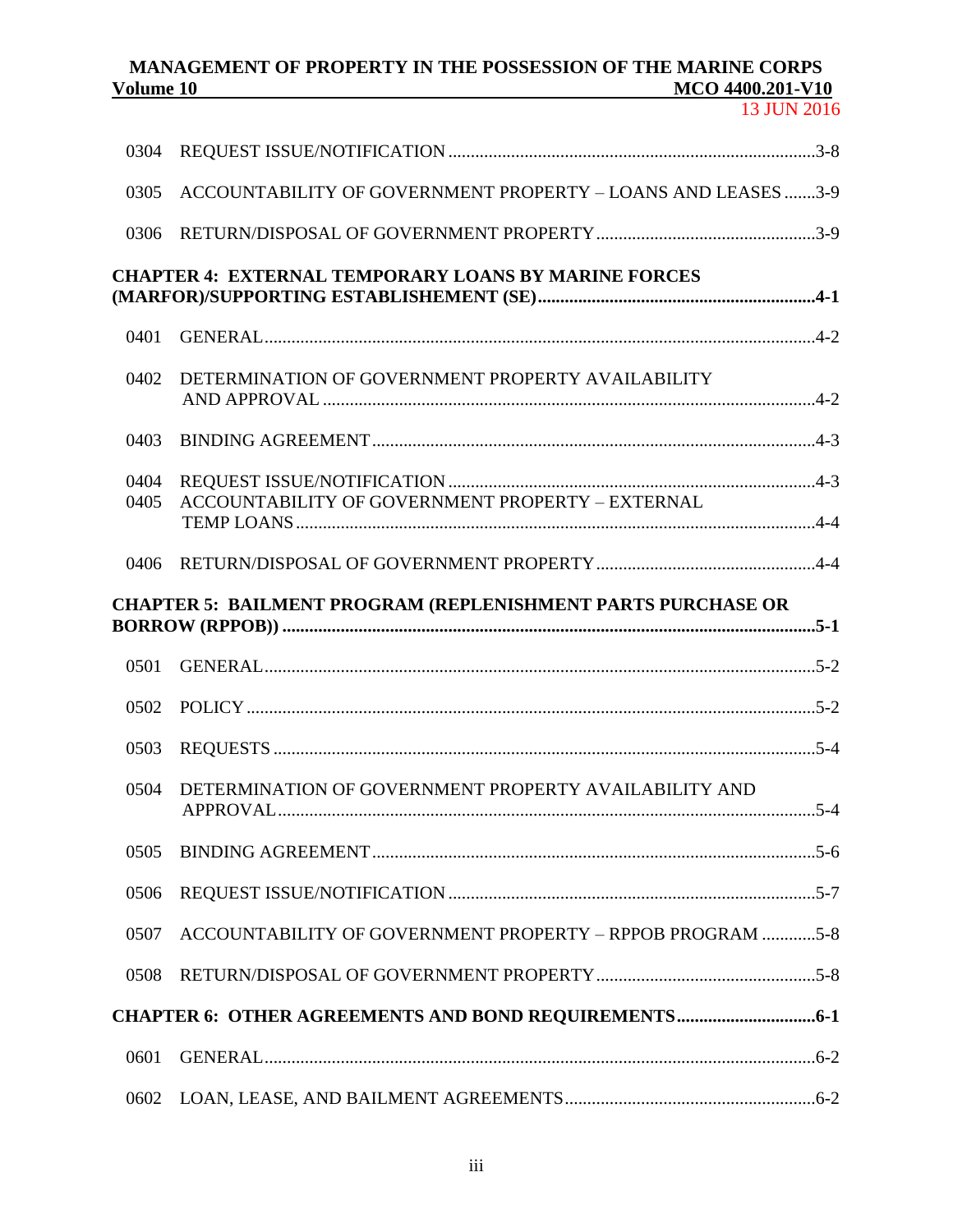| | | |
|---|---|---|
| 0304 | REQUEST ISSUE/NOTIFICATION | 3-8 |
| 0305 | ACCOUNTABILITY OF GOVERNMENT PROPERTY – LOANS AND LEASES | 3-9 |
| 0306 | RETURN/DISPOSAL OF GOVERNMENT PROPERTY | 3-9 |

**CHAPTER 4: EXTERNAL TEMPORARY LOANS BY MARINE FORCES (MARFOR)/SUPPORTING ESTABLISHEMENT (SE) ..... 4-1**

| | | |
|---|---|---|
| 0401 | GENERAL | 4-2 |
| 0402 | DETERMINATION OF GOVERNMENT PROPERTY AVAILABILITY AND APPROVAL | 4-2 |
| 0403 | BINDING AGREEMENT | 4-3 |
| 0404 | REQUEST ISSUE/NOTIFICATION | 4-3 |
| 0405 | ACCOUNTABILITY OF GOVERNMENT PROPERTY – EXTERNAL TEMP LOANS | 4-4 |
| 0406 | RETURN/DISPOSAL OF GOVERNMENT PROPERTY | 4-4 |

**CHAPTER 5: BAILMENT PROGRAM (REPLENISHMENT PARTS PURCHASE OR BORROW (RPPOB)) ..... 5-1**

| | | |
|---|---|---|
| 0501 | GENERAL | 5-2 |
| 0502 | POLICY | 5-2 |
| 0503 | REQUESTS | 5-4 |
| 0504 | DETERMINATION OF GOVERNMENT PROPERTY AVAILABILITY AND APPROVAL | 5-4 |
| 0505 | BINDING AGREEMENT | 5-6 |
| 0506 | REQUEST ISSUE/NOTIFICATION | 5-7 |
| 0507 | ACCOUNTABILITY OF GOVERNMENT PROPERTY – RPPOB PROGRAM | 5-8 |
| 0508 | RETURN/DISPOSAL OF GOVERNMENT PROPERTY | 5-8 |

**CHAPTER 6: OTHER AGREEMENTS AND BOND REQUIREMENTS ..... 6-1**

| | | |
|---|---|---|
| 0601 | GENERAL | 6-2 |
| 0602 | LOAN, LEASE, AND BAILMENT AGREEMENTS | 6-2 |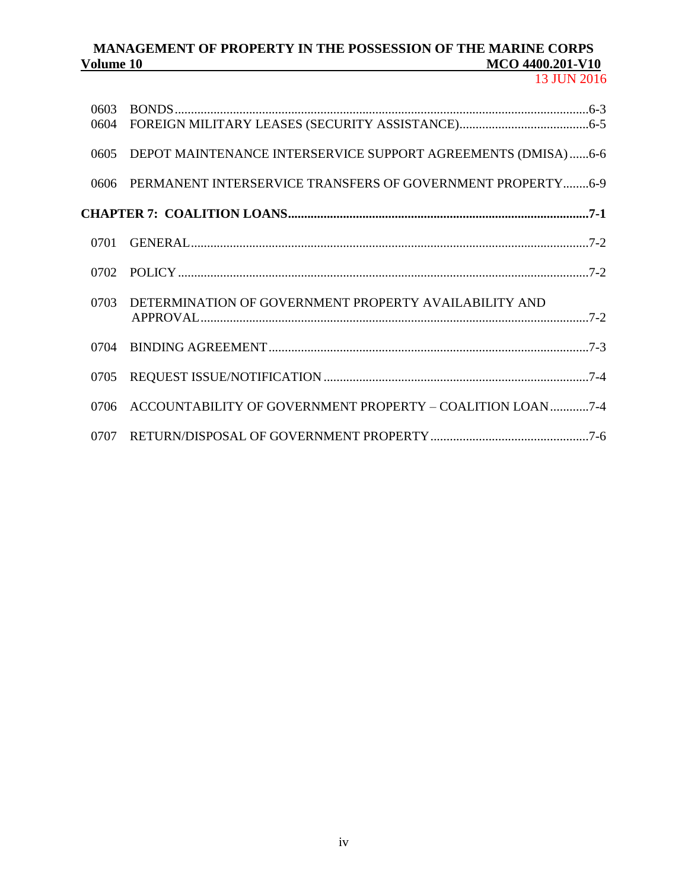0603 BONDS ........ 6-3
0604 FOREIGN MILITARY LEASES (SECURITY ASSISTANCE) ........ 6-5

0605 DEPOT MAINTENANCE INTERSERVICE SUPPORT AGREEMENTS (DMISA) ........ 6-6

0606 PERMANENT INTERSERVICE TRANSFERS OF GOVERNMENT PROPERTY ........ 6-9

**CHAPTER 7: COALITION LOANS ........ 7-1**

0701 GENERAL ........ 7-2

0702 POLICY ........ 7-2

0703 DETERMINATION OF GOVERNMENT PROPERTY AVAILABILITY AND APPROVAL ........ 7-2

0704 BINDING AGREEMENT ........ 7-3

0705 REQUEST ISSUE/NOTIFICATION ........ 7-4

0706 ACCOUNTABILITY OF GOVERNMENT PROPERTY – COALITION LOAN ........ 7-4

0707 RETURN/DISPOSAL OF GOVERNMENT PROPERTY ........ 7-6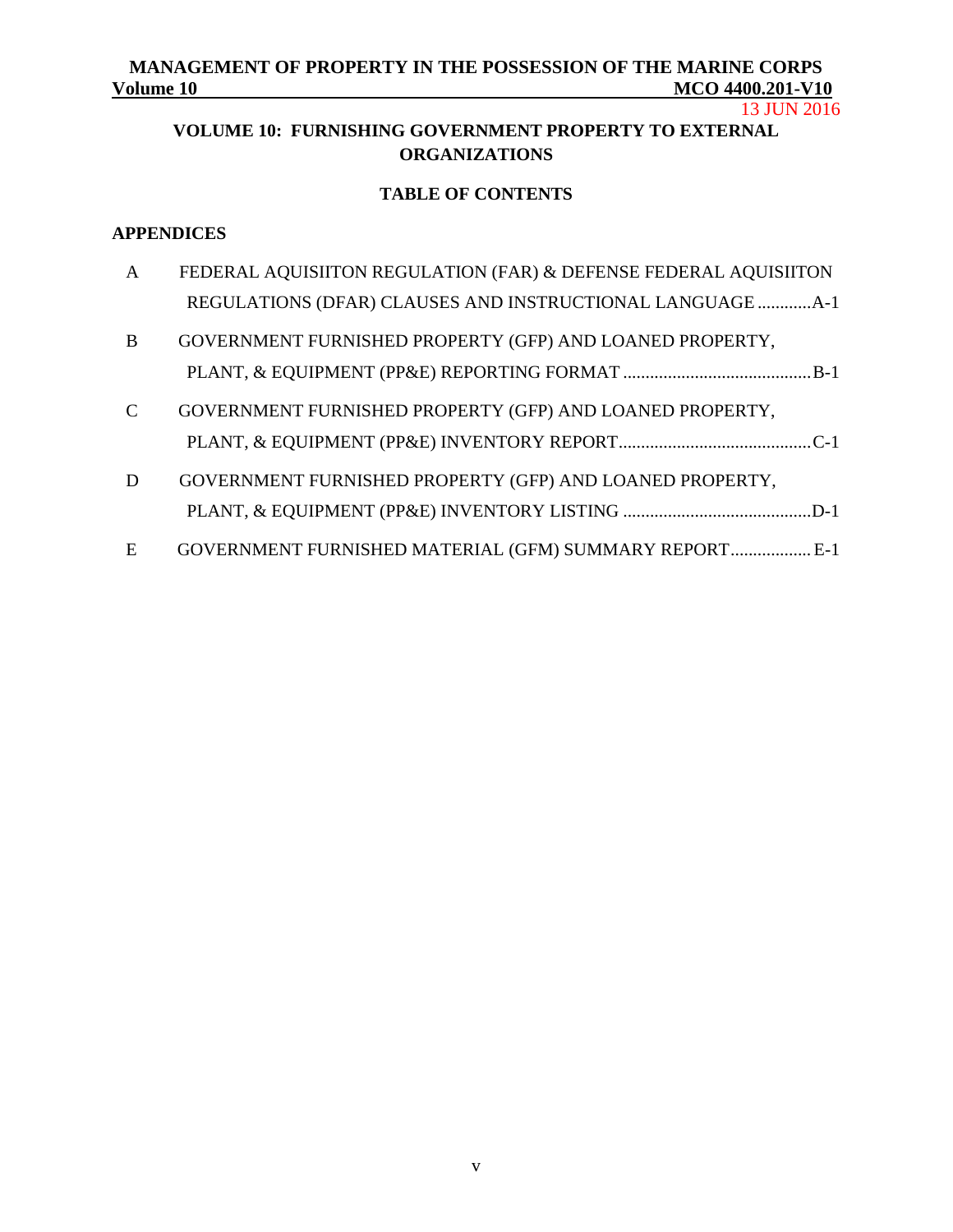# VOLUME 10: FURNISHING GOVERNMENT PROPERTY TO EXTERNAL ORGANIZATIONS

## TABLE OF CONTENTS

**APPENDICES**

| | | |
|---|---|---|
| A | FEDERAL AQUISIITON REGULATION (FAR) & DEFENSE FEDERAL AQUISIITON REGULATIONS (DFAR) CLAUSES AND INSTRUCTIONAL LANGUAGE | A-1 |
| B | GOVERNMENT FURNISHED PROPERTY (GFP) AND LOANED PROPERTY, PLANT, & EQUIPMENT (PP&E) REPORTING FORMAT | B-1 |
| C | GOVERNMENT FURNISHED PROPERTY (GFP) AND LOANED PROPERTY, PLANT, & EQUIPMENT (PP&E) INVENTORY REPORT | C-1 |
| D | GOVERNMENT FURNISHED PROPERTY (GFP) AND LOANED PROPERTY, PLANT, & EQUIPMENT (PP&E) INVENTORY LISTING | D-1 |
| E | GOVERNMENT FURNISHED MATERIAL (GFM) SUMMARY REPORT | E-1 |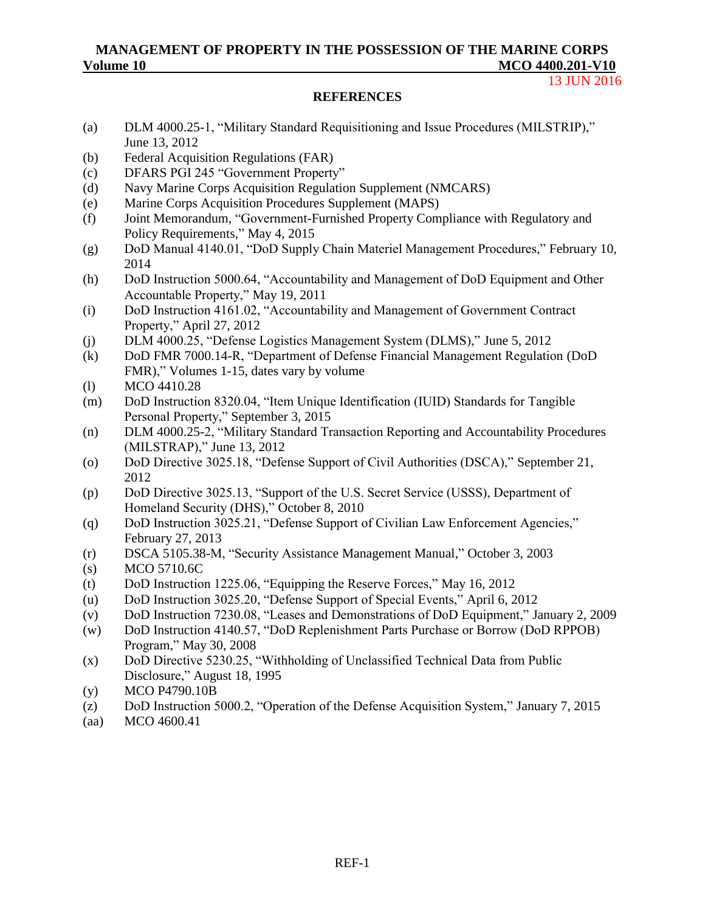## REFERENCES

(a) DLM 4000.25-1, "Military Standard Requisitioning and Issue Procedures (MILSTRIP)," June 13, 2012
(b) Federal Acquisition Regulations (FAR)
(c) DFARS PGI 245 "Government Property"
(d) Navy Marine Corps Acquisition Regulation Supplement (NMCARS)
(e) Marine Corps Acquisition Procedures Supplement (MAPS)
(f) Joint Memorandum, "Government-Furnished Property Compliance with Regulatory and Policy Requirements," May 4, 2015
(g) DoD Manual 4140.01, "DoD Supply Chain Materiel Management Procedures," February 10, 2014
(h) DoD Instruction 5000.64, "Accountability and Management of DoD Equipment and Other Accountable Property," May 19, 2011
(i) DoD Instruction 4161.02, "Accountability and Management of Government Contract Property," April 27, 2012
(j) DLM 4000.25, "Defense Logistics Management System (DLMS)," June 5, 2012
(k) DoD FMR 7000.14-R, "Department of Defense Financial Management Regulation (DoD FMR)," Volumes 1-15, dates vary by volume
(l) MCO 4410.28
(m) DoD Instruction 8320.04, "Item Unique Identification (IUID) Standards for Tangible Personal Property," September 3, 2015
(n) DLM 4000.25-2, "Military Standard Transaction Reporting and Accountability Procedures (MILSTRAP)," June 13, 2012
(o) DoD Directive 3025.18, "Defense Support of Civil Authorities (DSCA)," September 21, 2012
(p) DoD Directive 3025.13, "Support of the U.S. Secret Service (USSS), Department of Homeland Security (DHS)," October 8, 2010
(q) DoD Instruction 3025.21, "Defense Support of Civilian Law Enforcement Agencies," February 27, 2013
(r) DSCA 5105.38-M, "Security Assistance Management Manual," October 3, 2003
(s) MCO 5710.6C
(t) DoD Instruction 1225.06, "Equipping the Reserve Forces," May 16, 2012
(u) DoD Instruction 3025.20, "Defense Support of Special Events," April 6, 2012
(v) DoD Instruction 7230.08, "Leases and Demonstrations of DoD Equipment," January 2, 2009
(w) DoD Instruction 4140.57, "DoD Replenishment Parts Purchase or Borrow (DoD RPPOB) Program," May 30, 2008
(x) DoD Directive 5230.25, "Withholding of Unclassified Technical Data from Public Disclosure," August 18, 1995
(y) MCO P4790.10B
(z) DoD Instruction 5000.2, "Operation of the Defense Acquisition System," January 7, 2015
(aa) MCO 4600.41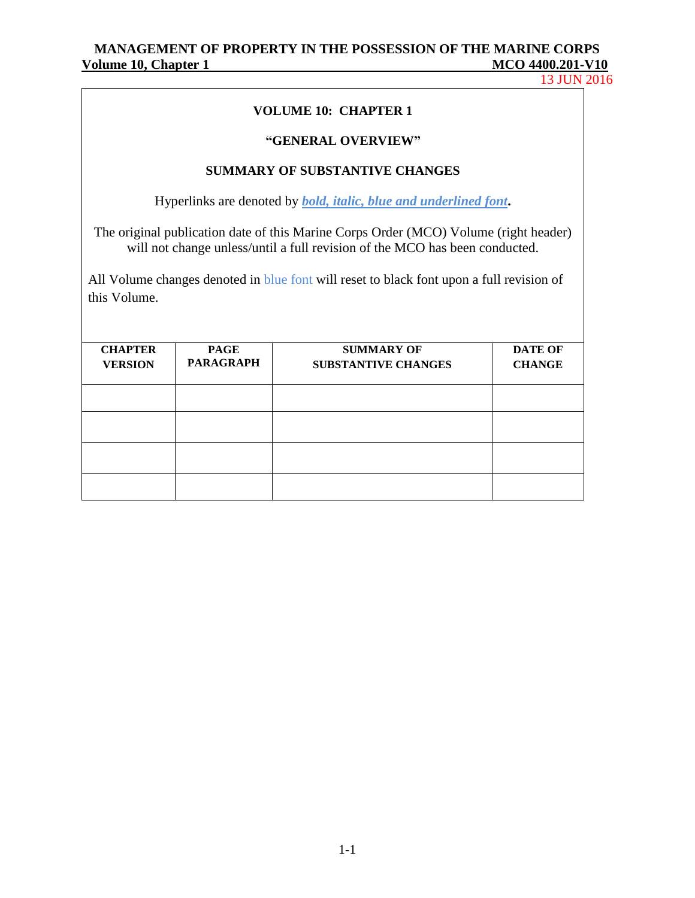**VOLUME 10: CHAPTER 1**

**"GENERAL OVERVIEW"**

**SUMMARY OF SUBSTANTIVE CHANGES**

Hyperlinks are denoted by ***bold, italic, blue and underlined font*.**

The original publication date of this Marine Corps Order (MCO) Volume (right header) will not change unless/until a full revision of the MCO has been conducted.

All Volume changes denoted in blue font will reset to black font upon a full revision of this Volume.

| CHAPTER VERSION | PAGE PARAGRAPH | SUMMARY OF SUBSTANTIVE CHANGES | DATE OF CHANGE |
|---|---|---|---|
| | | | |
| | | | |
| | | | |
| | | | |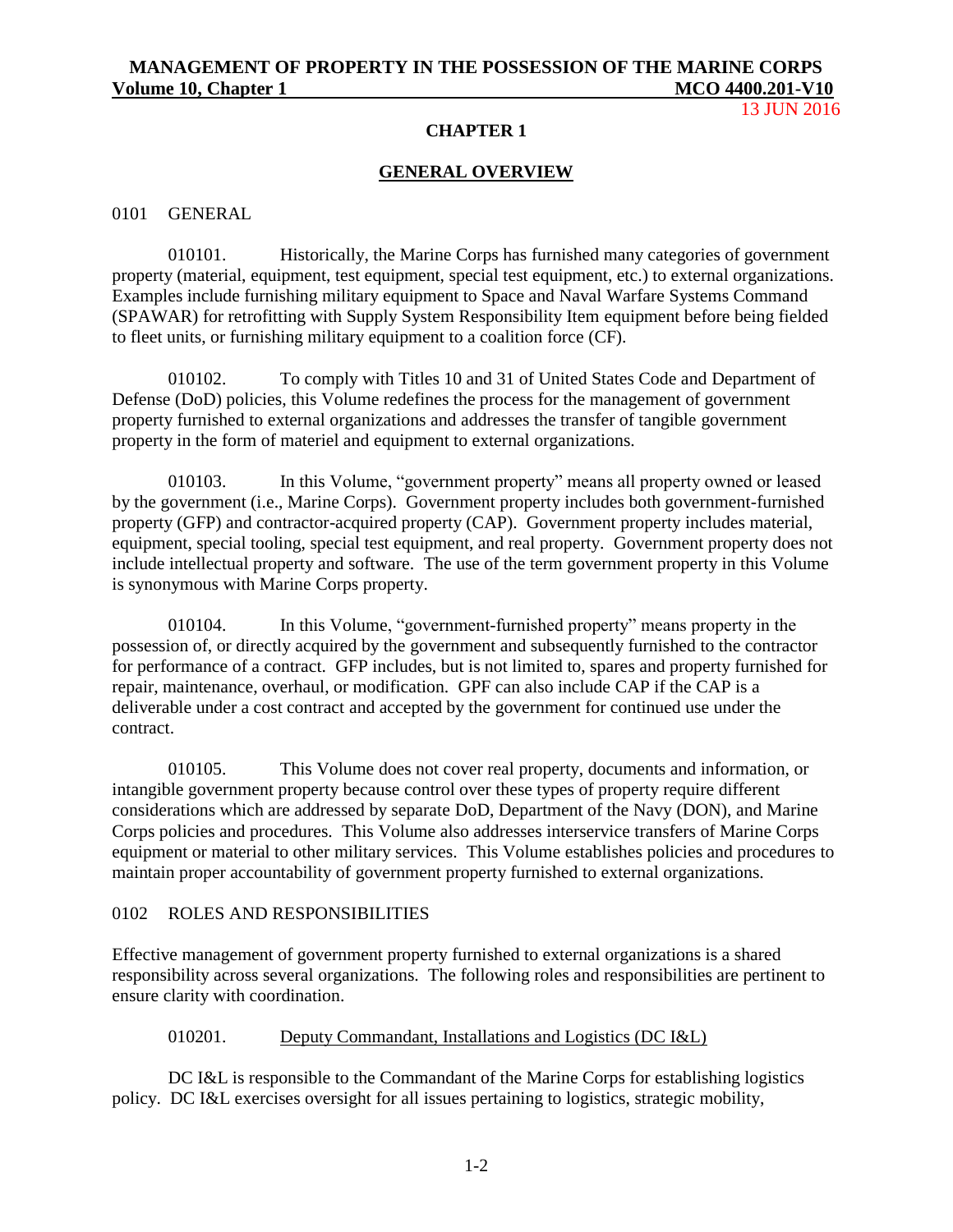# CHAPTER 1

## GENERAL OVERVIEW

0101 GENERAL

010101. Historically, the Marine Corps has furnished many categories of government property (material, equipment, test equipment, special test equipment, etc.) to external organizations. Examples include furnishing military equipment to Space and Naval Warfare Systems Command (SPAWAR) for retrofitting with Supply System Responsibility Item equipment before being fielded to fleet units, or furnishing military equipment to a coalition force (CF).

010102. To comply with Titles 10 and 31 of United States Code and Department of Defense (DoD) policies, this Volume redefines the process for the management of government property furnished to external organizations and addresses the transfer of tangible government property in the form of materiel and equipment to external organizations.

010103. In this Volume, "government property" means all property owned or leased by the government (i.e., Marine Corps). Government property includes both government-furnished property (GFP) and contractor-acquired property (CAP). Government property includes material, equipment, special tooling, special test equipment, and real property. Government property does not include intellectual property and software. The use of the term government property in this Volume is synonymous with Marine Corps property.

010104. In this Volume, "government-furnished property" means property in the possession of, or directly acquired by the government and subsequently furnished to the contractor for performance of a contract. GFP includes, but is not limited to, spares and property furnished for repair, maintenance, overhaul, or modification. GPF can also include CAP if the CAP is a deliverable under a cost contract and accepted by the government for continued use under the contract.

010105. This Volume does not cover real property, documents and information, or intangible government property because control over these types of property require different considerations which are addressed by separate DoD, Department of the Navy (DON), and Marine Corps policies and procedures. This Volume also addresses interservice transfers of Marine Corps equipment or material to other military services. This Volume establishes policies and procedures to maintain proper accountability of government property furnished to external organizations.

0102 ROLES AND RESPONSIBILITIES

Effective management of government property furnished to external organizations is a shared responsibility across several organizations. The following roles and responsibilities are pertinent to ensure clarity with coordination.

010201. Deputy Commandant, Installations and Logistics (DC I&L)

DC I&L is responsible to the Commandant of the Marine Corps for establishing logistics policy. DC I&L exercises oversight for all issues pertaining to logistics, strategic mobility,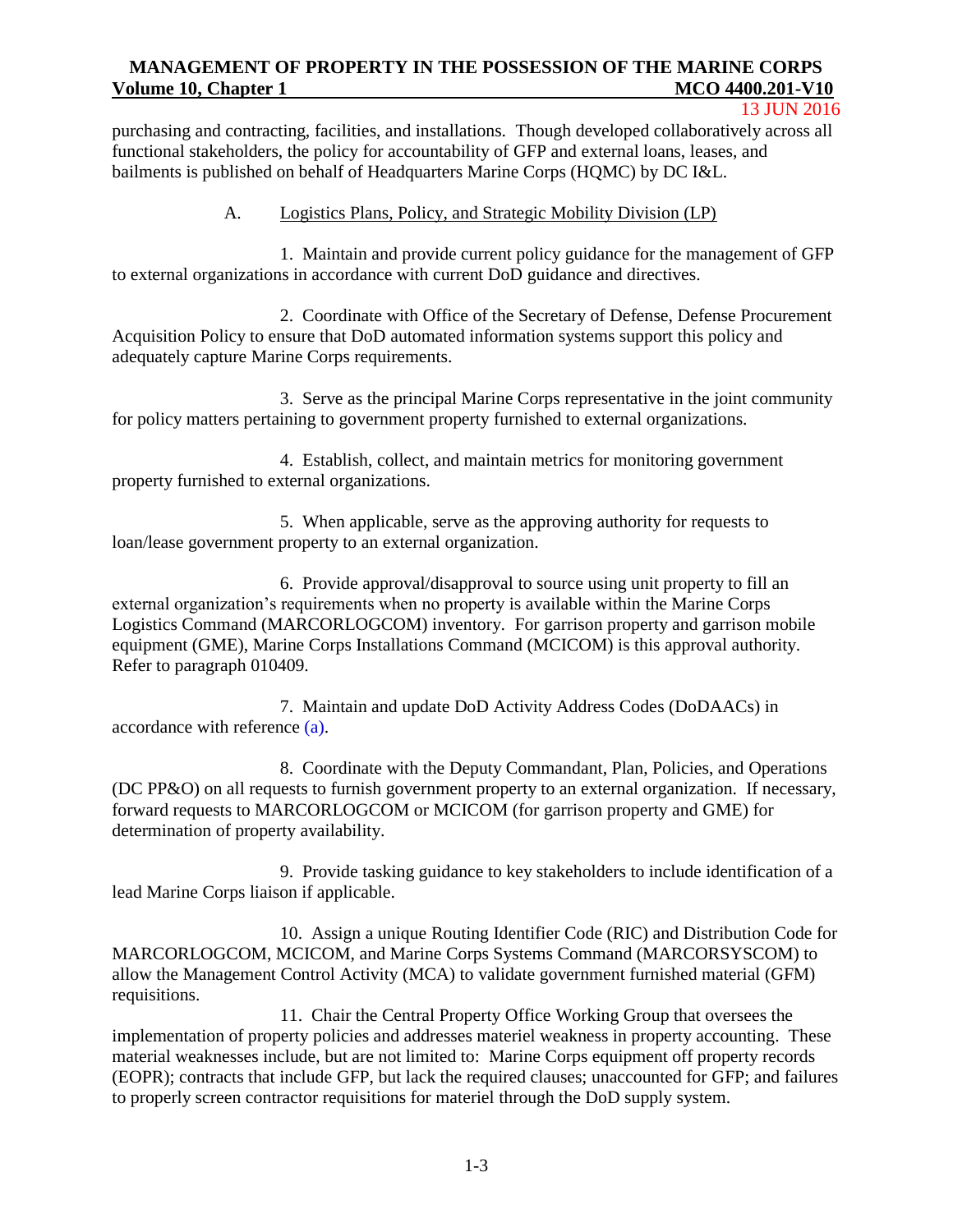purchasing and contracting, facilities, and installations. Though developed collaboratively across all functional stakeholders, the policy for accountability of GFP and external loans, leases, and bailments is published on behalf of Headquarters Marine Corps (HQMC) by DC I&L.

A. Logistics Plans, Policy, and Strategic Mobility Division (LP)

1. Maintain and provide current policy guidance for the management of GFP to external organizations in accordance with current DoD guidance and directives.

2. Coordinate with Office of the Secretary of Defense, Defense Procurement Acquisition Policy to ensure that DoD automated information systems support this policy and adequately capture Marine Corps requirements.

3. Serve as the principal Marine Corps representative in the joint community for policy matters pertaining to government property furnished to external organizations.

4. Establish, collect, and maintain metrics for monitoring government property furnished to external organizations.

5. When applicable, serve as the approving authority for requests to loan/lease government property to an external organization.

6. Provide approval/disapproval to source using unit property to fill an external organization's requirements when no property is available within the Marine Corps Logistics Command (MARCORLOGCOM) inventory. For garrison property and garrison mobile equipment (GME), Marine Corps Installations Command (MCICOM) is this approval authority. Refer to paragraph 010409.

7. Maintain and update DoD Activity Address Codes (DoDAACs) in accordance with reference (a).

8. Coordinate with the Deputy Commandant, Plan, Policies, and Operations (DC PP&O) on all requests to furnish government property to an external organization. If necessary, forward requests to MARCORLOGCOM or MCICOM (for garrison property and GME) for determination of property availability.

9. Provide tasking guidance to key stakeholders to include identification of a lead Marine Corps liaison if applicable.

10. Assign a unique Routing Identifier Code (RIC) and Distribution Code for MARCORLOGCOM, MCICOM, and Marine Corps Systems Command (MARCORSYSCOM) to allow the Management Control Activity (MCA) to validate government furnished material (GFM) requisitions.

11. Chair the Central Property Office Working Group that oversees the implementation of property policies and addresses materiel weakness in property accounting. These material weaknesses include, but are not limited to: Marine Corps equipment off property records (EOPR); contracts that include GFP, but lack the required clauses; unaccounted for GFP; and failures to properly screen contractor requisitions for materiel through the DoD supply system.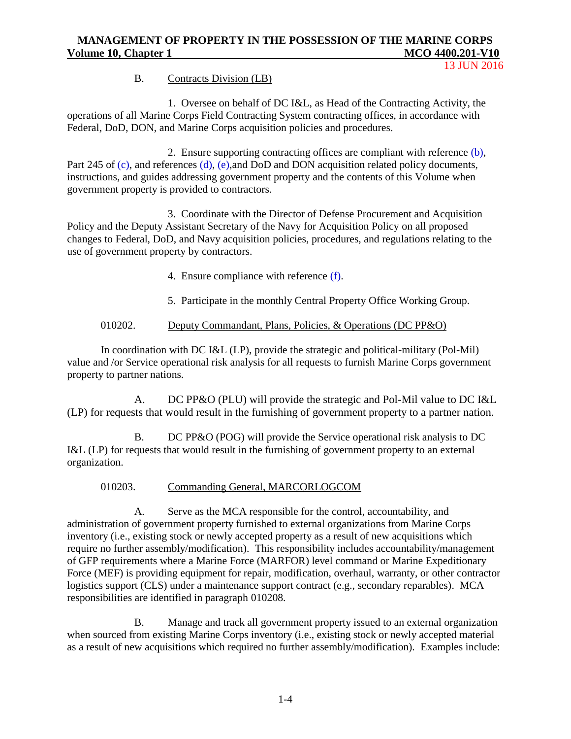B. Contracts Division (LB)

1. Oversee on behalf of DC I&L, as Head of the Contracting Activity, the operations of all Marine Corps Field Contracting System contracting offices, in accordance with Federal, DoD, DON, and Marine Corps acquisition policies and procedures.

2. Ensure supporting contracting offices are compliant with reference (b), Part 245 of (c), and references (d), (e),and DoD and DON acquisition related policy documents, instructions, and guides addressing government property and the contents of this Volume when government property is provided to contractors.

3. Coordinate with the Director of Defense Procurement and Acquisition Policy and the Deputy Assistant Secretary of the Navy for Acquisition Policy on all proposed changes to Federal, DoD, and Navy acquisition policies, procedures, and regulations relating to the use of government property by contractors.

4. Ensure compliance with reference (f).

5. Participate in the monthly Central Property Office Working Group.

010202. Deputy Commandant, Plans, Policies, & Operations (DC PP&O)

In coordination with DC I&L (LP), provide the strategic and political-military (Pol-Mil) value and /or Service operational risk analysis for all requests to furnish Marine Corps government property to partner nations.

A. DC PP&O (PLU) will provide the strategic and Pol-Mil value to DC I&L (LP) for requests that would result in the furnishing of government property to a partner nation.

B. DC PP&O (POG) will provide the Service operational risk analysis to DC I&L (LP) for requests that would result in the furnishing of government property to an external organization.

010203. Commanding General, MARCORLOGCOM

A. Serve as the MCA responsible for the control, accountability, and administration of government property furnished to external organizations from Marine Corps inventory (i.e., existing stock or newly accepted property as a result of new acquisitions which require no further assembly/modification). This responsibility includes accountability/management of GFP requirements where a Marine Force (MARFOR) level command or Marine Expeditionary Force (MEF) is providing equipment for repair, modification, overhaul, warranty, or other contractor logistics support (CLS) under a maintenance support contract (e.g., secondary reparables). MCA responsibilities are identified in paragraph 010208.

B. Manage and track all government property issued to an external organization when sourced from existing Marine Corps inventory (i.e., existing stock or newly accepted material as a result of new acquisitions which required no further assembly/modification). Examples include: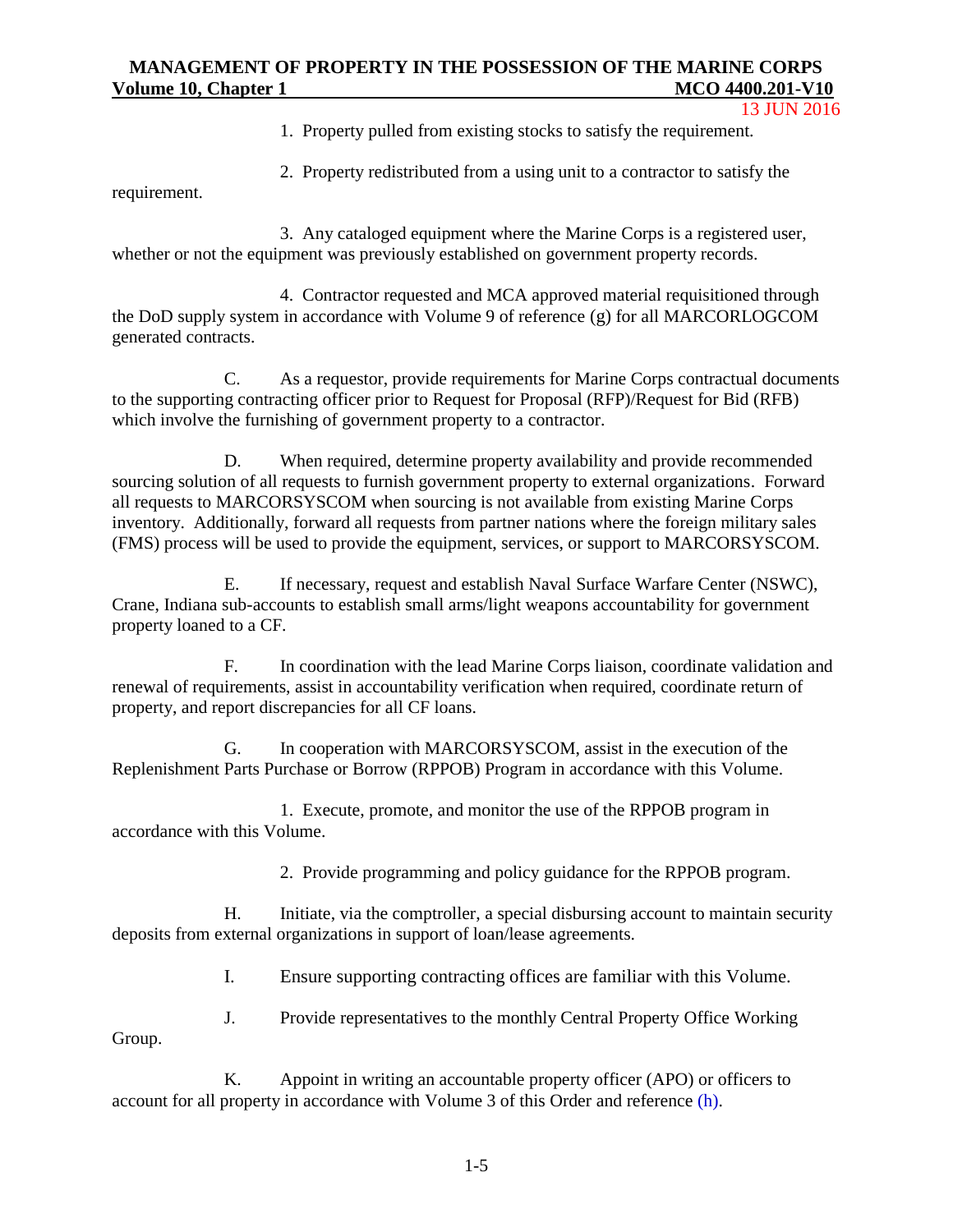1. Property pulled from existing stocks to satisfy the requirement.

2. Property redistributed from a using unit to a contractor to satisfy the requirement.

3. Any cataloged equipment where the Marine Corps is a registered user, whether or not the equipment was previously established on government property records.

4. Contractor requested and MCA approved material requisitioned through the DoD supply system in accordance with Volume 9 of reference (g) for all MARCORLOGCOM generated contracts.

C. As a requestor, provide requirements for Marine Corps contractual documents to the supporting contracting officer prior to Request for Proposal (RFP)/Request for Bid (RFB) which involve the furnishing of government property to a contractor.

D. When required, determine property availability and provide recommended sourcing solution of all requests to furnish government property to external organizations. Forward all requests to MARCORSYSCOM when sourcing is not available from existing Marine Corps inventory. Additionally, forward all requests from partner nations where the foreign military sales (FMS) process will be used to provide the equipment, services, or support to MARCORSYSCOM.

E. If necessary, request and establish Naval Surface Warfare Center (NSWC), Crane, Indiana sub-accounts to establish small arms/light weapons accountability for government property loaned to a CF.

F. In coordination with the lead Marine Corps liaison, coordinate validation and renewal of requirements, assist in accountability verification when required, coordinate return of property, and report discrepancies for all CF loans.

G. In cooperation with MARCORSYSCOM, assist in the execution of the Replenishment Parts Purchase or Borrow (RPPOB) Program in accordance with this Volume.

1. Execute, promote, and monitor the use of the RPPOB program in accordance with this Volume.

2. Provide programming and policy guidance for the RPPOB program.

H. Initiate, via the comptroller, a special disbursing account to maintain security deposits from external organizations in support of loan/lease agreements.

I. Ensure supporting contracting offices are familiar with this Volume.

J. Provide representatives to the monthly Central Property Office Working Group.

K. Appoint in writing an accountable property officer (APO) or officers to account for all property in accordance with Volume 3 of this Order and reference (h).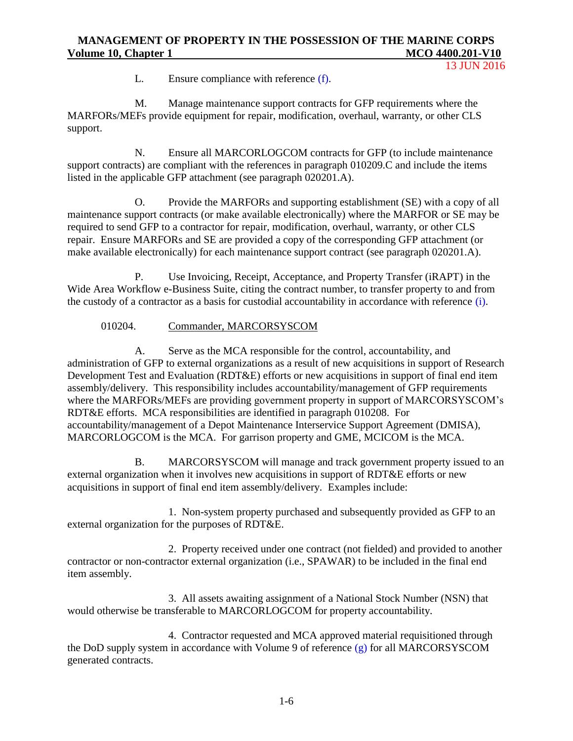L. Ensure compliance with reference (f).

M. Manage maintenance support contracts for GFP requirements where the MARFORs/MEFs provide equipment for repair, modification, overhaul, warranty, or other CLS support.

N. Ensure all MARCORLOGCOM contracts for GFP (to include maintenance support contracts) are compliant with the references in paragraph 010209.C and include the items listed in the applicable GFP attachment (see paragraph 020201.A).

O. Provide the MARFORs and supporting establishment (SE) with a copy of all maintenance support contracts (or make available electronically) where the MARFOR or SE may be required to send GFP to a contractor for repair, modification, overhaul, warranty, or other CLS repair. Ensure MARFORs and SE are provided a copy of the corresponding GFP attachment (or make available electronically) for each maintenance support contract (see paragraph 020201.A).

P. Use Invoicing, Receipt, Acceptance, and Property Transfer (iRAPT) in the Wide Area Workflow e-Business Suite, citing the contract number, to transfer property to and from the custody of a contractor as a basis for custodial accountability in accordance with reference (i).

010204. Commander, MARCORSYSCOM

A. Serve as the MCA responsible for the control, accountability, and administration of GFP to external organizations as a result of new acquisitions in support of Research Development Test and Evaluation (RDT&E) efforts or new acquisitions in support of final end item assembly/delivery. This responsibility includes accountability/management of GFP requirements where the MARFORs/MEFs are providing government property in support of MARCORSYSCOM's RDT&E efforts. MCA responsibilities are identified in paragraph 010208. For accountability/management of a Depot Maintenance Interservice Support Agreement (DMISA), MARCORLOGCOM is the MCA. For garrison property and GME, MCICOM is the MCA.

B. MARCORSYSCOM will manage and track government property issued to an external organization when it involves new acquisitions in support of RDT&E efforts or new acquisitions in support of final end item assembly/delivery. Examples include:

1. Non-system property purchased and subsequently provided as GFP to an external organization for the purposes of RDT&E.

2. Property received under one contract (not fielded) and provided to another contractor or non-contractor external organization (i.e., SPAWAR) to be included in the final end item assembly.

3. All assets awaiting assignment of a National Stock Number (NSN) that would otherwise be transferable to MARCORLOGCOM for property accountability.

4. Contractor requested and MCA approved material requisitioned through the DoD supply system in accordance with Volume 9 of reference (g) for all MARCORSYSCOM generated contracts.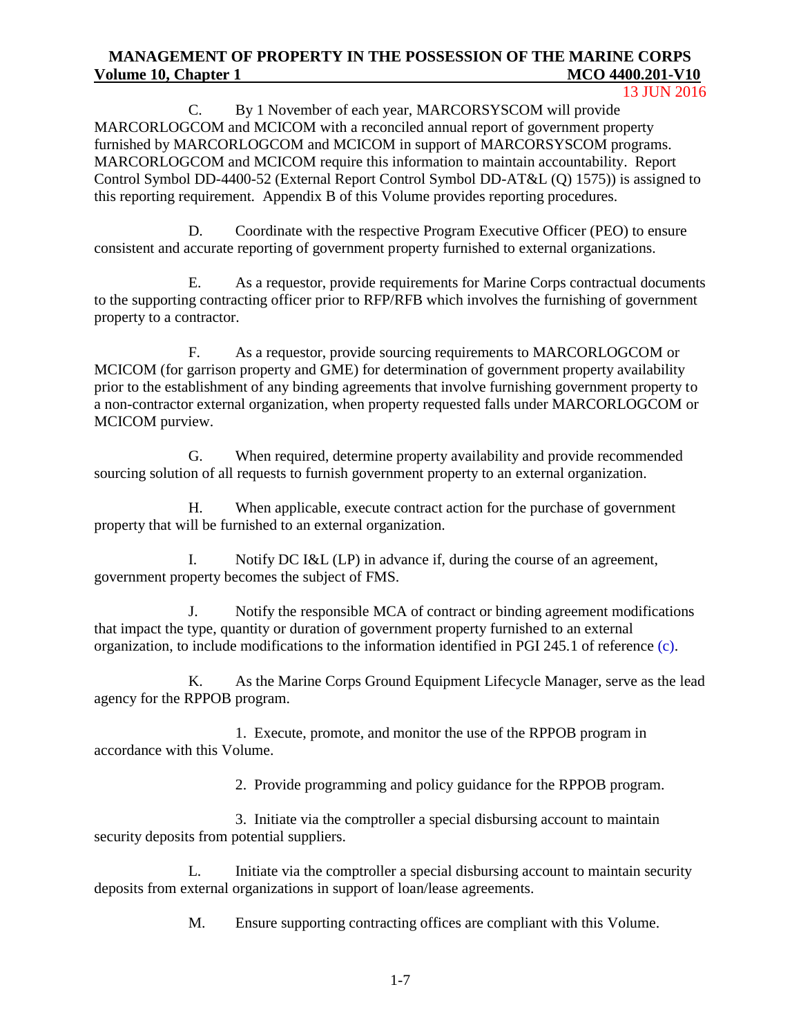C. By 1 November of each year, MARCORSYSCOM will provide MARCORLOGCOM and MCICOM with a reconciled annual report of government property furnished by MARCORLOGCOM and MCICOM in support of MARCORSYSCOM programs. MARCORLOGCOM and MCICOM require this information to maintain accountability. Report Control Symbol DD-4400-52 (External Report Control Symbol DD-AT&L (Q) 1575)) is assigned to this reporting requirement. Appendix B of this Volume provides reporting procedures.

D. Coordinate with the respective Program Executive Officer (PEO) to ensure consistent and accurate reporting of government property furnished to external organizations.

E. As a requestor, provide requirements for Marine Corps contractual documents to the supporting contracting officer prior to RFP/RFB which involves the furnishing of government property to a contractor.

F. As a requestor, provide sourcing requirements to MARCORLOGCOM or MCICOM (for garrison property and GME) for determination of government property availability prior to the establishment of any binding agreements that involve furnishing government property to a non-contractor external organization, when property requested falls under MARCORLOGCOM or MCICOM purview.

G. When required, determine property availability and provide recommended sourcing solution of all requests to furnish government property to an external organization.

H. When applicable, execute contract action for the purchase of government property that will be furnished to an external organization.

I. Notify DC I&L (LP) in advance if, during the course of an agreement, government property becomes the subject of FMS.

J. Notify the responsible MCA of contract or binding agreement modifications that impact the type, quantity or duration of government property furnished to an external organization, to include modifications to the information identified in PGI 245.1 of reference (c).

K. As the Marine Corps Ground Equipment Lifecycle Manager, serve as the lead agency for the RPPOB program.

1. Execute, promote, and monitor the use of the RPPOB program in accordance with this Volume.

2. Provide programming and policy guidance for the RPPOB program.

3. Initiate via the comptroller a special disbursing account to maintain security deposits from potential suppliers.

L. Initiate via the comptroller a special disbursing account to maintain security deposits from external organizations in support of loan/lease agreements.

M. Ensure supporting contracting offices are compliant with this Volume.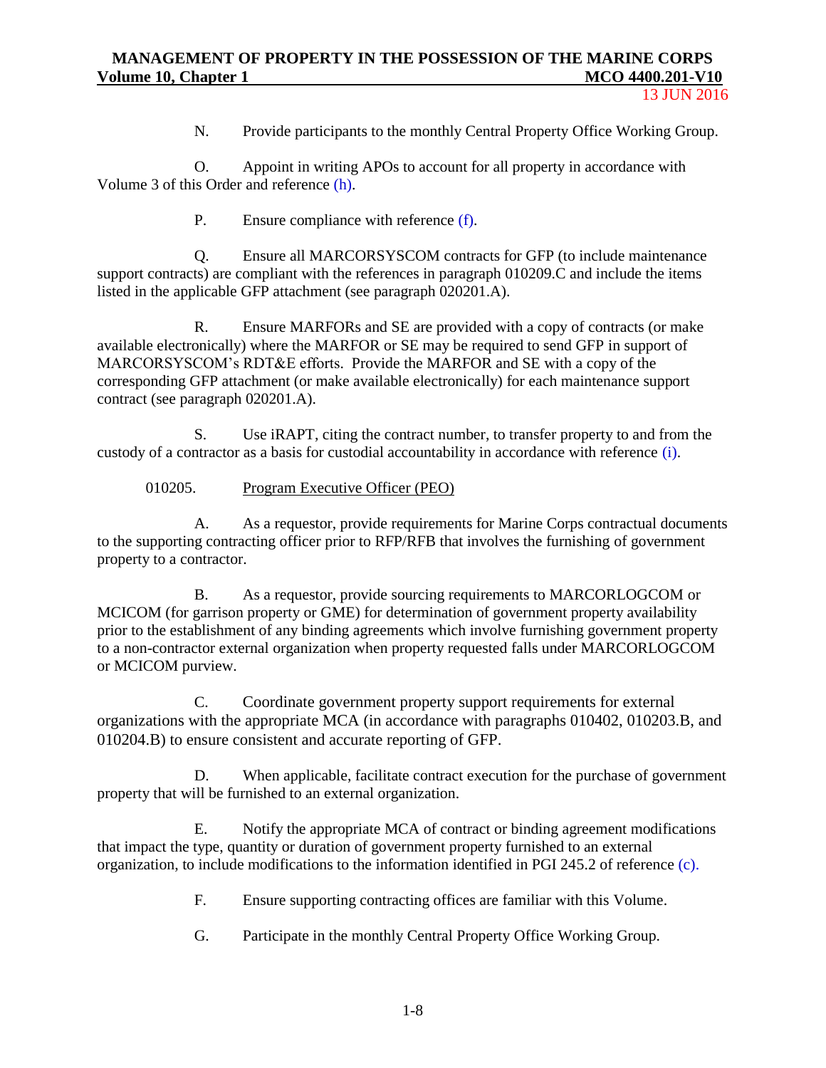N. Provide participants to the monthly Central Property Office Working Group.

O. Appoint in writing APOs to account for all property in accordance with Volume 3 of this Order and reference (h).

P. Ensure compliance with reference (f).

Q. Ensure all MARCORSYSCOM contracts for GFP (to include maintenance support contracts) are compliant with the references in paragraph 010209.C and include the items listed in the applicable GFP attachment (see paragraph 020201.A).

R. Ensure MARFORs and SE are provided with a copy of contracts (or make available electronically) where the MARFOR or SE may be required to send GFP in support of MARCORSYSCOM's RDT&E efforts. Provide the MARFOR and SE with a copy of the corresponding GFP attachment (or make available electronically) for each maintenance support contract (see paragraph 020201.A).

S. Use iRAPT, citing the contract number, to transfer property to and from the custody of a contractor as a basis for custodial accountability in accordance with reference (i).

010205. Program Executive Officer (PEO)

A. As a requestor, provide requirements for Marine Corps contractual documents to the supporting contracting officer prior to RFP/RFB that involves the furnishing of government property to a contractor.

B. As a requestor, provide sourcing requirements to MARCORLOGCOM or MCICOM (for garrison property or GME) for determination of government property availability prior to the establishment of any binding agreements which involve furnishing government property to a non-contractor external organization when property requested falls under MARCORLOGCOM or MCICOM purview.

C. Coordinate government property support requirements for external organizations with the appropriate MCA (in accordance with paragraphs 010402, 010203.B, and 010204.B) to ensure consistent and accurate reporting of GFP.

D. When applicable, facilitate contract execution for the purchase of government property that will be furnished to an external organization.

E. Notify the appropriate MCA of contract or binding agreement modifications that impact the type, quantity or duration of government property furnished to an external organization, to include modifications to the information identified in PGI 245.2 of reference (c).

F. Ensure supporting contracting offices are familiar with this Volume.

G. Participate in the monthly Central Property Office Working Group.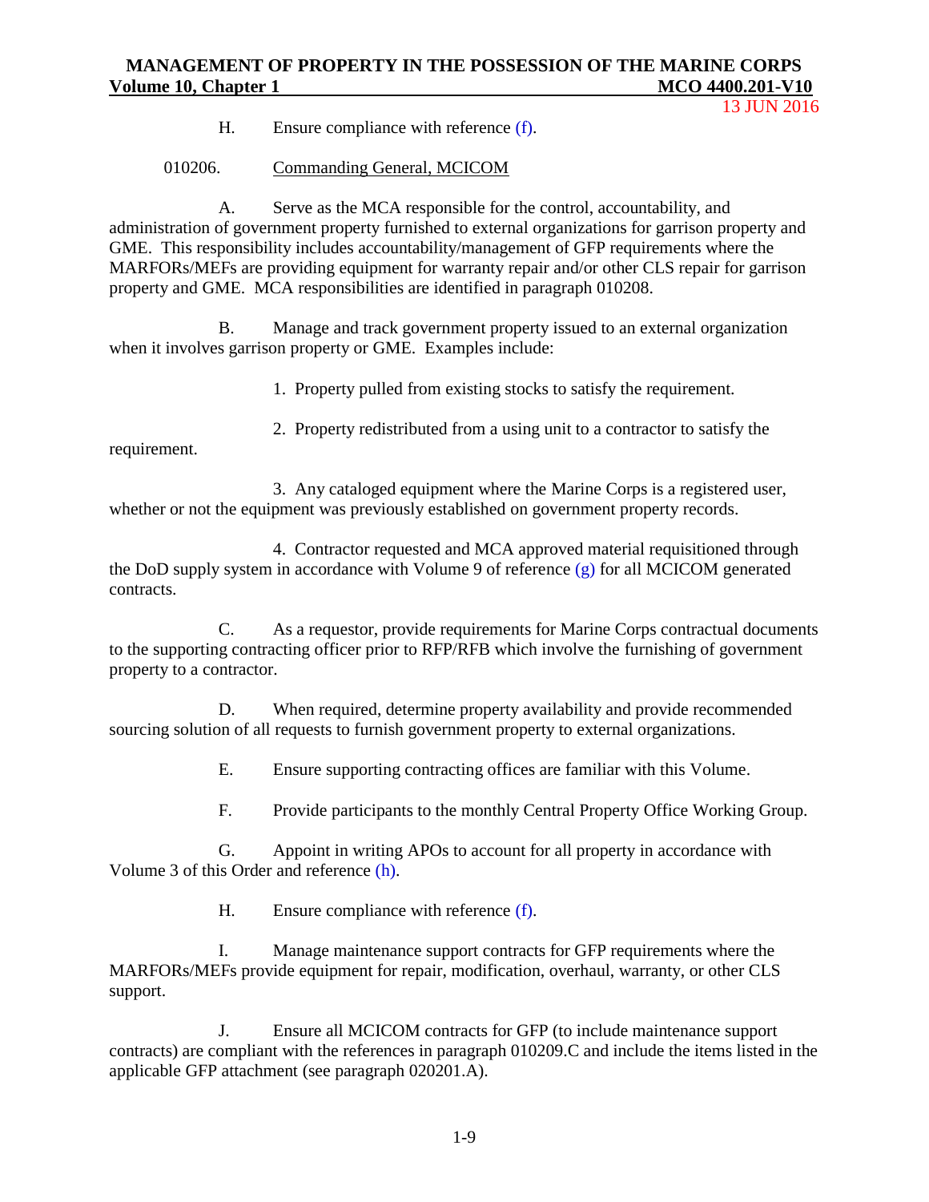H. Ensure compliance with reference (f).

010206. Commanding General, MCICOM

A. Serve as the MCA responsible for the control, accountability, and administration of government property furnished to external organizations for garrison property and GME. This responsibility includes accountability/management of GFP requirements where the MARFORs/MEFs are providing equipment for warranty repair and/or other CLS repair for garrison property and GME. MCA responsibilities are identified in paragraph 010208.

B. Manage and track government property issued to an external organization when it involves garrison property or GME. Examples include:

1. Property pulled from existing stocks to satisfy the requirement.

2. Property redistributed from a using unit to a contractor to satisfy the requirement.

3. Any cataloged equipment where the Marine Corps is a registered user, whether or not the equipment was previously established on government property records.

4. Contractor requested and MCA approved material requisitioned through the DoD supply system in accordance with Volume 9 of reference (g) for all MCICOM generated contracts.

C. As a requestor, provide requirements for Marine Corps contractual documents to the supporting contracting officer prior to RFP/RFB which involve the furnishing of government property to a contractor.

D. When required, determine property availability and provide recommended sourcing solution of all requests to furnish government property to external organizations.

E. Ensure supporting contracting offices are familiar with this Volume.

F. Provide participants to the monthly Central Property Office Working Group.

G. Appoint in writing APOs to account for all property in accordance with Volume 3 of this Order and reference (h).

H. Ensure compliance with reference (f).

I. Manage maintenance support contracts for GFP requirements where the MARFORs/MEFs provide equipment for repair, modification, overhaul, warranty, or other CLS support.

J. Ensure all MCICOM contracts for GFP (to include maintenance support contracts) are compliant with the references in paragraph 010209.C and include the items listed in the applicable GFP attachment (see paragraph 020201.A).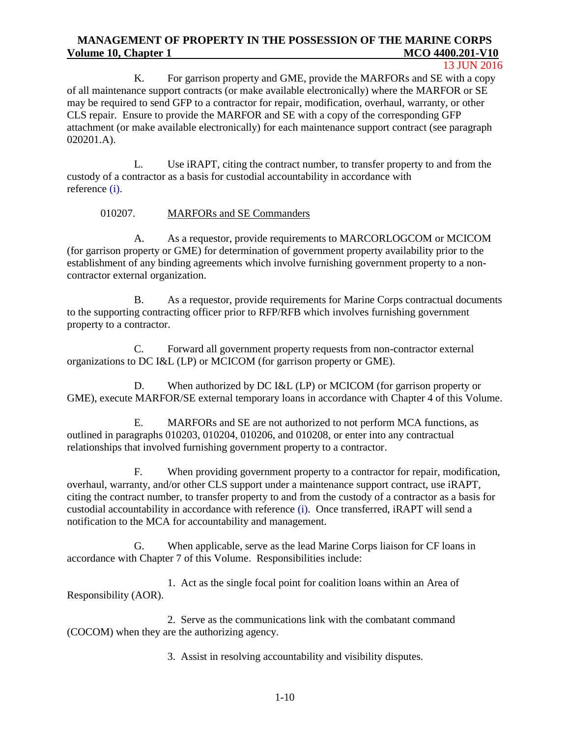K. For garrison property and GME, provide the MARFORs and SE with a copy of all maintenance support contracts (or make available electronically) where the MARFOR or SE may be required to send GFP to a contractor for repair, modification, overhaul, warranty, or other CLS repair. Ensure to provide the MARFOR and SE with a copy of the corresponding GFP attachment (or make available electronically) for each maintenance support contract (see paragraph 020201.A).

L. Use iRAPT, citing the contract number, to transfer property to and from the custody of a contractor as a basis for custodial accountability in accordance with reference (i).

010207. MARFORs and SE Commanders

A. As a requestor, provide requirements to MARCORLOGCOM or MCICOM (for garrison property or GME) for determination of government property availability prior to the establishment of any binding agreements which involve furnishing government property to a non-contractor external organization.

B. As a requestor, provide requirements for Marine Corps contractual documents to the supporting contracting officer prior to RFP/RFB which involves furnishing government property to a contractor.

C. Forward all government property requests from non-contractor external organizations to DC I&L (LP) or MCICOM (for garrison property or GME).

D. When authorized by DC I&L (LP) or MCICOM (for garrison property or GME), execute MARFOR/SE external temporary loans in accordance with Chapter 4 of this Volume.

E. MARFORs and SE are not authorized to not perform MCA functions, as outlined in paragraphs 010203, 010204, 010206, and 010208, or enter into any contractual relationships that involved furnishing government property to a contractor.

F. When providing government property to a contractor for repair, modification, overhaul, warranty, and/or other CLS support under a maintenance support contract, use iRAPT, citing the contract number, to transfer property to and from the custody of a contractor as a basis for custodial accountability in accordance with reference (i). Once transferred, iRAPT will send a notification to the MCA for accountability and management.

G. When applicable, serve as the lead Marine Corps liaison for CF loans in accordance with Chapter 7 of this Volume. Responsibilities include:

1. Act as the single focal point for coalition loans within an Area of Responsibility (AOR).

2. Serve as the communications link with the combatant command (COCOM) when they are the authorizing agency.

3. Assist in resolving accountability and visibility disputes.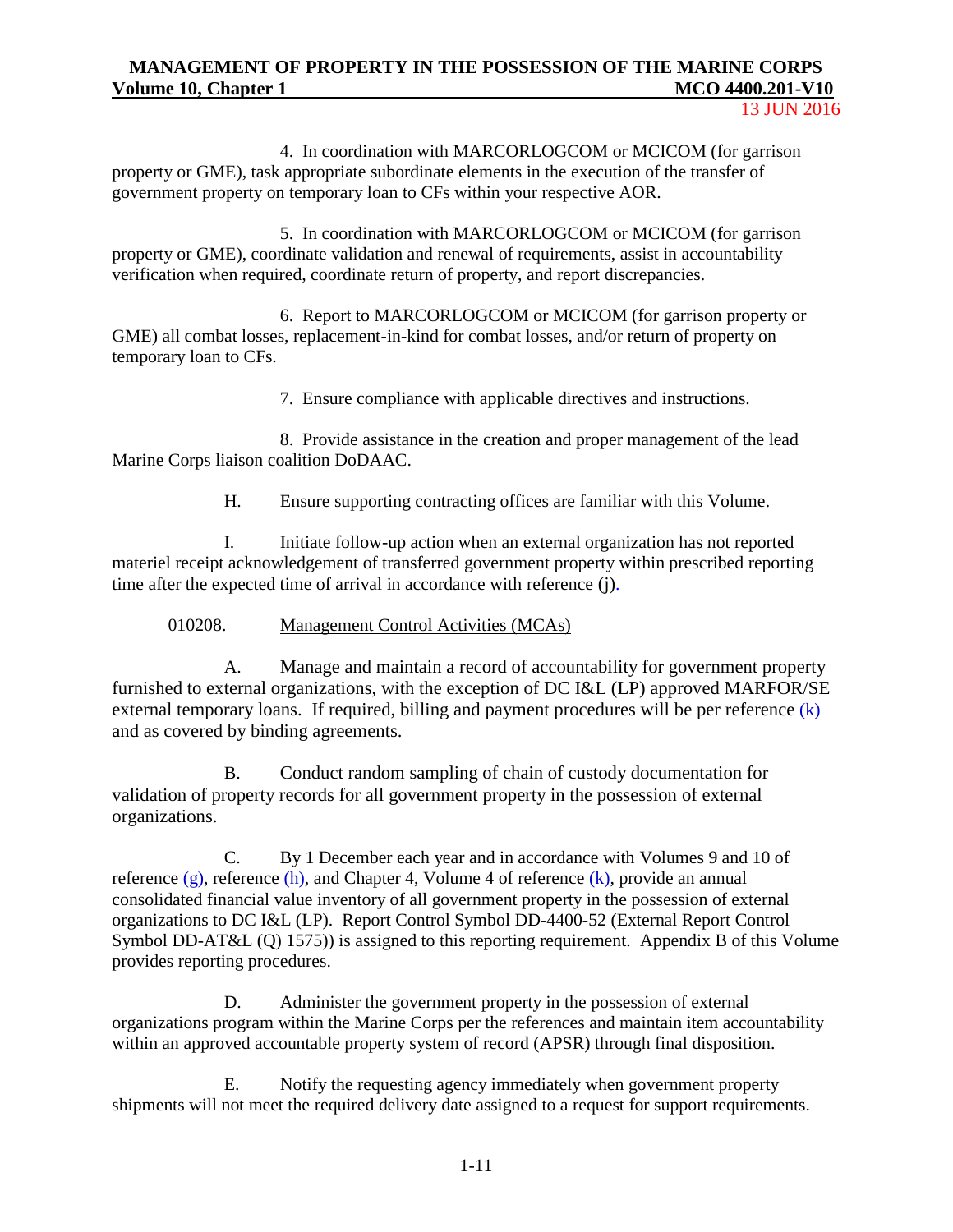4. In coordination with MARCORLOGCOM or MCICOM (for garrison property or GME), task appropriate subordinate elements in the execution of the transfer of government property on temporary loan to CFs within your respective AOR.

5. In coordination with MARCORLOGCOM or MCICOM (for garrison property or GME), coordinate validation and renewal of requirements, assist in accountability verification when required, coordinate return of property, and report discrepancies.

6. Report to MARCORLOGCOM or MCICOM (for garrison property or GME) all combat losses, replacement-in-kind for combat losses, and/or return of property on temporary loan to CFs.

7. Ensure compliance with applicable directives and instructions.

8. Provide assistance in the creation and proper management of the lead Marine Corps liaison coalition DoDAAC.

H. Ensure supporting contracting offices are familiar with this Volume.

I. Initiate follow-up action when an external organization has not reported materiel receipt acknowledgement of transferred government property within prescribed reporting time after the expected time of arrival in accordance with reference (j).

010208. Management Control Activities (MCAs)

A. Manage and maintain a record of accountability for government property furnished to external organizations, with the exception of DC I&L (LP) approved MARFOR/SE external temporary loans. If required, billing and payment procedures will be per reference (k) and as covered by binding agreements.

B. Conduct random sampling of chain of custody documentation for validation of property records for all government property in the possession of external organizations.

C. By 1 December each year and in accordance with Volumes 9 and 10 of reference (g), reference (h), and Chapter 4, Volume 4 of reference (k), provide an annual consolidated financial value inventory of all government property in the possession of external organizations to DC I&L (LP). Report Control Symbol DD-4400-52 (External Report Control Symbol DD-AT&L (Q) 1575)) is assigned to this reporting requirement. Appendix B of this Volume provides reporting procedures.

D. Administer the government property in the possession of external organizations program within the Marine Corps per the references and maintain item accountability within an approved accountable property system of record (APSR) through final disposition.

E. Notify the requesting agency immediately when government property shipments will not meet the required delivery date assigned to a request for support requirements.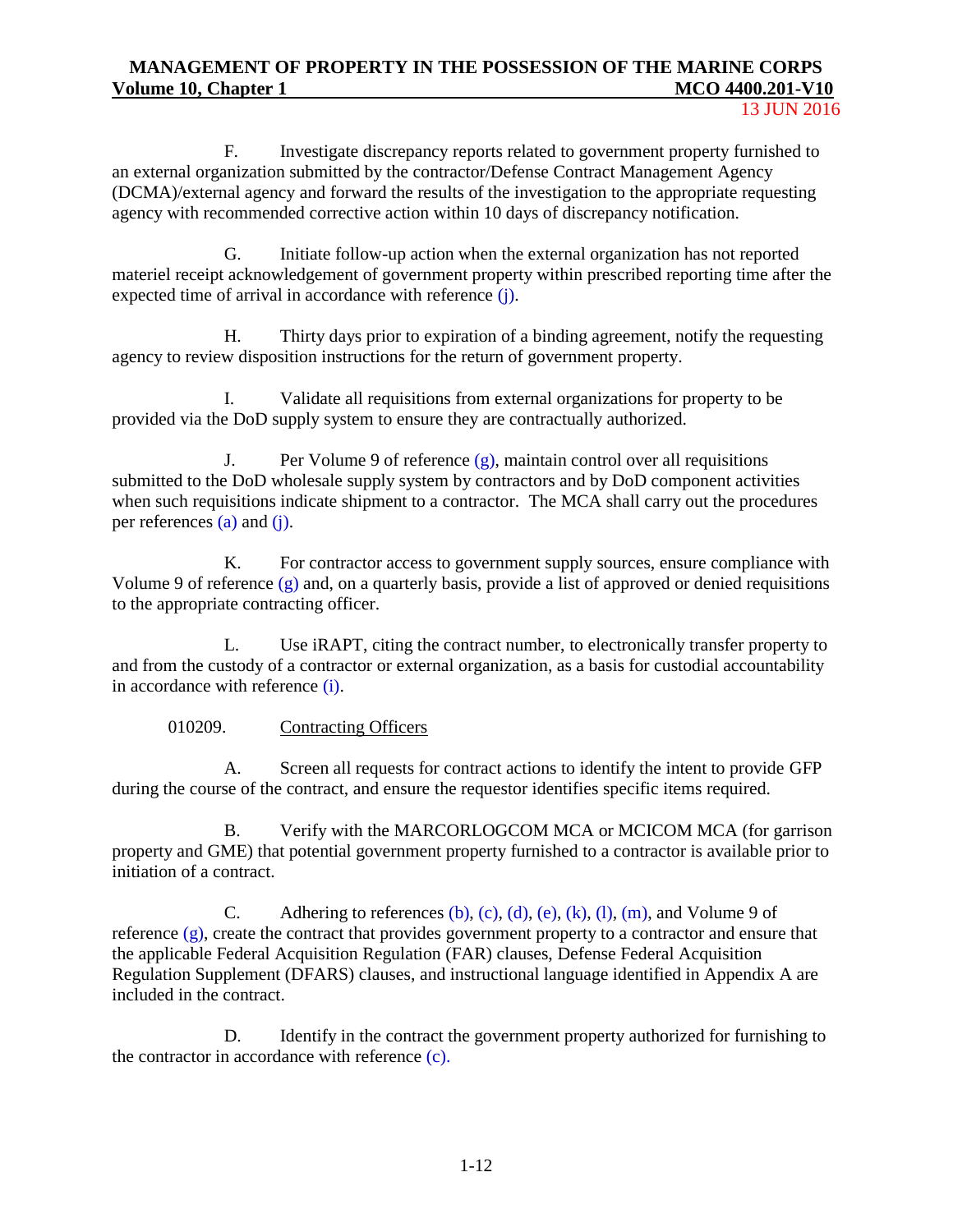F. Investigate discrepancy reports related to government property furnished to an external organization submitted by the contractor/Defense Contract Management Agency (DCMA)/external agency and forward the results of the investigation to the appropriate requesting agency with recommended corrective action within 10 days of discrepancy notification.

G. Initiate follow-up action when the external organization has not reported materiel receipt acknowledgement of government property within prescribed reporting time after the expected time of arrival in accordance with reference (j).

H. Thirty days prior to expiration of a binding agreement, notify the requesting agency to review disposition instructions for the return of government property.

I. Validate all requisitions from external organizations for property to be provided via the DoD supply system to ensure they are contractually authorized.

J. Per Volume 9 of reference (g), maintain control over all requisitions submitted to the DoD wholesale supply system by contractors and by DoD component activities when such requisitions indicate shipment to a contractor. The MCA shall carry out the procedures per references (a) and (j).

K. For contractor access to government supply sources, ensure compliance with Volume 9 of reference (g) and, on a quarterly basis, provide a list of approved or denied requisitions to the appropriate contracting officer.

L. Use iRAPT, citing the contract number, to electronically transfer property to and from the custody of a contractor or external organization, as a basis for custodial accountability in accordance with reference (i).

010209. Contracting Officers

A. Screen all requests for contract actions to identify the intent to provide GFP during the course of the contract, and ensure the requestor identifies specific items required.

B. Verify with the MARCORLOGCOM MCA or MCICOM MCA (for garrison property and GME) that potential government property furnished to a contractor is available prior to initiation of a contract.

C. Adhering to references (b), (c), (d), (e), (k), (l), (m), and Volume 9 of reference (g), create the contract that provides government property to a contractor and ensure that the applicable Federal Acquisition Regulation (FAR) clauses, Defense Federal Acquisition Regulation Supplement (DFARS) clauses, and instructional language identified in Appendix A are included in the contract.

D. Identify in the contract the government property authorized for furnishing to the contractor in accordance with reference (c).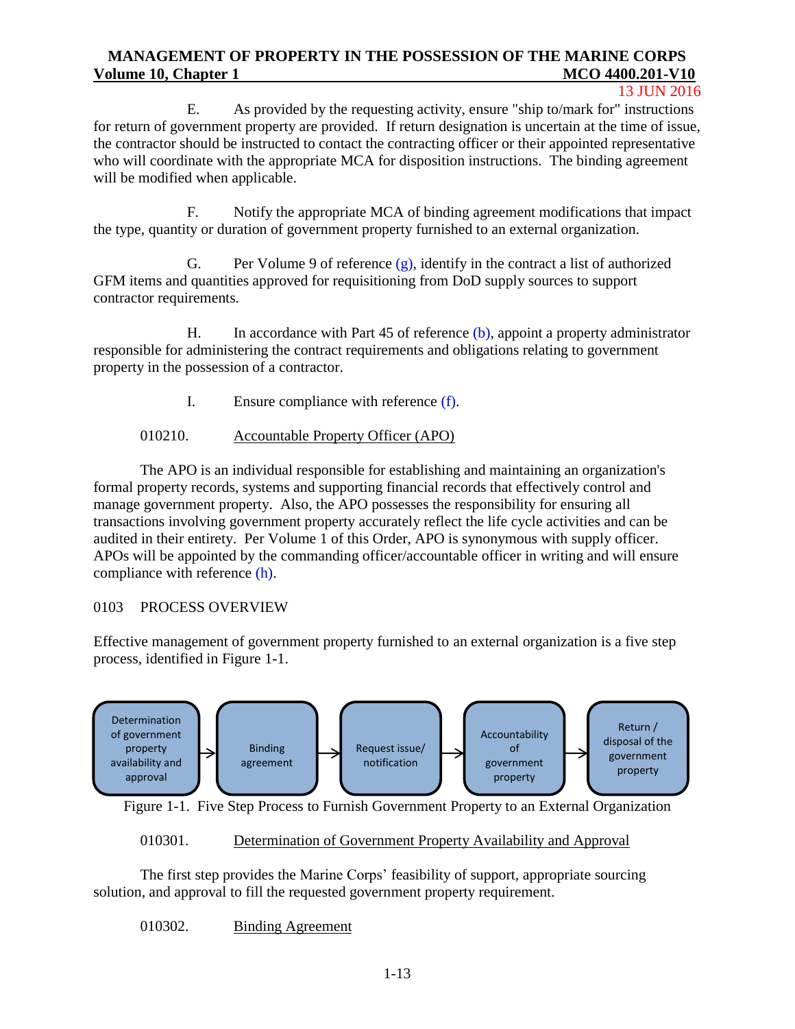E. As provided by the requesting activity, ensure "ship to/mark for" instructions for return of government property are provided. If return designation is uncertain at the time of issue, the contractor should be instructed to contact the contracting officer or their appointed representative who will coordinate with the appropriate MCA for disposition instructions. The binding agreement will be modified when applicable.

F. Notify the appropriate MCA of binding agreement modifications that impact the type, quantity or duration of government property furnished to an external organization.

G. Per Volume 9 of reference (g), identify in the contract a list of authorized GFM items and quantities approved for requisitioning from DoD supply sources to support contractor requirements.

H. In accordance with Part 45 of reference (b), appoint a property administrator responsible for administering the contract requirements and obligations relating to government property in the possession of a contractor.

I. Ensure compliance with reference (f).

010210. Accountable Property Officer (APO)

The APO is an individual responsible for establishing and maintaining an organization's formal property records, systems and supporting financial records that effectively control and manage government property. Also, the APO possesses the responsibility for ensuring all transactions involving government property accurately reflect the life cycle activities and can be audited in their entirety. Per Volume 1 of this Order, APO is synonymous with supply officer. APOs will be appointed by the commanding officer/accountable officer in writing and will ensure compliance with reference (h).

## 0103 PROCESS OVERVIEW

Effective management of government property furnished to an external organization is a five step process, identified in Figure 1-1.

Determination of government property availability and approval → Binding agreement → Request issue/ notification → Accountability of government property → Return / disposal of the government property

Figure 1-1. Five Step Process to Furnish Government Property to an External Organization

010301. Determination of Government Property Availability and Approval

The first step provides the Marine Corps' feasibility of support, appropriate sourcing solution, and approval to fill the requested government property requirement.

010302. Binding Agreement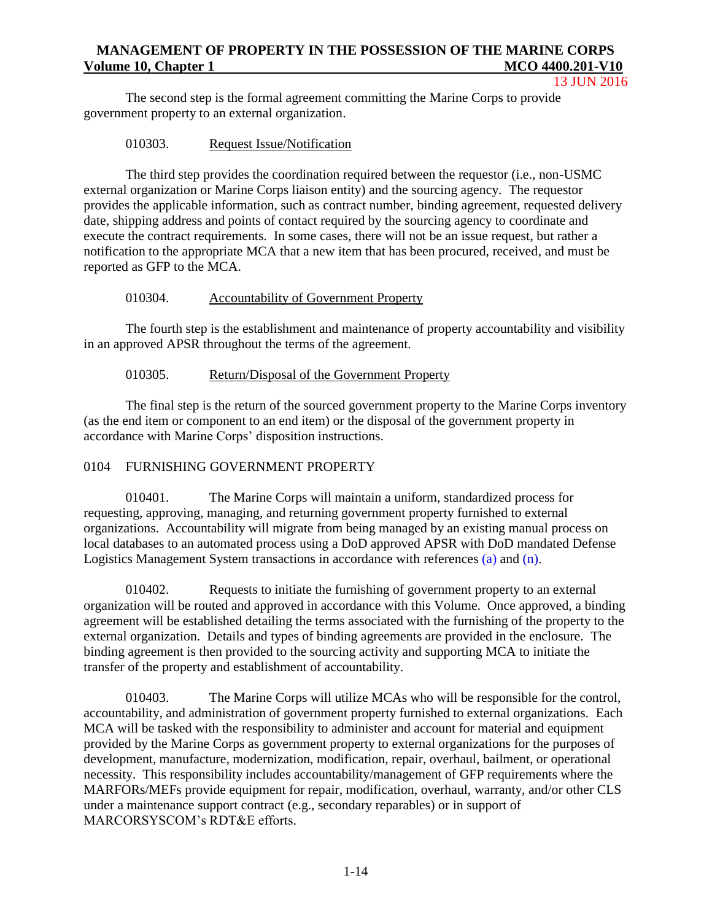The second step is the formal agreement committing the Marine Corps to provide government property to an external organization.

010303. Request Issue/Notification

The third step provides the coordination required between the requestor (i.e., non-USMC external organization or Marine Corps liaison entity) and the sourcing agency. The requestor provides the applicable information, such as contract number, binding agreement, requested delivery date, shipping address and points of contact required by the sourcing agency to coordinate and execute the contract requirements. In some cases, there will not be an issue request, but rather a notification to the appropriate MCA that a new item that has been procured, received, and must be reported as GFP to the MCA.

010304. Accountability of Government Property

The fourth step is the establishment and maintenance of property accountability and visibility in an approved APSR throughout the terms of the agreement.

010305. Return/Disposal of the Government Property

The final step is the return of the sourced government property to the Marine Corps inventory (as the end item or component to an end item) or the disposal of the government property in accordance with Marine Corps' disposition instructions.

## 0104 FURNISHING GOVERNMENT PROPERTY

010401. The Marine Corps will maintain a uniform, standardized process for requesting, approving, managing, and returning government property furnished to external organizations. Accountability will migrate from being managed by an existing manual process on local databases to an automated process using a DoD approved APSR with DoD mandated Defense Logistics Management System transactions in accordance with references (a) and (n).

010402. Requests to initiate the furnishing of government property to an external organization will be routed and approved in accordance with this Volume. Once approved, a binding agreement will be established detailing the terms associated with the furnishing of the property to the external organization. Details and types of binding agreements are provided in the enclosure. The binding agreement is then provided to the sourcing activity and supporting MCA to initiate the transfer of the property and establishment of accountability.

010403. The Marine Corps will utilize MCAs who will be responsible for the control, accountability, and administration of government property furnished to external organizations. Each MCA will be tasked with the responsibility to administer and account for material and equipment provided by the Marine Corps as government property to external organizations for the purposes of development, manufacture, modernization, modification, repair, overhaul, bailment, or operational necessity. This responsibility includes accountability/management of GFP requirements where the MARFORs/MEFs provide equipment for repair, modification, overhaul, warranty, and/or other CLS under a maintenance support contract (e.g., secondary reparables) or in support of MARCORSYSCOM's RDT&E efforts.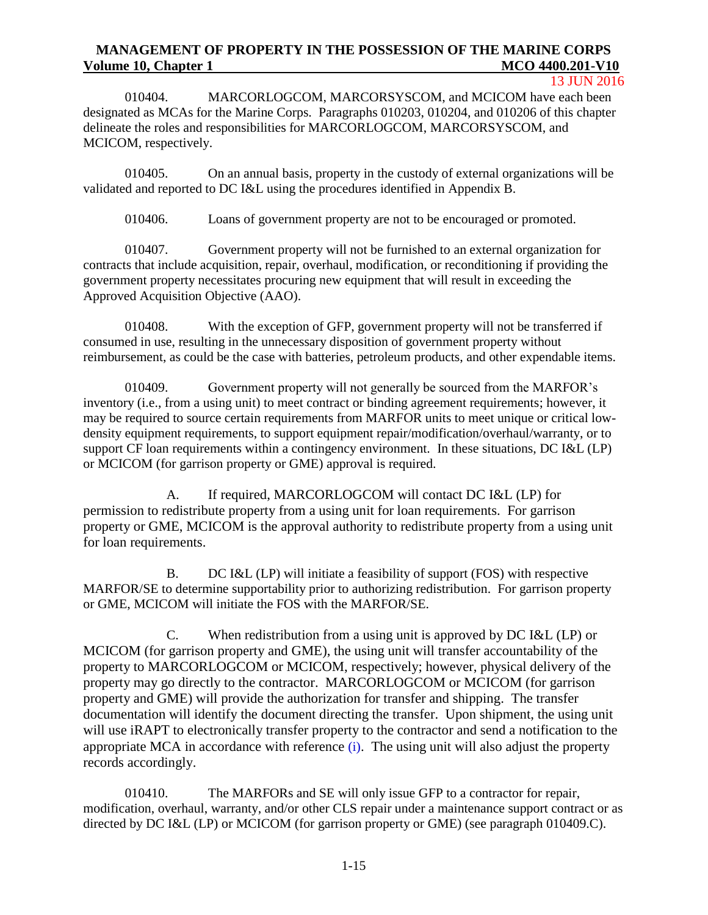010404. MARCORLOGCOM, MARCORSYSCOM, and MCICOM have each been designated as MCAs for the Marine Corps. Paragraphs 010203, 010204, and 010206 of this chapter delineate the roles and responsibilities for MARCORLOGCOM, MARCORSYSCOM, and MCICOM, respectively.

010405. On an annual basis, property in the custody of external organizations will be validated and reported to DC I&L using the procedures identified in Appendix B.

010406. Loans of government property are not to be encouraged or promoted.

010407. Government property will not be furnished to an external organization for contracts that include acquisition, repair, overhaul, modification, or reconditioning if providing the government property necessitates procuring new equipment that will result in exceeding the Approved Acquisition Objective (AAO).

010408. With the exception of GFP, government property will not be transferred if consumed in use, resulting in the unnecessary disposition of government property without reimbursement, as could be the case with batteries, petroleum products, and other expendable items.

010409. Government property will not generally be sourced from the MARFOR's inventory (i.e., from a using unit) to meet contract or binding agreement requirements; however, it may be required to source certain requirements from MARFOR units to meet unique or critical low-density equipment requirements, to support equipment repair/modification/overhaul/warranty, or to support CF loan requirements within a contingency environment. In these situations, DC I&L (LP) or MCICOM (for garrison property or GME) approval is required.

A. If required, MARCORLOGCOM will contact DC I&L (LP) for permission to redistribute property from a using unit for loan requirements. For garrison property or GME, MCICOM is the approval authority to redistribute property from a using unit for loan requirements.

B. DC I&L (LP) will initiate a feasibility of support (FOS) with respective MARFOR/SE to determine supportability prior to authorizing redistribution. For garrison property or GME, MCICOM will initiate the FOS with the MARFOR/SE.

C. When redistribution from a using unit is approved by DC I&L (LP) or MCICOM (for garrison property and GME), the using unit will transfer accountability of the property to MARCORLOGCOM or MCICOM, respectively; however, physical delivery of the property may go directly to the contractor. MARCORLOGCOM or MCICOM (for garrison property and GME) will provide the authorization for transfer and shipping. The transfer documentation will identify the document directing the transfer. Upon shipment, the using unit will use iRAPT to electronically transfer property to the contractor and send a notification to the appropriate MCA in accordance with reference (i). The using unit will also adjust the property records accordingly.

010410. The MARFORs and SE will only issue GFP to a contractor for repair, modification, overhaul, warranty, and/or other CLS repair under a maintenance support contract or as directed by DC I&L (LP) or MCICOM (for garrison property or GME) (see paragraph 010409.C).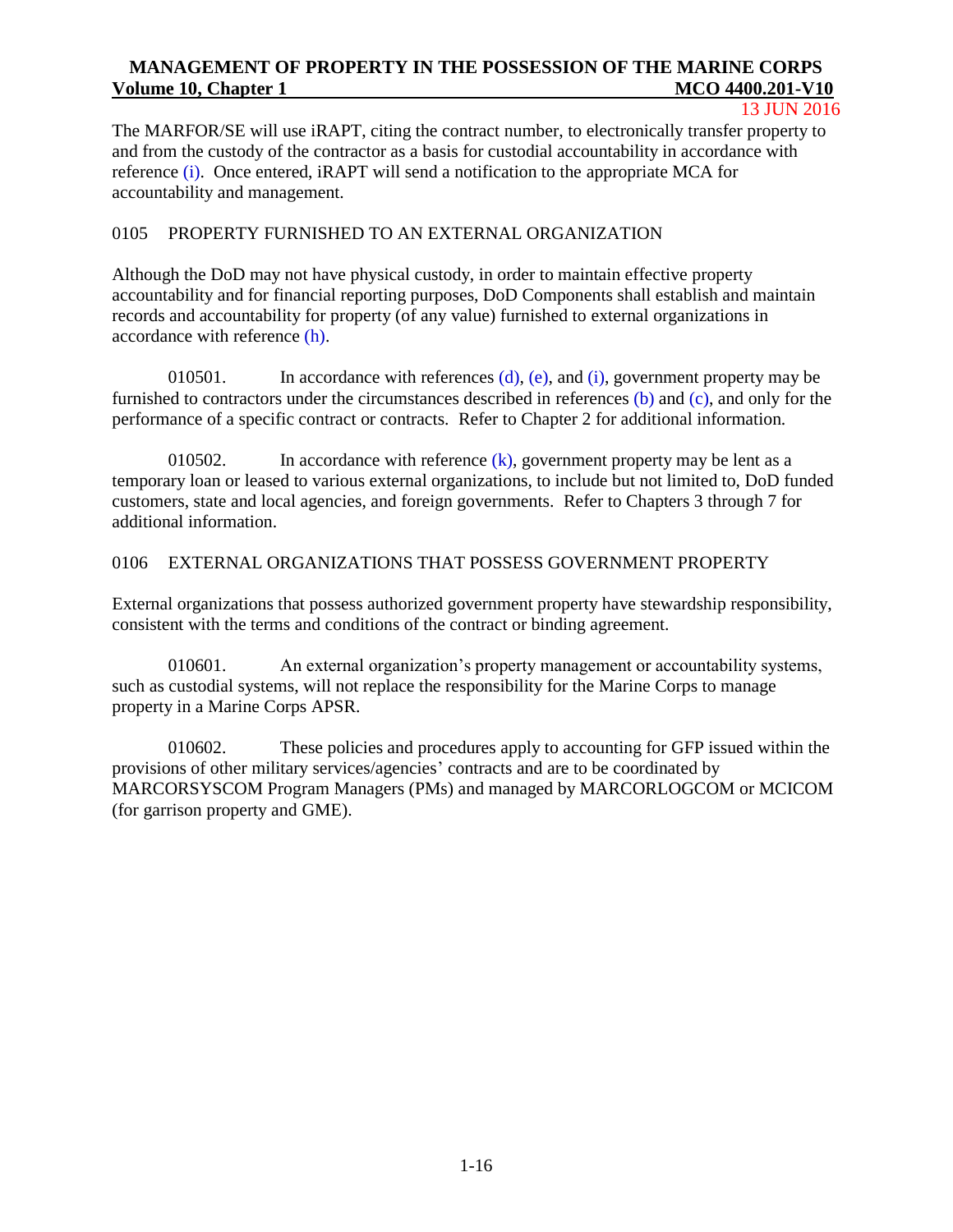The MARFOR/SE will use iRAPT, citing the contract number, to electronically transfer property to and from the custody of the contractor as a basis for custodial accountability in accordance with reference (i). Once entered, iRAPT will send a notification to the appropriate MCA for accountability and management.

## 0105 PROPERTY FURNISHED TO AN EXTERNAL ORGANIZATION

Although the DoD may not have physical custody, in order to maintain effective property accountability and for financial reporting purposes, DoD Components shall establish and maintain records and accountability for property (of any value) furnished to external organizations in accordance with reference (h).

010501. In accordance with references (d), (e), and (i), government property may be furnished to contractors under the circumstances described in references (b) and (c), and only for the performance of a specific contract or contracts. Refer to Chapter 2 for additional information.

010502. In accordance with reference (k), government property may be lent as a temporary loan or leased to various external organizations, to include but not limited to, DoD funded customers, state and local agencies, and foreign governments. Refer to Chapters 3 through 7 for additional information.

## 0106 EXTERNAL ORGANIZATIONS THAT POSSESS GOVERNMENT PROPERTY

External organizations that possess authorized government property have stewardship responsibility, consistent with the terms and conditions of the contract or binding agreement.

010601. An external organization's property management or accountability systems, such as custodial systems, will not replace the responsibility for the Marine Corps to manage property in a Marine Corps APSR.

010602. These policies and procedures apply to accounting for GFP issued within the provisions of other military services/agencies' contracts and are to be coordinated by MARCORSYSCOM Program Managers (PMs) and managed by MARCORLOGCOM or MCICOM (for garrison property and GME).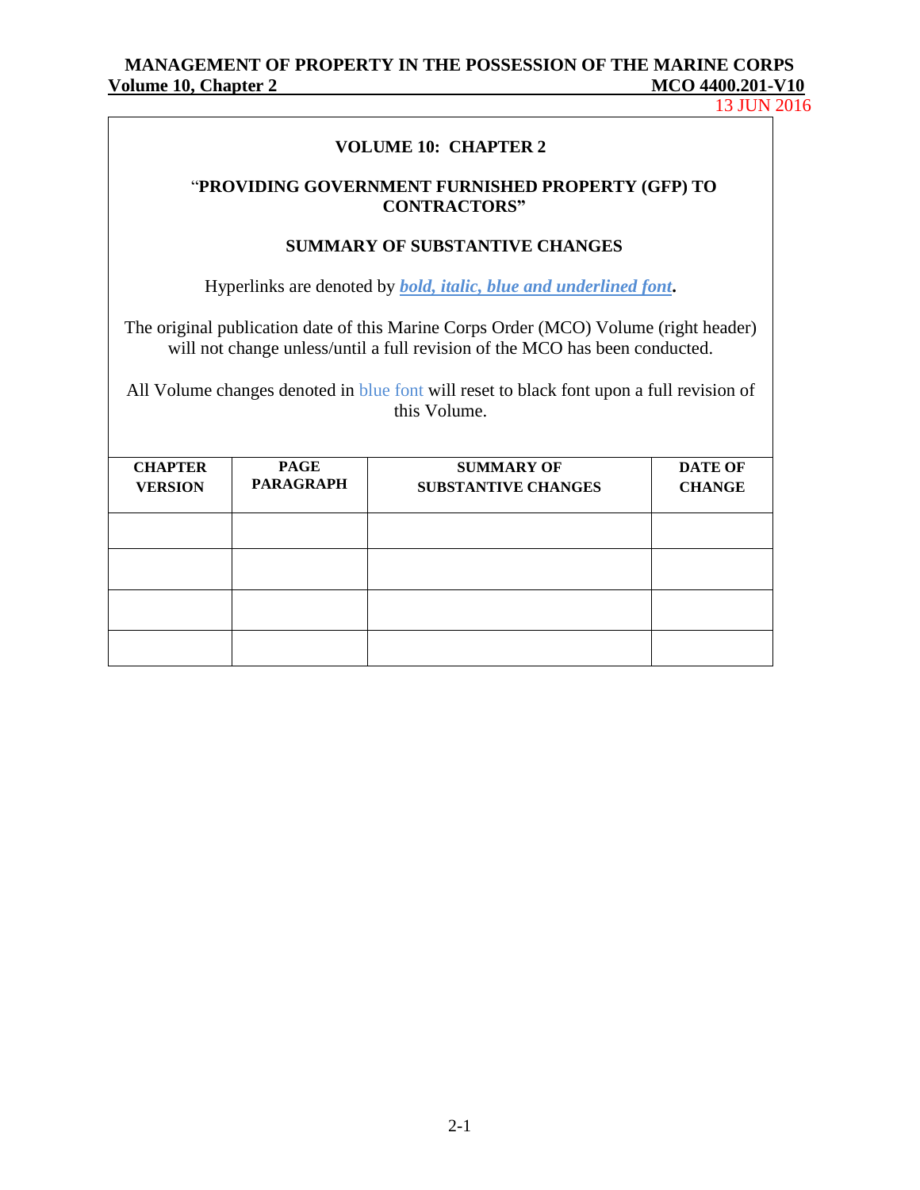**VOLUME 10: CHAPTER 2**

**"PROVIDING GOVERNMENT FURNISHED PROPERTY (GFP) TO CONTRACTORS"**

**SUMMARY OF SUBSTANTIVE CHANGES**

Hyperlinks are denoted by ***bold, italic, blue and underlined font***.

The original publication date of this Marine Corps Order (MCO) Volume (right header) will not change unless/until a full revision of the MCO has been conducted.

All Volume changes denoted in blue font will reset to black font upon a full revision of this Volume.

| CHAPTER VERSION | PAGE PARAGRAPH | SUMMARY OF SUBSTANTIVE CHANGES | DATE OF CHANGE |
|---|---|---|---|
| | | | |
| | | | |
| | | | |
| | | | |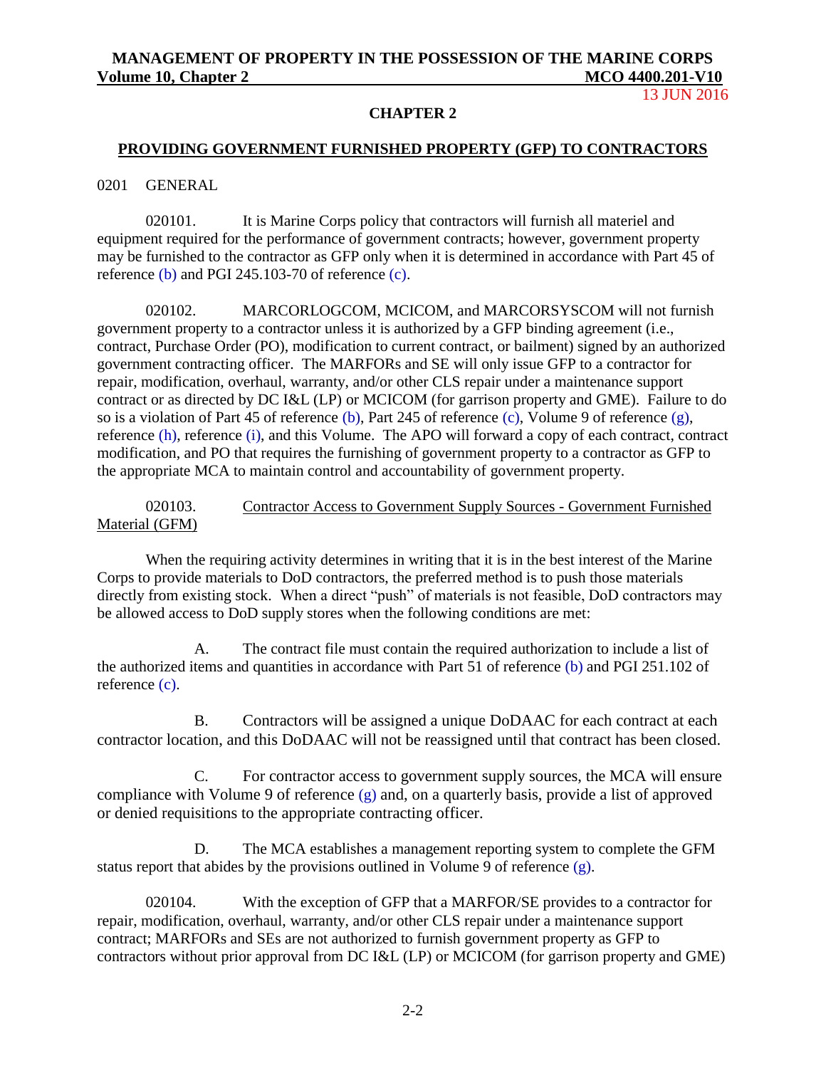## CHAPTER 2

## PROVIDING GOVERNMENT FURNISHED PROPERTY (GFP) TO CONTRACTORS

0201 GENERAL

020101. It is Marine Corps policy that contractors will furnish all materiel and equipment required for the performance of government contracts; however, government property may be furnished to the contractor as GFP only when it is determined in accordance with Part 45 of reference (b) and PGI 245.103-70 of reference (c).

020102. MARCORLOGCOM, MCICOM, and MARCORSYSCOM will not furnish government property to a contractor unless it is authorized by a GFP binding agreement (i.e., contract, Purchase Order (PO), modification to current contract, or bailment) signed by an authorized government contracting officer. The MARFORs and SE will only issue GFP to a contractor for repair, modification, overhaul, warranty, and/or other CLS repair under a maintenance support contract or as directed by DC I&L (LP) or MCICOM (for garrison property and GME). Failure to do so is a violation of Part 45 of reference (b), Part 245 of reference (c), Volume 9 of reference (g), reference (h), reference (i), and this Volume. The APO will forward a copy of each contract, contract modification, and PO that requires the furnishing of government property to a contractor as GFP to the appropriate MCA to maintain control and accountability of government property.

020103. <u>Contractor Access to Government Supply Sources - Government Furnished Material (GFM)</u>

When the requiring activity determines in writing that it is in the best interest of the Marine Corps to provide materials to DoD contractors, the preferred method is to push those materials directly from existing stock. When a direct "push" of materials is not feasible, DoD contractors may be allowed access to DoD supply stores when the following conditions are met:

A. The contract file must contain the required authorization to include a list of the authorized items and quantities in accordance with Part 51 of reference (b) and PGI 251.102 of reference (c).

B. Contractors will be assigned a unique DoDAAC for each contract at each contractor location, and this DoDAAC will not be reassigned until that contract has been closed.

C. For contractor access to government supply sources, the MCA will ensure compliance with Volume 9 of reference (g) and, on a quarterly basis, provide a list of approved or denied requisitions to the appropriate contracting officer.

D. The MCA establishes a management reporting system to complete the GFM status report that abides by the provisions outlined in Volume 9 of reference (g).

020104. With the exception of GFP that a MARFOR/SE provides to a contractor for repair, modification, overhaul, warranty, and/or other CLS repair under a maintenance support contract; MARFORs and SEs are not authorized to furnish government property as GFP to contractors without prior approval from DC I&L (LP) or MCICOM (for garrison property and GME)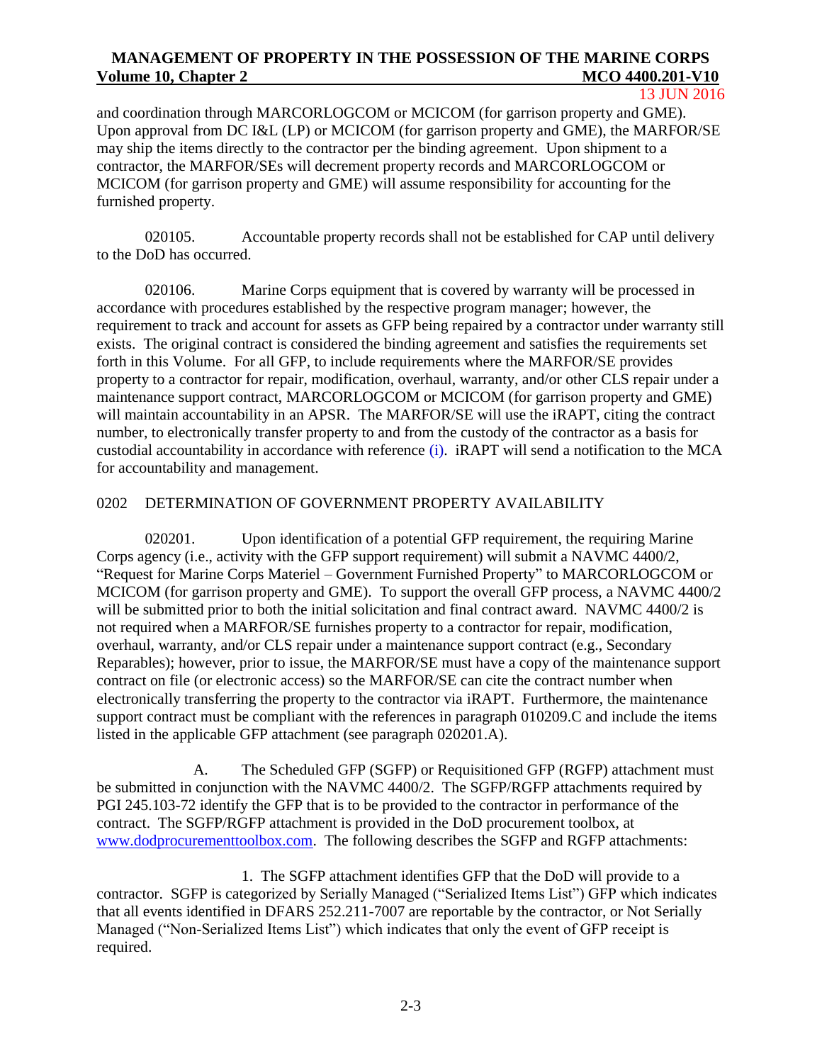and coordination through MARCORLOGCOM or MCICOM (for garrison property and GME). Upon approval from DC I&L (LP) or MCICOM (for garrison property and GME), the MARFOR/SE may ship the items directly to the contractor per the binding agreement. Upon shipment to a contractor, the MARFOR/SEs will decrement property records and MARCORLOGCOM or MCICOM (for garrison property and GME) will assume responsibility for accounting for the furnished property.

020105. Accountable property records shall not be established for CAP until delivery to the DoD has occurred.

020106. Marine Corps equipment that is covered by warranty will be processed in accordance with procedures established by the respective program manager; however, the requirement to track and account for assets as GFP being repaired by a contractor under warranty still exists. The original contract is considered the binding agreement and satisfies the requirements set forth in this Volume. For all GFP, to include requirements where the MARFOR/SE provides property to a contractor for repair, modification, overhaul, warranty, and/or other CLS repair under a maintenance support contract, MARCORLOGCOM or MCICOM (for garrison property and GME) will maintain accountability in an APSR. The MARFOR/SE will use the iRAPT, citing the contract number, to electronically transfer property to and from the custody of the contractor as a basis for custodial accountability in accordance with reference (i). iRAPT will send a notification to the MCA for accountability and management.

## 0202 DETERMINATION OF GOVERNMENT PROPERTY AVAILABILITY

020201. Upon identification of a potential GFP requirement, the requiring Marine Corps agency (i.e., activity with the GFP support requirement) will submit a NAVMC 4400/2, "Request for Marine Corps Materiel – Government Furnished Property" to MARCORLOGCOM or MCICOM (for garrison property and GME). To support the overall GFP process, a NAVMC 4400/2 will be submitted prior to both the initial solicitation and final contract award. NAVMC 4400/2 is not required when a MARFOR/SE furnishes property to a contractor for repair, modification, overhaul, warranty, and/or CLS repair under a maintenance support contract (e.g., Secondary Reparables); however, prior to issue, the MARFOR/SE must have a copy of the maintenance support contract on file (or electronic access) so the MARFOR/SE can cite the contract number when electronically transferring the property to the contractor via iRAPT. Furthermore, the maintenance support contract must be compliant with the references in paragraph 010209.C and include the items listed in the applicable GFP attachment (see paragraph 020201.A).

A. The Scheduled GFP (SGFP) or Requisitioned GFP (RGFP) attachment must be submitted in conjunction with the NAVMC 4400/2. The SGFP/RGFP attachments required by PGI 245.103-72 identify the GFP that is to be provided to the contractor in performance of the contract. The SGFP/RGFP attachment is provided in the DoD procurement toolbox, at www.dodprocurementtoolbox.com. The following describes the SGFP and RGFP attachments:

1. The SGFP attachment identifies GFP that the DoD will provide to a contractor. SGFP is categorized by Serially Managed ("Serialized Items List") GFP which indicates that all events identified in DFARS 252.211-7007 are reportable by the contractor, or Not Serially Managed ("Non-Serialized Items List") which indicates that only the event of GFP receipt is required.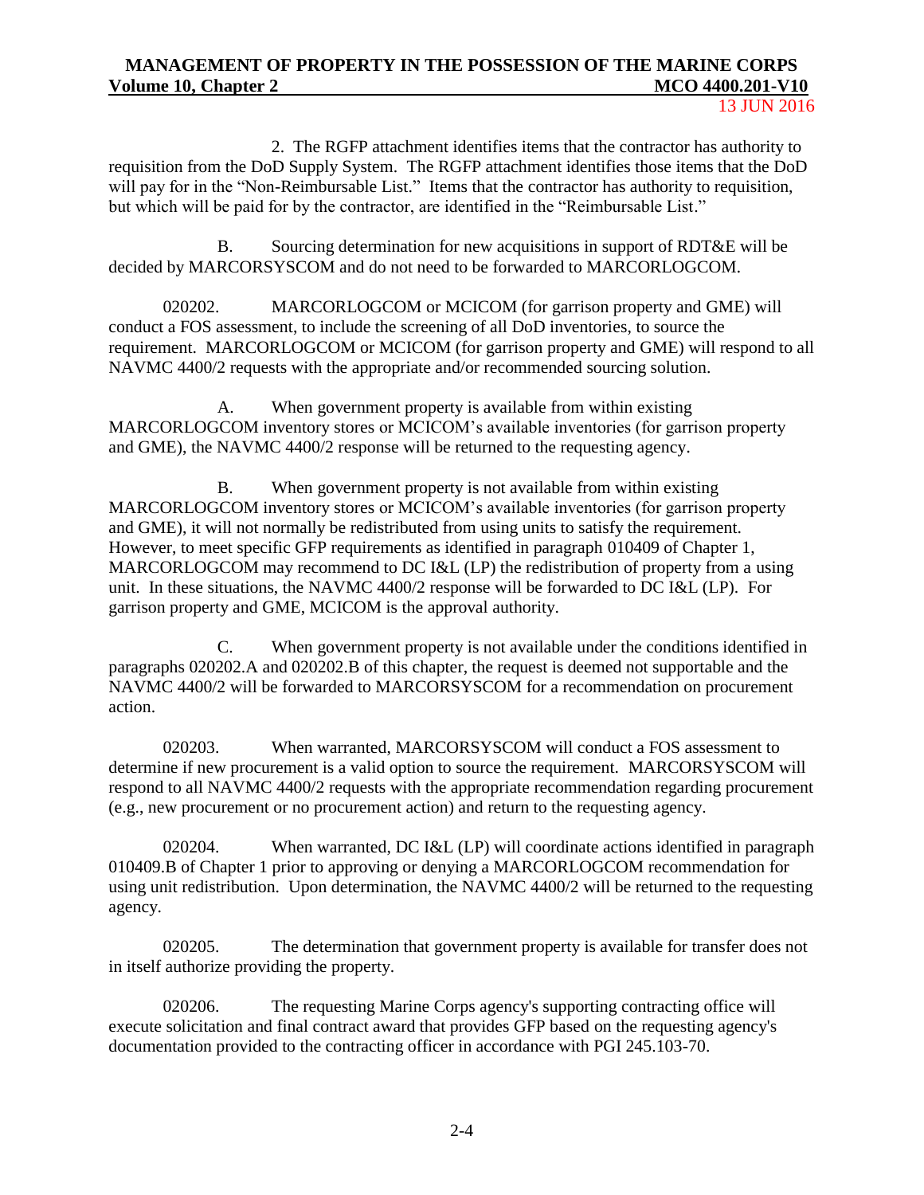2. The RGFP attachment identifies items that the contractor has authority to requisition from the DoD Supply System. The RGFP attachment identifies those items that the DoD will pay for in the "Non-Reimbursable List." Items that the contractor has authority to requisition, but which will be paid for by the contractor, are identified in the "Reimbursable List."

B. Sourcing determination for new acquisitions in support of RDT&E will be decided by MARCORSYSCOM and do not need to be forwarded to MARCORLOGCOM.

020202. MARCORLOGCOM or MCICOM (for garrison property and GME) will conduct a FOS assessment, to include the screening of all DoD inventories, to source the requirement. MARCORLOGCOM or MCICOM (for garrison property and GME) will respond to all NAVMC 4400/2 requests with the appropriate and/or recommended sourcing solution.

A. When government property is available from within existing MARCORLOGCOM inventory stores or MCICOM's available inventories (for garrison property and GME), the NAVMC 4400/2 response will be returned to the requesting agency.

B. When government property is not available from within existing MARCORLOGCOM inventory stores or MCICOM's available inventories (for garrison property and GME), it will not normally be redistributed from using units to satisfy the requirement. However, to meet specific GFP requirements as identified in paragraph 010409 of Chapter 1, MARCORLOGCOM may recommend to DC I&L (LP) the redistribution of property from a using unit. In these situations, the NAVMC 4400/2 response will be forwarded to DC I&L (LP). For garrison property and GME, MCICOM is the approval authority.

C. When government property is not available under the conditions identified in paragraphs 020202.A and 020202.B of this chapter, the request is deemed not supportable and the NAVMC 4400/2 will be forwarded to MARCORSYSCOM for a recommendation on procurement action.

020203. When warranted, MARCORSYSCOM will conduct a FOS assessment to determine if new procurement is a valid option to source the requirement. MARCORSYSCOM will respond to all NAVMC 4400/2 requests with the appropriate recommendation regarding procurement (e.g., new procurement or no procurement action) and return to the requesting agency.

020204. When warranted, DC I&L (LP) will coordinate actions identified in paragraph 010409.B of Chapter 1 prior to approving or denying a MARCORLOGCOM recommendation for using unit redistribution. Upon determination, the NAVMC 4400/2 will be returned to the requesting agency.

020205. The determination that government property is available for transfer does not in itself authorize providing the property.

020206. The requesting Marine Corps agency's supporting contracting office will execute solicitation and final contract award that provides GFP based on the requesting agency's documentation provided to the contracting officer in accordance with PGI 245.103-70.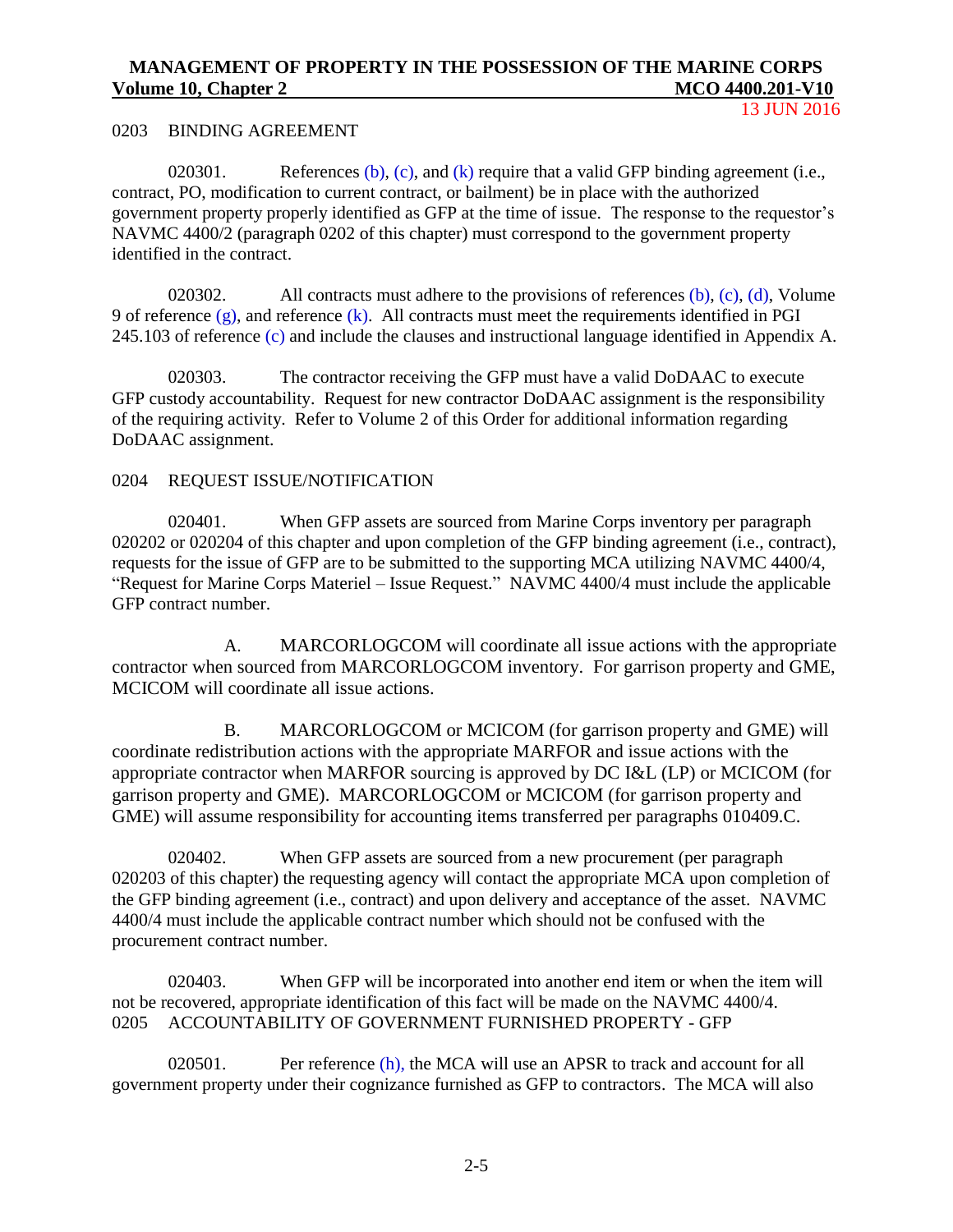## 0203 BINDING AGREEMENT

020301. References (b), (c), and (k) require that a valid GFP binding agreement (i.e., contract, PO, modification to current contract, or bailment) be in place with the authorized government property properly identified as GFP at the time of issue. The response to the requestor's NAVMC 4400/2 (paragraph 0202 of this chapter) must correspond to the government property identified in the contract.

020302. All contracts must adhere to the provisions of references (b), (c), (d), Volume 9 of reference (g), and reference (k). All contracts must meet the requirements identified in PGI 245.103 of reference (c) and include the clauses and instructional language identified in Appendix A.

020303. The contractor receiving the GFP must have a valid DoDAAC to execute GFP custody accountability. Request for new contractor DoDAAC assignment is the responsibility of the requiring activity. Refer to Volume 2 of this Order for additional information regarding DoDAAC assignment.

## 0204 REQUEST ISSUE/NOTIFICATION

020401. When GFP assets are sourced from Marine Corps inventory per paragraph 020202 or 020204 of this chapter and upon completion of the GFP binding agreement (i.e., contract), requests for the issue of GFP are to be submitted to the supporting MCA utilizing NAVMC 4400/4, "Request for Marine Corps Materiel – Issue Request." NAVMC 4400/4 must include the applicable GFP contract number.

A. MARCORLOGCOM will coordinate all issue actions with the appropriate contractor when sourced from MARCORLOGCOM inventory. For garrison property and GME, MCICOM will coordinate all issue actions.

B. MARCORLOGCOM or MCICOM (for garrison property and GME) will coordinate redistribution actions with the appropriate MARFOR and issue actions with the appropriate contractor when MARFOR sourcing is approved by DC I&L (LP) or MCICOM (for garrison property and GME). MARCORLOGCOM or MCICOM (for garrison property and GME) will assume responsibility for accounting items transferred per paragraphs 010409.C.

020402. When GFP assets are sourced from a new procurement (per paragraph 020203 of this chapter) the requesting agency will contact the appropriate MCA upon completion of the GFP binding agreement (i.e., contract) and upon delivery and acceptance of the asset. NAVMC 4400/4 must include the applicable contract number which should not be confused with the procurement contract number.

020403. When GFP will be incorporated into another end item or when the item will not be recovered, appropriate identification of this fact will be made on the NAVMC 4400/4.

## 0205 ACCOUNTABILITY OF GOVERNMENT FURNISHED PROPERTY - GFP

020501. Per reference (h), the MCA will use an APSR to track and account for all government property under their cognizance furnished as GFP to contractors. The MCA will also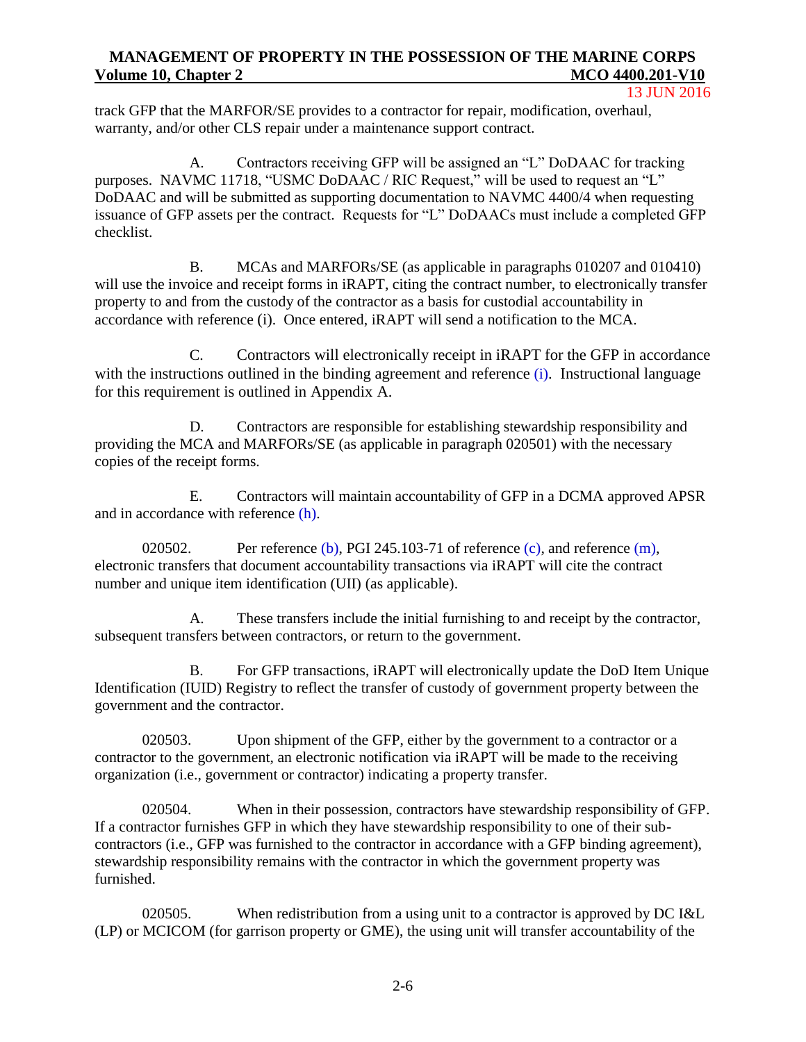track GFP that the MARFOR/SE provides to a contractor for repair, modification, overhaul, warranty, and/or other CLS repair under a maintenance support contract.

A. Contractors receiving GFP will be assigned an "L" DoDAAC for tracking purposes. NAVMC 11718, "USMC DoDAAC / RIC Request," will be used to request an "L" DoDAAC and will be submitted as supporting documentation to NAVMC 4400/4 when requesting issuance of GFP assets per the contract. Requests for "L" DoDAACs must include a completed GFP checklist.

B. MCAs and MARFORs/SE (as applicable in paragraphs 010207 and 010410) will use the invoice and receipt forms in iRAPT, citing the contract number, to electronically transfer property to and from the custody of the contractor as a basis for custodial accountability in accordance with reference (i). Once entered, iRAPT will send a notification to the MCA.

C. Contractors will electronically receipt in iRAPT for the GFP in accordance with the instructions outlined in the binding agreement and reference (i). Instructional language for this requirement is outlined in Appendix A.

D. Contractors are responsible for establishing stewardship responsibility and providing the MCA and MARFORs/SE (as applicable in paragraph 020501) with the necessary copies of the receipt forms.

E. Contractors will maintain accountability of GFP in a DCMA approved APSR and in accordance with reference (h).

020502. Per reference (b), PGI 245.103-71 of reference (c), and reference (m), electronic transfers that document accountability transactions via iRAPT will cite the contract number and unique item identification (UII) (as applicable).

A. These transfers include the initial furnishing to and receipt by the contractor, subsequent transfers between contractors, or return to the government.

B. For GFP transactions, iRAPT will electronically update the DoD Item Unique Identification (IUID) Registry to reflect the transfer of custody of government property between the government and the contractor.

020503. Upon shipment of the GFP, either by the government to a contractor or a contractor to the government, an electronic notification via iRAPT will be made to the receiving organization (i.e., government or contractor) indicating a property transfer.

020504. When in their possession, contractors have stewardship responsibility of GFP. If a contractor furnishes GFP in which they have stewardship responsibility to one of their sub-contractors (i.e., GFP was furnished to the contractor in accordance with a GFP binding agreement), stewardship responsibility remains with the contractor in which the government property was furnished.

020505. When redistribution from a using unit to a contractor is approved by DC I&L (LP) or MCICOM (for garrison property or GME), the using unit will transfer accountability of the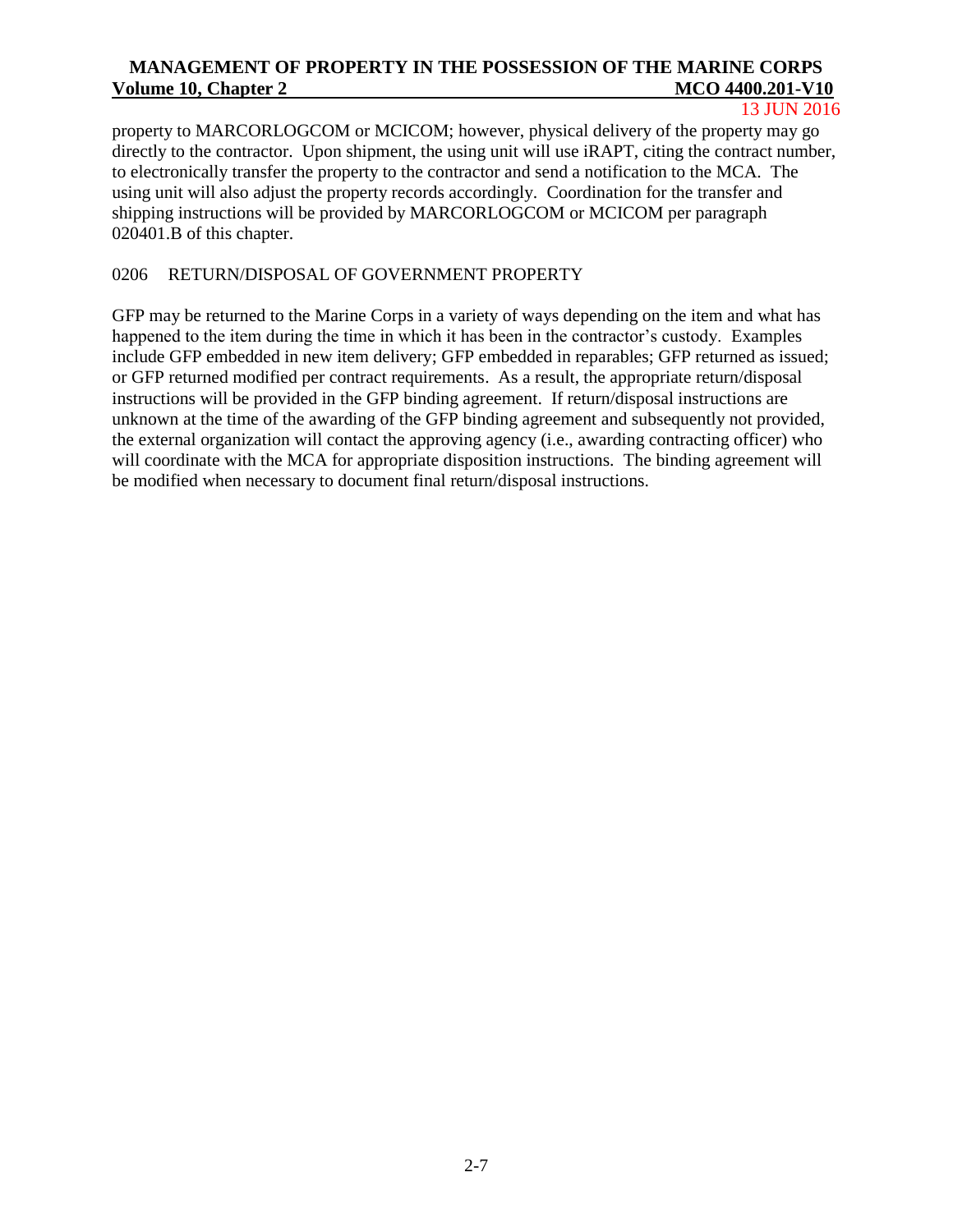property to MARCORLOGCOM or MCICOM; however, physical delivery of the property may go directly to the contractor. Upon shipment, the using unit will use iRAPT, citing the contract number, to electronically transfer the property to the contractor and send a notification to the MCA. The using unit will also adjust the property records accordingly. Coordination for the transfer and shipping instructions will be provided by MARCORLOGCOM or MCICOM per paragraph 020401.B of this chapter.

## 0206 RETURN/DISPOSAL OF GOVERNMENT PROPERTY

GFP may be returned to the Marine Corps in a variety of ways depending on the item and what has happened to the item during the time in which it has been in the contractor's custody. Examples include GFP embedded in new item delivery; GFP embedded in reparables; GFP returned as issued; or GFP returned modified per contract requirements. As a result, the appropriate return/disposal instructions will be provided in the GFP binding agreement. If return/disposal instructions are unknown at the time of the awarding of the GFP binding agreement and subsequently not provided, the external organization will contact the approving agency (i.e., awarding contracting officer) who will coordinate with the MCA for appropriate disposition instructions. The binding agreement will be modified when necessary to document final return/disposal instructions.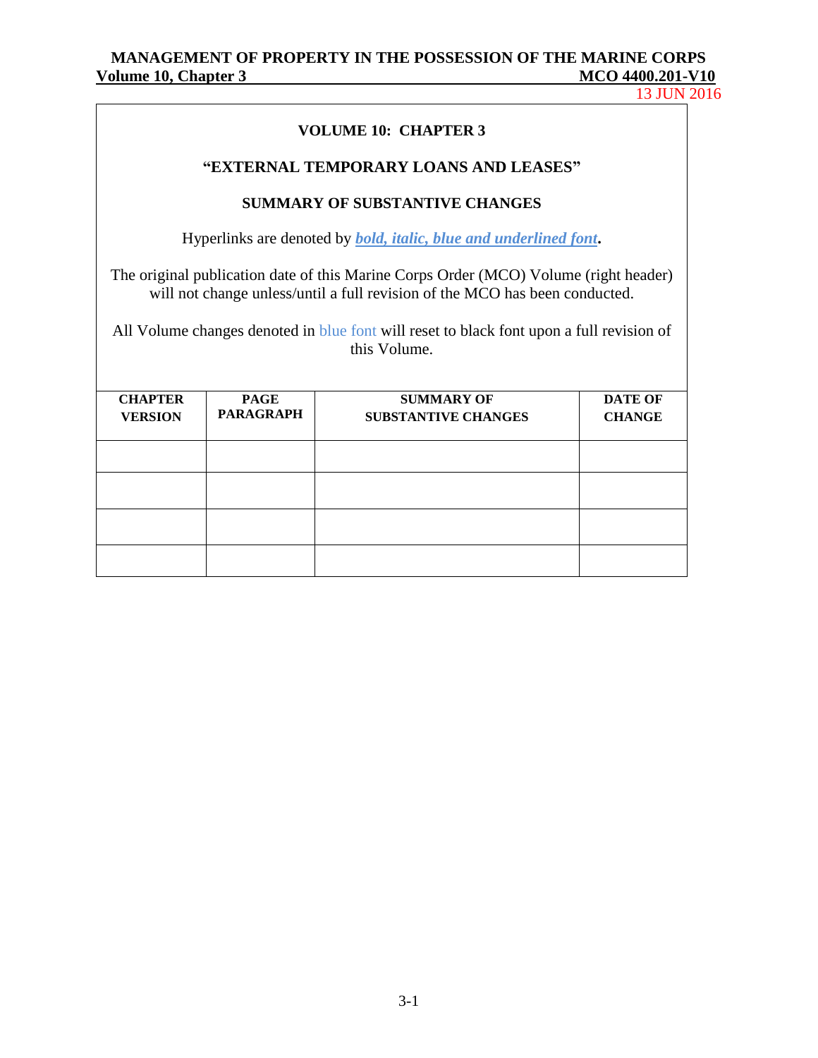# VOLUME 10: CHAPTER 3

## "EXTERNAL TEMPORARY LOANS AND LEASES"

### SUMMARY OF SUBSTANTIVE CHANGES

Hyperlinks are denoted by ***bold, italic, blue and underlined font*****.**

The original publication date of this Marine Corps Order (MCO) Volume (right header) will not change unless/until a full revision of the MCO has been conducted.

All Volume changes denoted in blue font will reset to black font upon a full revision of this Volume.

| CHAPTER VERSION | PAGE PARAGRAPH | SUMMARY OF SUBSTANTIVE CHANGES | DATE OF CHANGE |
|---|---|---|---|
| | | | |
| | | | |
| | | | |
| | | | |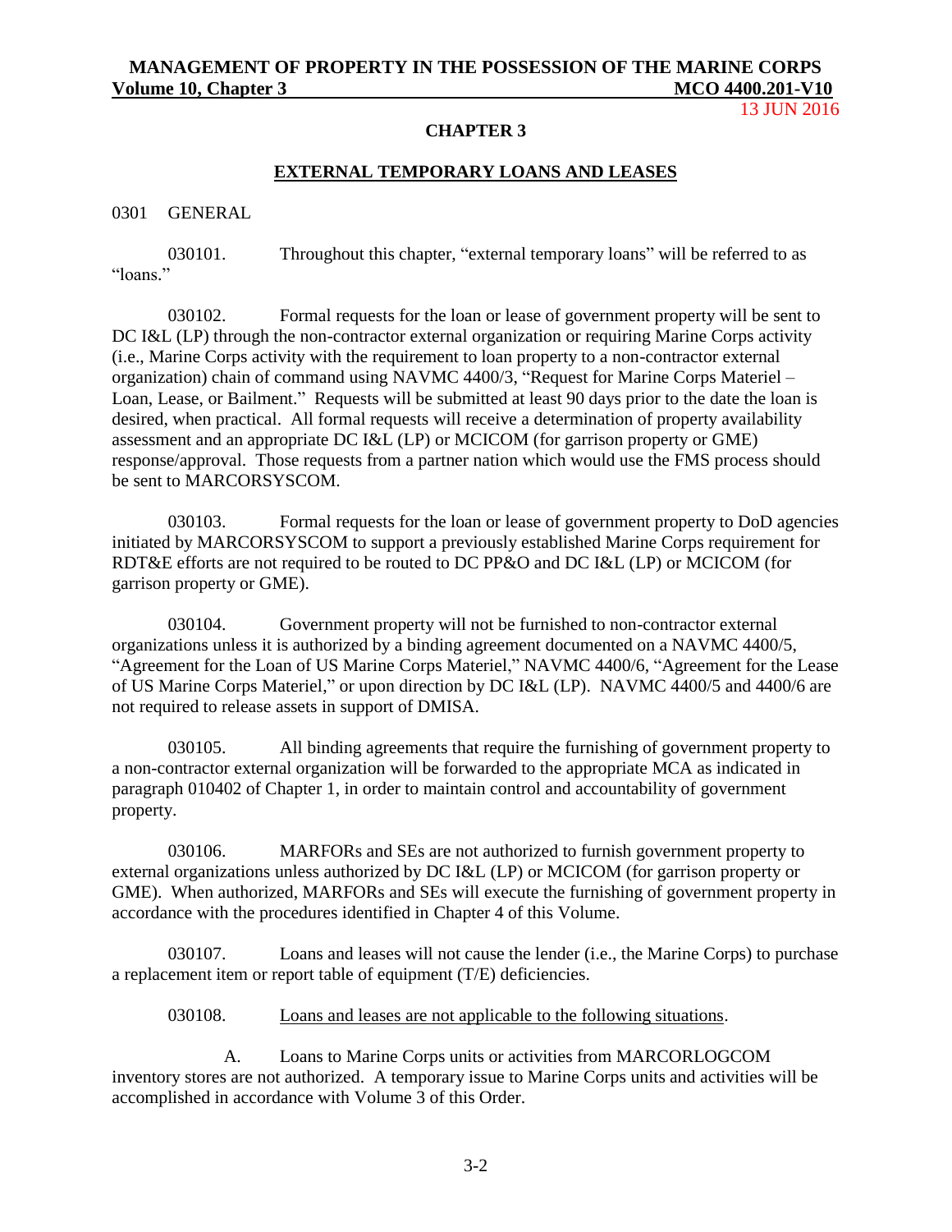# CHAPTER 3

## EXTERNAL TEMPORARY LOANS AND LEASES

0301 GENERAL

030101. Throughout this chapter, "external temporary loans" will be referred to as "loans."

030102. Formal requests for the loan or lease of government property will be sent to DC I&L (LP) through the non-contractor external organization or requiring Marine Corps activity (i.e., Marine Corps activity with the requirement to loan property to a non-contractor external organization) chain of command using NAVMC 4400/3, "Request for Marine Corps Materiel – Loan, Lease, or Bailment." Requests will be submitted at least 90 days prior to the date the loan is desired, when practical. All formal requests will receive a determination of property availability assessment and an appropriate DC I&L (LP) or MCICOM (for garrison property or GME) response/approval. Those requests from a partner nation which would use the FMS process should be sent to MARCORSYSCOM.

030103. Formal requests for the loan or lease of government property to DoD agencies initiated by MARCORSYSCOM to support a previously established Marine Corps requirement for RDT&E efforts are not required to be routed to DC PP&O and DC I&L (LP) or MCICOM (for garrison property or GME).

030104. Government property will not be furnished to non-contractor external organizations unless it is authorized by a binding agreement documented on a NAVMC 4400/5, "Agreement for the Loan of US Marine Corps Materiel," NAVMC 4400/6, "Agreement for the Lease of US Marine Corps Materiel," or upon direction by DC I&L (LP). NAVMC 4400/5 and 4400/6 are not required to release assets in support of DMISA.

030105. All binding agreements that require the furnishing of government property to a non-contractor external organization will be forwarded to the appropriate MCA as indicated in paragraph 010402 of Chapter 1, in order to maintain control and accountability of government property.

030106. MARFORs and SEs are not authorized to furnish government property to external organizations unless authorized by DC I&L (LP) or MCICOM (for garrison property or GME). When authorized, MARFORs and SEs will execute the furnishing of government property in accordance with the procedures identified in Chapter 4 of this Volume.

030107. Loans and leases will not cause the lender (i.e., the Marine Corps) to purchase a replacement item or report table of equipment (T/E) deficiencies.

030108. Loans and leases are not applicable to the following situations.

A. Loans to Marine Corps units or activities from MARCORLOGCOM inventory stores are not authorized. A temporary issue to Marine Corps units and activities will be accomplished in accordance with Volume 3 of this Order.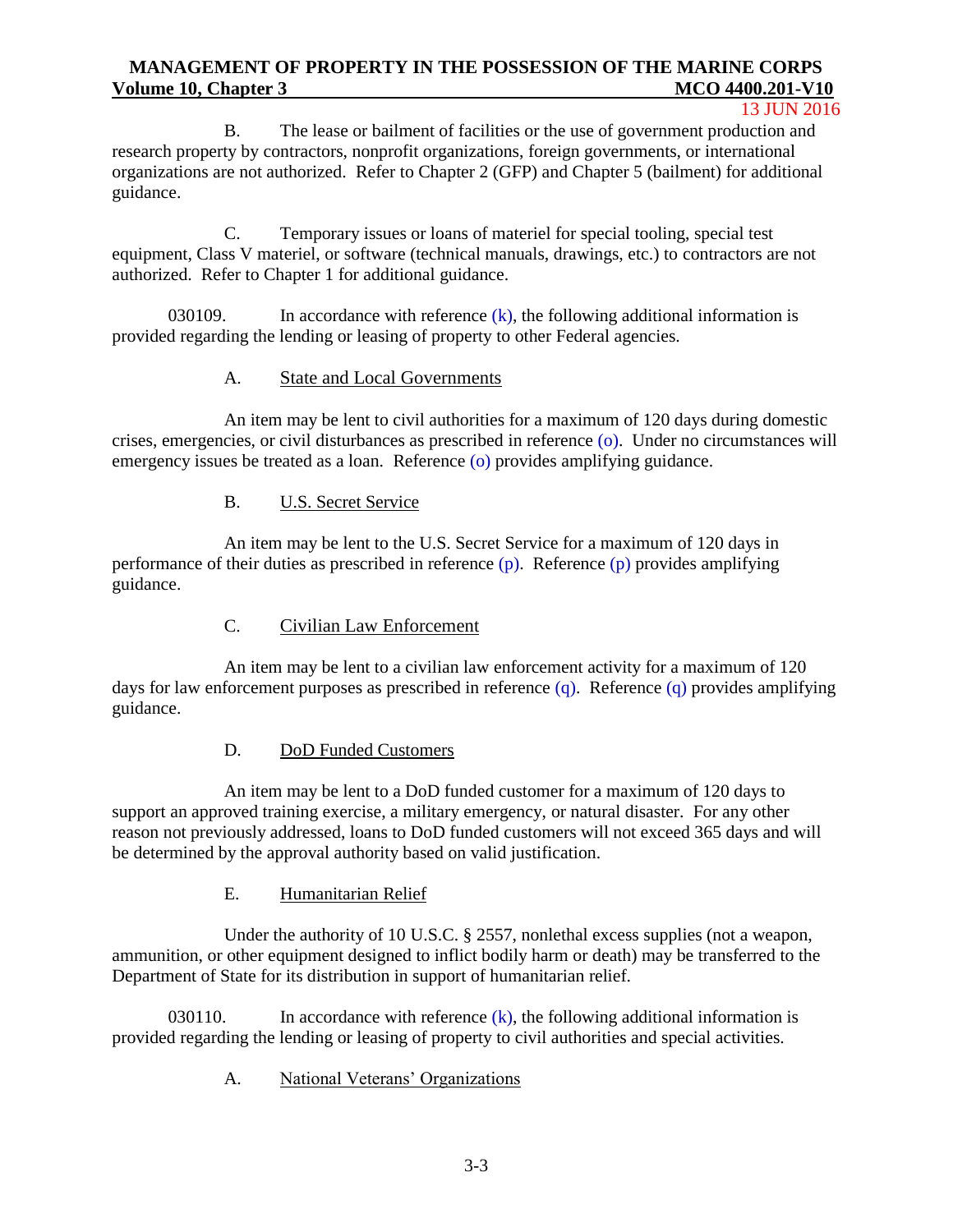B. The lease or bailment of facilities or the use of government production and research property by contractors, nonprofit organizations, foreign governments, or international organizations are not authorized. Refer to Chapter 2 (GFP) and Chapter 5 (bailment) for additional guidance.

C. Temporary issues or loans of materiel for special tooling, special test equipment, Class V materiel, or software (technical manuals, drawings, etc.) to contractors are not authorized. Refer to Chapter 1 for additional guidance.

030109. In accordance with reference (k), the following additional information is provided regarding the lending or leasing of property to other Federal agencies.

A. <u>State and Local Governments</u>

An item may be lent to civil authorities for a maximum of 120 days during domestic crises, emergencies, or civil disturbances as prescribed in reference (o). Under no circumstances will emergency issues be treated as a loan. Reference (o) provides amplifying guidance.

B. <u>U.S. Secret Service</u>

An item may be lent to the U.S. Secret Service for a maximum of 120 days in performance of their duties as prescribed in reference (p). Reference (p) provides amplifying guidance.

C. <u>Civilian Law Enforcement</u>

An item may be lent to a civilian law enforcement activity for a maximum of 120 days for law enforcement purposes as prescribed in reference (q). Reference (q) provides amplifying guidance.

D. <u>DoD Funded Customers</u>

An item may be lent to a DoD funded customer for a maximum of 120 days to support an approved training exercise, a military emergency, or natural disaster. For any other reason not previously addressed, loans to DoD funded customers will not exceed 365 days and will be determined by the approval authority based on valid justification.

E. <u>Humanitarian Relief</u>

Under the authority of 10 U.S.C. § 2557, nonlethal excess supplies (not a weapon, ammunition, or other equipment designed to inflict bodily harm or death) may be transferred to the Department of State for its distribution in support of humanitarian relief.

030110. In accordance with reference (k), the following additional information is provided regarding the lending or leasing of property to civil authorities and special activities.

A. <u>National Veterans' Organizations</u>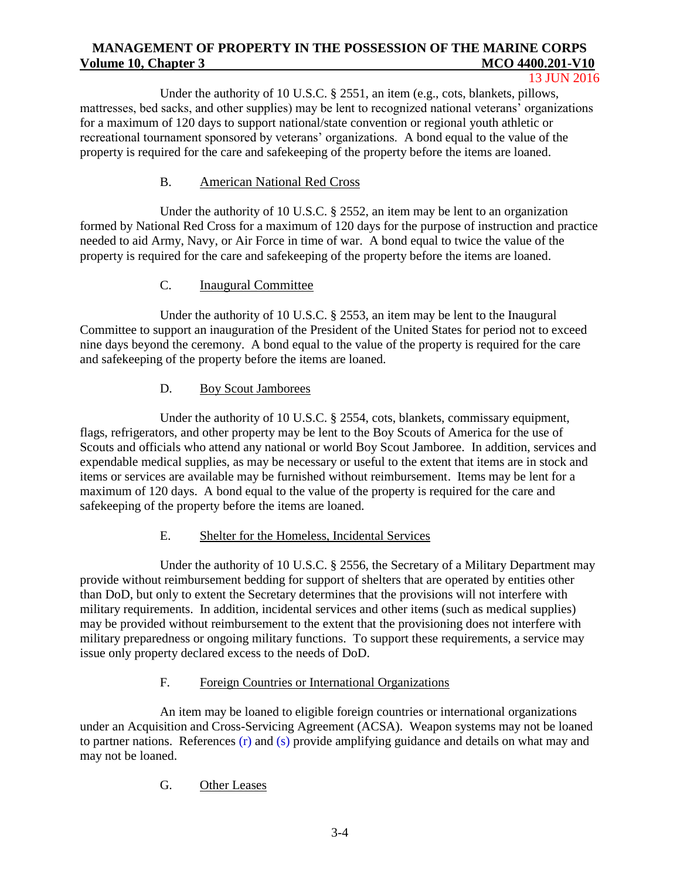Under the authority of 10 U.S.C. § 2551, an item (e.g., cots, blankets, pillows, mattresses, bed sacks, and other supplies) may be lent to recognized national veterans' organizations for a maximum of 120 days to support national/state convention or regional youth athletic or recreational tournament sponsored by veterans' organizations. A bond equal to the value of the property is required for the care and safekeeping of the property before the items are loaned.

B. American National Red Cross

Under the authority of 10 U.S.C. § 2552, an item may be lent to an organization formed by National Red Cross for a maximum of 120 days for the purpose of instruction and practice needed to aid Army, Navy, or Air Force in time of war. A bond equal to twice the value of the property is required for the care and safekeeping of the property before the items are loaned.

C. Inaugural Committee

Under the authority of 10 U.S.C. § 2553, an item may be lent to the Inaugural Committee to support an inauguration of the President of the United States for period not to exceed nine days beyond the ceremony. A bond equal to the value of the property is required for the care and safekeeping of the property before the items are loaned.

D. Boy Scout Jamborees

Under the authority of 10 U.S.C. § 2554, cots, blankets, commissary equipment, flags, refrigerators, and other property may be lent to the Boy Scouts of America for the use of Scouts and officials who attend any national or world Boy Scout Jamboree. In addition, services and expendable medical supplies, as may be necessary or useful to the extent that items are in stock and items or services are available may be furnished without reimbursement. Items may be lent for a maximum of 120 days. A bond equal to the value of the property is required for the care and safekeeping of the property before the items are loaned.

E. Shelter for the Homeless, Incidental Services

Under the authority of 10 U.S.C. § 2556, the Secretary of a Military Department may provide without reimbursement bedding for support of shelters that are operated by entities other than DoD, but only to extent the Secretary determines that the provisions will not interfere with military requirements. In addition, incidental services and other items (such as medical supplies) may be provided without reimbursement to the extent that the provisioning does not interfere with military preparedness or ongoing military functions. To support these requirements, a service may issue only property declared excess to the needs of DoD.

F. Foreign Countries or International Organizations

An item may be loaned to eligible foreign countries or international organizations under an Acquisition and Cross-Servicing Agreement (ACSA). Weapon systems may not be loaned to partner nations. References (r) and (s) provide amplifying guidance and details on what may and may not be loaned.

G. Other Leases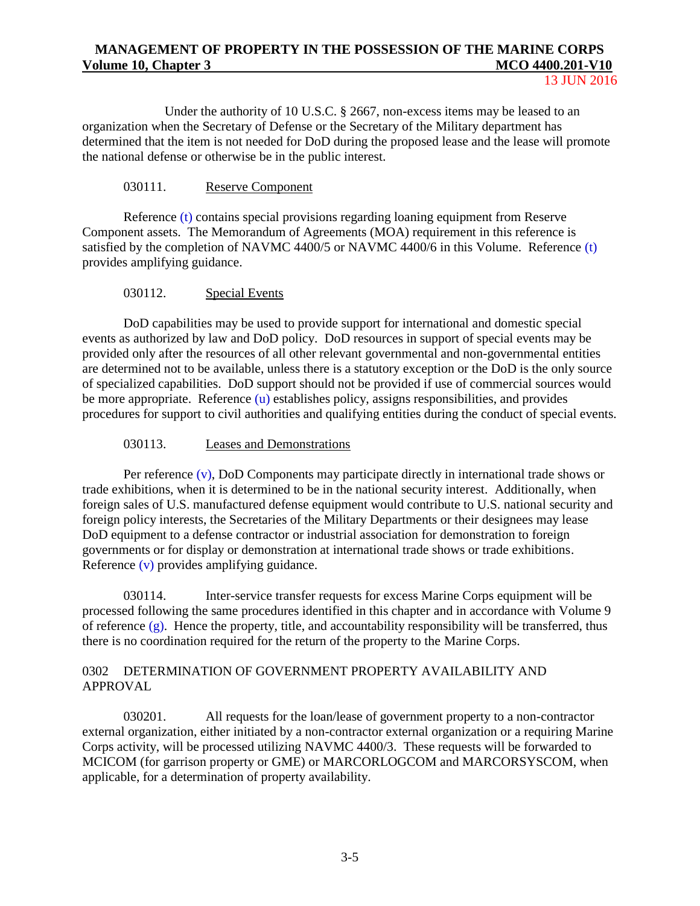Under the authority of 10 U.S.C. § 2667, non-excess items may be leased to an organization when the Secretary of Defense or the Secretary of the Military department has determined that the item is not needed for DoD during the proposed lease and the lease will promote the national defense or otherwise be in the public interest.

030111. Reserve Component

Reference (t) contains special provisions regarding loaning equipment from Reserve Component assets. The Memorandum of Agreements (MOA) requirement in this reference is satisfied by the completion of NAVMC 4400/5 or NAVMC 4400/6 in this Volume. Reference (t) provides amplifying guidance.

030112. Special Events

DoD capabilities may be used to provide support for international and domestic special events as authorized by law and DoD policy. DoD resources in support of special events may be provided only after the resources of all other relevant governmental and non-governmental entities are determined not to be available, unless there is a statutory exception or the DoD is the only source of specialized capabilities. DoD support should not be provided if use of commercial sources would be more appropriate. Reference (u) establishes policy, assigns responsibilities, and provides procedures for support to civil authorities and qualifying entities during the conduct of special events.

030113. Leases and Demonstrations

Per reference (v), DoD Components may participate directly in international trade shows or trade exhibitions, when it is determined to be in the national security interest. Additionally, when foreign sales of U.S. manufactured defense equipment would contribute to U.S. national security and foreign policy interests, the Secretaries of the Military Departments or their designees may lease DoD equipment to a defense contractor or industrial association for demonstration to foreign governments or for display or demonstration at international trade shows or trade exhibitions. Reference (v) provides amplifying guidance.

030114. Inter-service transfer requests for excess Marine Corps equipment will be processed following the same procedures identified in this chapter and in accordance with Volume 9 of reference (g). Hence the property, title, and accountability responsibility will be transferred, thus there is no coordination required for the return of the property to the Marine Corps.

## 0302 DETERMINATION OF GOVERNMENT PROPERTY AVAILABILITY AND APPROVAL

030201. All requests for the loan/lease of government property to a non-contractor external organization, either initiated by a non-contractor external organization or a requiring Marine Corps activity, will be processed utilizing NAVMC 4400/3. These requests will be forwarded to MCICOM (for garrison property or GME) or MARCORLOGCOM and MARCORSYSCOM, when applicable, for a determination of property availability.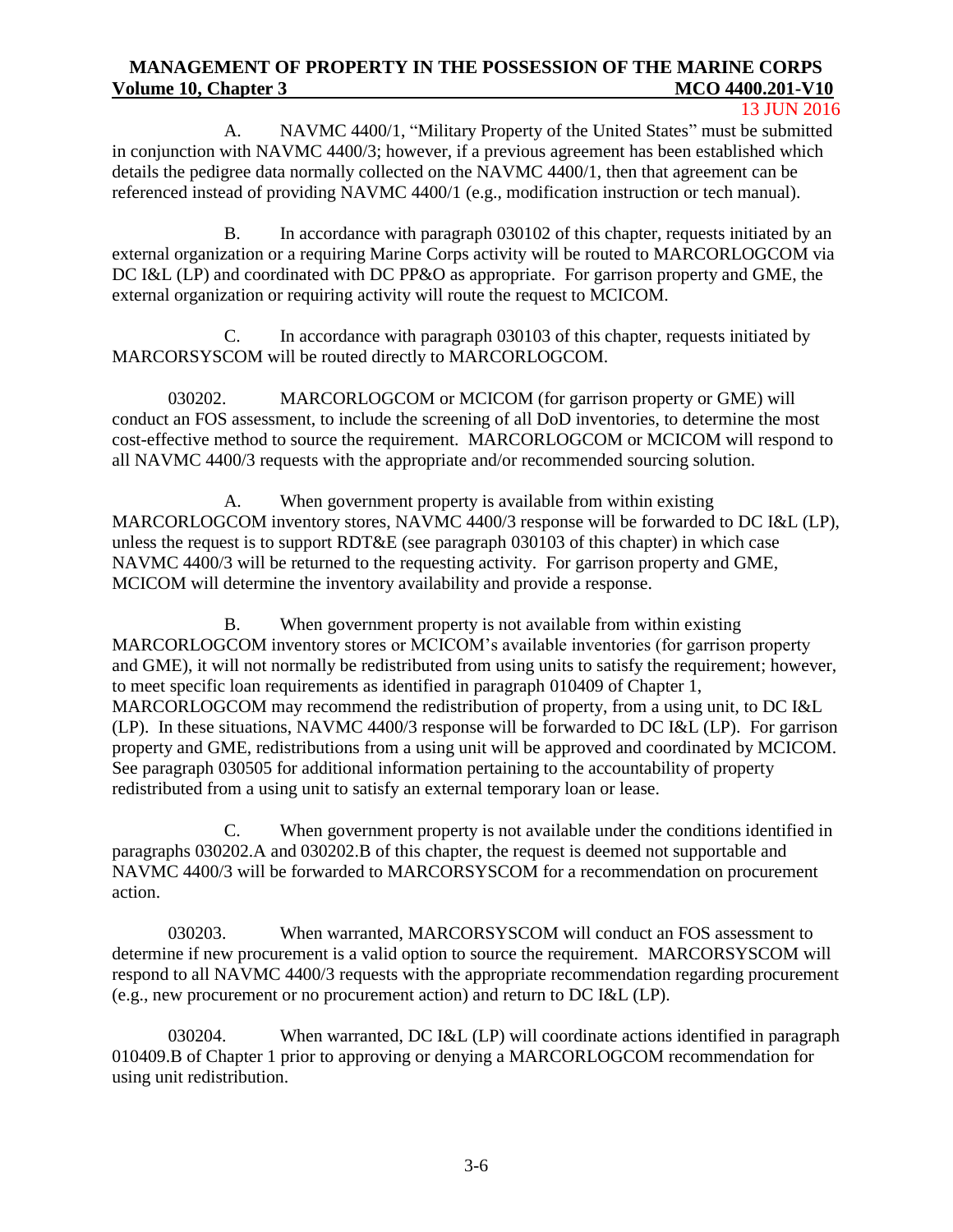A. NAVMC 4400/1, "Military Property of the United States" must be submitted in conjunction with NAVMC 4400/3; however, if a previous agreement has been established which details the pedigree data normally collected on the NAVMC 4400/1, then that agreement can be referenced instead of providing NAVMC 4400/1 (e.g., modification instruction or tech manual).

B. In accordance with paragraph 030102 of this chapter, requests initiated by an external organization or a requiring Marine Corps activity will be routed to MARCORLOGCOM via DC I&L (LP) and coordinated with DC PP&O as appropriate. For garrison property and GME, the external organization or requiring activity will route the request to MCICOM.

C. In accordance with paragraph 030103 of this chapter, requests initiated by MARCORSYSCOM will be routed directly to MARCORLOGCOM.

030202. MARCORLOGCOM or MCICOM (for garrison property or GME) will conduct an FOS assessment, to include the screening of all DoD inventories, to determine the most cost-effective method to source the requirement. MARCORLOGCOM or MCICOM will respond to all NAVMC 4400/3 requests with the appropriate and/or recommended sourcing solution.

A. When government property is available from within existing MARCORLOGCOM inventory stores, NAVMC 4400/3 response will be forwarded to DC I&L (LP), unless the request is to support RDT&E (see paragraph 030103 of this chapter) in which case NAVMC 4400/3 will be returned to the requesting activity. For garrison property and GME, MCICOM will determine the inventory availability and provide a response.

B. When government property is not available from within existing MARCORLOGCOM inventory stores or MCICOM's available inventories (for garrison property and GME), it will not normally be redistributed from using units to satisfy the requirement; however, to meet specific loan requirements as identified in paragraph 010409 of Chapter 1, MARCORLOGCOM may recommend the redistribution of property, from a using unit, to DC I&L (LP). In these situations, NAVMC 4400/3 response will be forwarded to DC I&L (LP). For garrison property and GME, redistributions from a using unit will be approved and coordinated by MCICOM. See paragraph 030505 for additional information pertaining to the accountability of property redistributed from a using unit to satisfy an external temporary loan or lease.

C. When government property is not available under the conditions identified in paragraphs 030202.A and 030202.B of this chapter, the request is deemed not supportable and NAVMC 4400/3 will be forwarded to MARCORSYSCOM for a recommendation on procurement action.

030203. When warranted, MARCORSYSCOM will conduct an FOS assessment to determine if new procurement is a valid option to source the requirement. MARCORSYSCOM will respond to all NAVMC 4400/3 requests with the appropriate recommendation regarding procurement (e.g., new procurement or no procurement action) and return to DC I&L (LP).

030204. When warranted, DC I&L (LP) will coordinate actions identified in paragraph 010409.B of Chapter 1 prior to approving or denying a MARCORLOGCOM recommendation for using unit redistribution.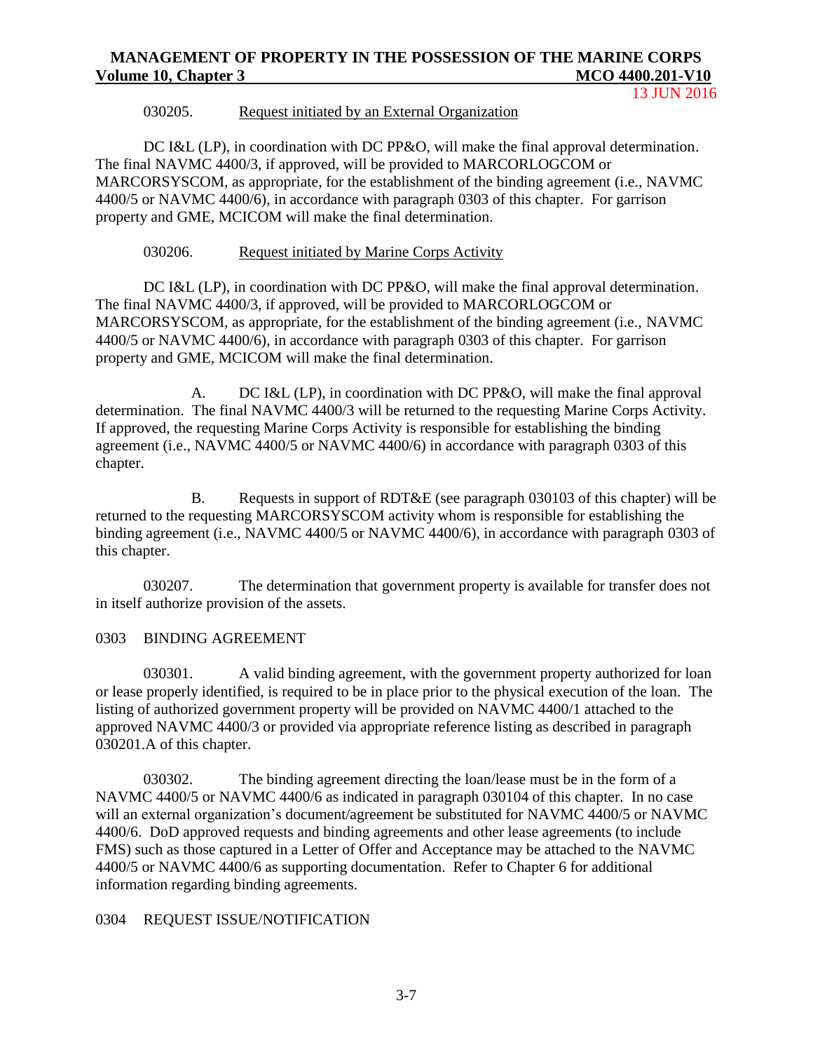030205. Request initiated by an External Organization

DC I&L (LP), in coordination with DC PP&O, will make the final approval determination. The final NAVMC 4400/3, if approved, will be provided to MARCORLOGCOM or MARCORSYSCOM, as appropriate, for the establishment of the binding agreement (i.e., NAVMC 4400/5 or NAVMC 4400/6), in accordance with paragraph 0303 of this chapter. For garrison property and GME, MCICOM will make the final determination.

030206. Request initiated by Marine Corps Activity

DC I&L (LP), in coordination with DC PP&O, will make the final approval determination. The final NAVMC 4400/3, if approved, will be provided to MARCORLOGCOM or MARCORSYSCOM, as appropriate, for the establishment of the binding agreement (i.e., NAVMC 4400/5 or NAVMC 4400/6), in accordance with paragraph 0303 of this chapter. For garrison property and GME, MCICOM will make the final determination.

A. DC I&L (LP), in coordination with DC PP&O, will make the final approval determination. The final NAVMC 4400/3 will be returned to the requesting Marine Corps Activity. If approved, the requesting Marine Corps Activity is responsible for establishing the binding agreement (i.e., NAVMC 4400/5 or NAVMC 4400/6) in accordance with paragraph 0303 of this chapter.

B. Requests in support of RDT&E (see paragraph 030103 of this chapter) will be returned to the requesting MARCORSYSCOM activity whom is responsible for establishing the binding agreement (i.e., NAVMC 4400/5 or NAVMC 4400/6), in accordance with paragraph 0303 of this chapter.

030207. The determination that government property is available for transfer does not in itself authorize provision of the assets.

## 0303 BINDING AGREEMENT

030301. A valid binding agreement, with the government property authorized for loan or lease properly identified, is required to be in place prior to the physical execution of the loan. The listing of authorized government property will be provided on NAVMC 4400/1 attached to the approved NAVMC 4400/3 or provided via appropriate reference listing as described in paragraph 030201.A of this chapter.

030302. The binding agreement directing the loan/lease must be in the form of a NAVMC 4400/5 or NAVMC 4400/6 as indicated in paragraph 030104 of this chapter. In no case will an external organization's document/agreement be substituted for NAVMC 4400/5 or NAVMC 4400/6. DoD approved requests and binding agreements and other lease agreements (to include FMS) such as those captured in a Letter of Offer and Acceptance may be attached to the NAVMC 4400/5 or NAVMC 4400/6 as supporting documentation. Refer to Chapter 6 for additional information regarding binding agreements.

## 0304 REQUEST ISSUE/NOTIFICATION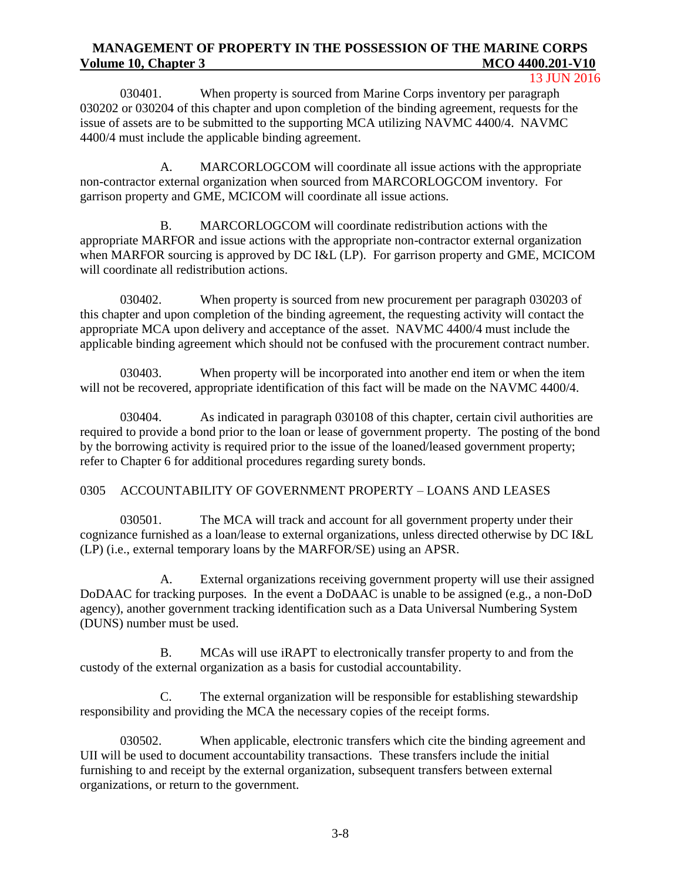030401. When property is sourced from Marine Corps inventory per paragraph 030202 or 030204 of this chapter and upon completion of the binding agreement, requests for the issue of assets are to be submitted to the supporting MCA utilizing NAVMC 4400/4. NAVMC 4400/4 must include the applicable binding agreement.

A. MARCORLOGCOM will coordinate all issue actions with the appropriate non-contractor external organization when sourced from MARCORLOGCOM inventory. For garrison property and GME, MCICOM will coordinate all issue actions.

B. MARCORLOGCOM will coordinate redistribution actions with the appropriate MARFOR and issue actions with the appropriate non-contractor external organization when MARFOR sourcing is approved by DC I&L (LP). For garrison property and GME, MCICOM will coordinate all redistribution actions.

030402. When property is sourced from new procurement per paragraph 030203 of this chapter and upon completion of the binding agreement, the requesting activity will contact the appropriate MCA upon delivery and acceptance of the asset. NAVMC 4400/4 must include the applicable binding agreement which should not be confused with the procurement contract number.

030403. When property will be incorporated into another end item or when the item will not be recovered, appropriate identification of this fact will be made on the NAVMC 4400/4.

030404. As indicated in paragraph 030108 of this chapter, certain civil authorities are required to provide a bond prior to the loan or lease of government property. The posting of the bond by the borrowing activity is required prior to the issue of the loaned/leased government property; refer to Chapter 6 for additional procedures regarding surety bonds.

## 0305 ACCOUNTABILITY OF GOVERNMENT PROPERTY – LOANS AND LEASES

030501. The MCA will track and account for all government property under their cognizance furnished as a loan/lease to external organizations, unless directed otherwise by DC I&L (LP) (i.e., external temporary loans by the MARFOR/SE) using an APSR.

A. External organizations receiving government property will use their assigned DoDAAC for tracking purposes. In the event a DoDAAC is unable to be assigned (e.g., a non-DoD agency), another government tracking identification such as a Data Universal Numbering System (DUNS) number must be used.

B. MCAs will use iRAPT to electronically transfer property to and from the custody of the external organization as a basis for custodial accountability.

C. The external organization will be responsible for establishing stewardship responsibility and providing the MCA the necessary copies of the receipt forms.

030502. When applicable, electronic transfers which cite the binding agreement and UII will be used to document accountability transactions. These transfers include the initial furnishing to and receipt by the external organization, subsequent transfers between external organizations, or return to the government.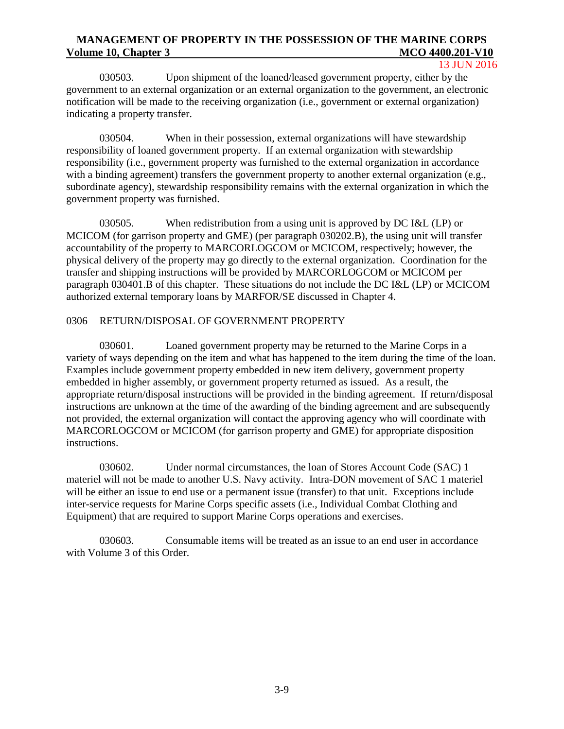030503. Upon shipment of the loaned/leased government property, either by the government to an external organization or an external organization to the government, an electronic notification will be made to the receiving organization (i.e., government or external organization) indicating a property transfer.

030504. When in their possession, external organizations will have stewardship responsibility of loaned government property. If an external organization with stewardship responsibility (i.e., government property was furnished to the external organization in accordance with a binding agreement) transfers the government property to another external organization (e.g., subordinate agency), stewardship responsibility remains with the external organization in which the government property was furnished.

030505. When redistribution from a using unit is approved by DC I&L (LP) or MCICOM (for garrison property and GME) (per paragraph 030202.B), the using unit will transfer accountability of the property to MARCORLOGCOM or MCICOM, respectively; however, the physical delivery of the property may go directly to the external organization. Coordination for the transfer and shipping instructions will be provided by MARCORLOGCOM or MCICOM per paragraph 030401.B of this chapter. These situations do not include the DC I&L (LP) or MCICOM authorized external temporary loans by MARFOR/SE discussed in Chapter 4.

## 0306 RETURN/DISPOSAL OF GOVERNMENT PROPERTY

030601. Loaned government property may be returned to the Marine Corps in a variety of ways depending on the item and what has happened to the item during the time of the loan. Examples include government property embedded in new item delivery, government property embedded in higher assembly, or government property returned as issued. As a result, the appropriate return/disposal instructions will be provided in the binding agreement. If return/disposal instructions are unknown at the time of the awarding of the binding agreement and are subsequently not provided, the external organization will contact the approving agency who will coordinate with MARCORLOGCOM or MCICOM (for garrison property and GME) for appropriate disposition instructions.

030602. Under normal circumstances, the loan of Stores Account Code (SAC) 1 materiel will not be made to another U.S. Navy activity. Intra-DON movement of SAC 1 materiel will be either an issue to end use or a permanent issue (transfer) to that unit. Exceptions include inter-service requests for Marine Corps specific assets (i.e., Individual Combat Clothing and Equipment) that are required to support Marine Corps operations and exercises.

030603. Consumable items will be treated as an issue to an end user in accordance with Volume 3 of this Order.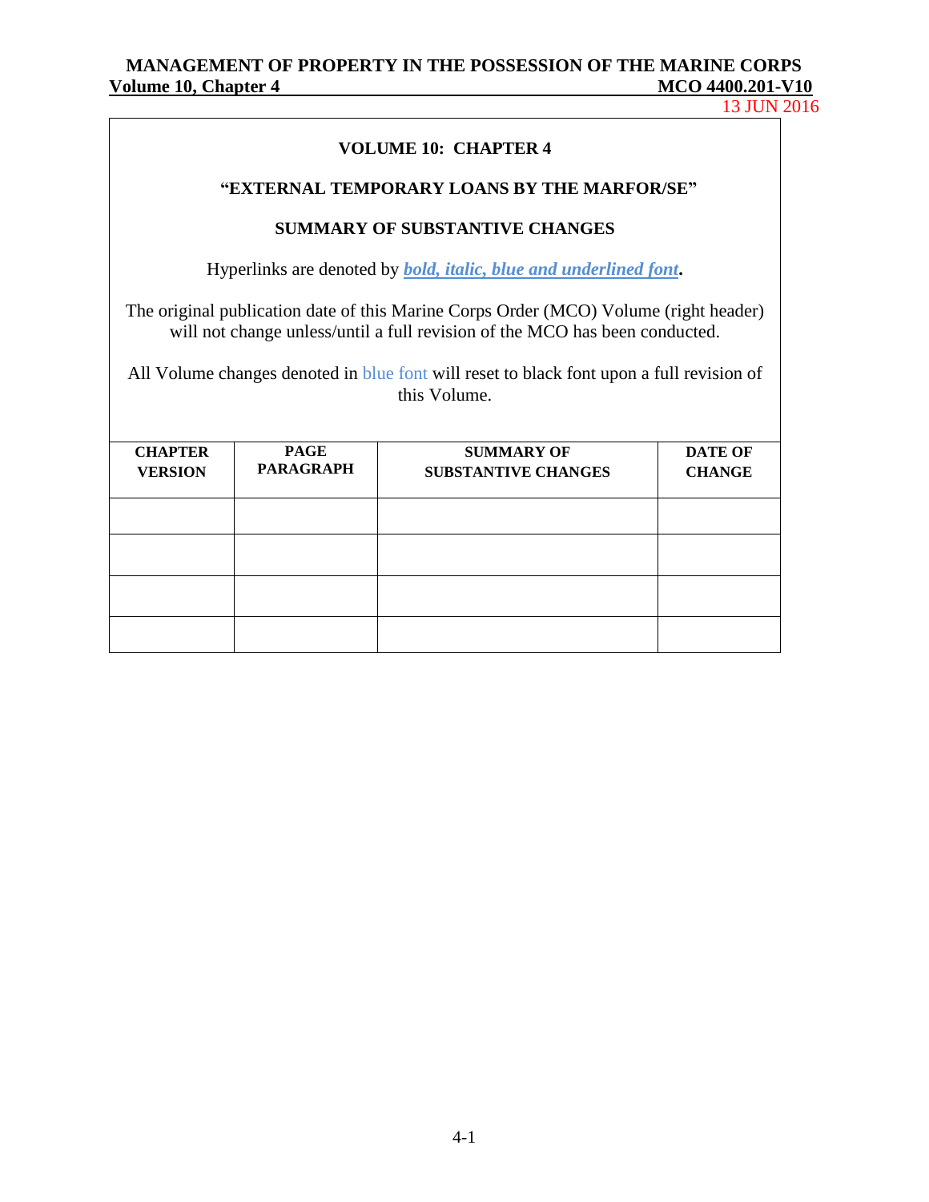**VOLUME 10: CHAPTER 4**

**"EXTERNAL TEMPORARY LOANS BY THE MARFOR/SE"**

**SUMMARY OF SUBSTANTIVE CHANGES**

Hyperlinks are denoted by ***bold, italic, blue and underlined font***.

The original publication date of this Marine Corps Order (MCO) Volume (right header) will not change unless/until a full revision of the MCO has been conducted.

All Volume changes denoted in blue font will reset to black font upon a full revision of this Volume.

| CHAPTER VERSION | PAGE PARAGRAPH | SUMMARY OF SUBSTANTIVE CHANGES | DATE OF CHANGE |
|---|---|---|---|
| | | | |
| | | | |
| | | | |
| | | | |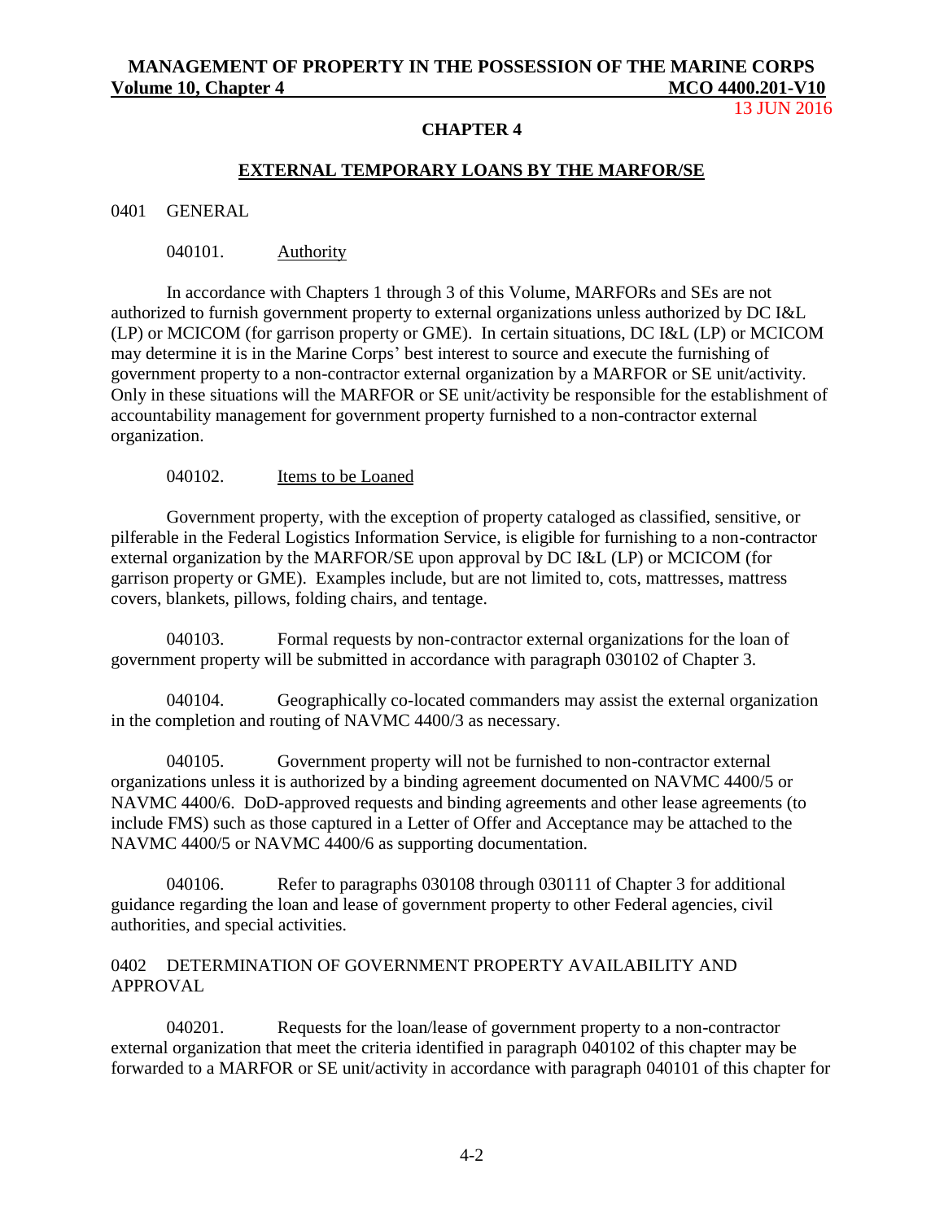## CHAPTER 4

## EXTERNAL TEMPORARY LOANS BY THE MARFOR/SE

0401 GENERAL

040101. Authority

In accordance with Chapters 1 through 3 of this Volume, MARFORs and SEs are not authorized to furnish government property to external organizations unless authorized by DC I&L (LP) or MCICOM (for garrison property or GME). In certain situations, DC I&L (LP) or MCICOM may determine it is in the Marine Corps' best interest to source and execute the furnishing of government property to a non-contractor external organization by a MARFOR or SE unit/activity. Only in these situations will the MARFOR or SE unit/activity be responsible for the establishment of accountability management for government property furnished to a non-contractor external organization.

040102. Items to be Loaned

Government property, with the exception of property cataloged as classified, sensitive, or pilferable in the Federal Logistics Information Service, is eligible for furnishing to a non-contractor external organization by the MARFOR/SE upon approval by DC I&L (LP) or MCICOM (for garrison property or GME). Examples include, but are not limited to, cots, mattresses, mattress covers, blankets, pillows, folding chairs, and tentage.

040103. Formal requests by non-contractor external organizations for the loan of government property will be submitted in accordance with paragraph 030102 of Chapter 3.

040104. Geographically co-located commanders may assist the external organization in the completion and routing of NAVMC 4400/3 as necessary.

040105. Government property will not be furnished to non-contractor external organizations unless it is authorized by a binding agreement documented on NAVMC 4400/5 or NAVMC 4400/6. DoD-approved requests and binding agreements and other lease agreements (to include FMS) such as those captured in a Letter of Offer and Acceptance may be attached to the NAVMC 4400/5 or NAVMC 4400/6 as supporting documentation.

040106. Refer to paragraphs 030108 through 030111 of Chapter 3 for additional guidance regarding the loan and lease of government property to other Federal agencies, civil authorities, and special activities.

0402 DETERMINATION OF GOVERNMENT PROPERTY AVAILABILITY AND APPROVAL

040201. Requests for the loan/lease of government property to a non-contractor external organization that meet the criteria identified in paragraph 040102 of this chapter may be forwarded to a MARFOR or SE unit/activity in accordance with paragraph 040101 of this chapter for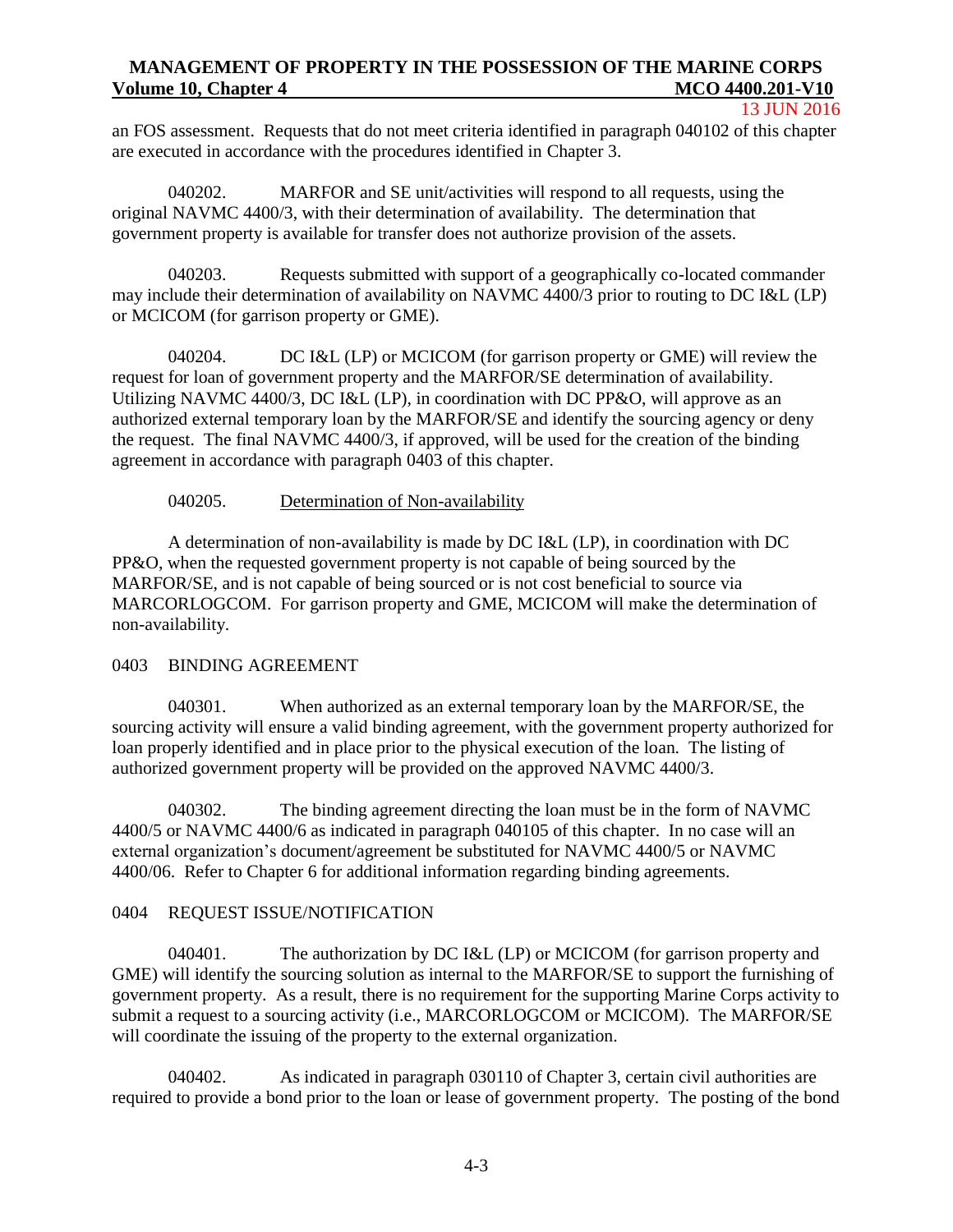an FOS assessment. Requests that do not meet criteria identified in paragraph 040102 of this chapter are executed in accordance with the procedures identified in Chapter 3.

040202. MARFOR and SE unit/activities will respond to all requests, using the original NAVMC 4400/3, with their determination of availability. The determination that government property is available for transfer does not authorize provision of the assets.

040203. Requests submitted with support of a geographically co-located commander may include their determination of availability on NAVMC 4400/3 prior to routing to DC I&L (LP) or MCICOM (for garrison property or GME).

040204. DC I&L (LP) or MCICOM (for garrison property or GME) will review the request for loan of government property and the MARFOR/SE determination of availability. Utilizing NAVMC 4400/3, DC I&L (LP), in coordination with DC PP&O, will approve as an authorized external temporary loan by the MARFOR/SE and identify the sourcing agency or deny the request. The final NAVMC 4400/3, if approved, will be used for the creation of the binding agreement in accordance with paragraph 0403 of this chapter.

040205. Determination of Non-availability

A determination of non-availability is made by DC I&L (LP), in coordination with DC PP&O, when the requested government property is not capable of being sourced by the MARFOR/SE, and is not capable of being sourced or is not cost beneficial to source via MARCORLOGCOM. For garrison property and GME, MCICOM will make the determination of non-availability.

## 0403 BINDING AGREEMENT

040301. When authorized as an external temporary loan by the MARFOR/SE, the sourcing activity will ensure a valid binding agreement, with the government property authorized for loan properly identified and in place prior to the physical execution of the loan. The listing of authorized government property will be provided on the approved NAVMC 4400/3.

040302. The binding agreement directing the loan must be in the form of NAVMC 4400/5 or NAVMC 4400/6 as indicated in paragraph 040105 of this chapter. In no case will an external organization's document/agreement be substituted for NAVMC 4400/5 or NAVMC 4400/06. Refer to Chapter 6 for additional information regarding binding agreements.

## 0404 REQUEST ISSUE/NOTIFICATION

040401. The authorization by DC I&L (LP) or MCICOM (for garrison property and GME) will identify the sourcing solution as internal to the MARFOR/SE to support the furnishing of government property. As a result, there is no requirement for the supporting Marine Corps activity to submit a request to a sourcing activity (i.e., MARCORLOGCOM or MCICOM). The MARFOR/SE will coordinate the issuing of the property to the external organization.

040402. As indicated in paragraph 030110 of Chapter 3, certain civil authorities are required to provide a bond prior to the loan or lease of government property. The posting of the bond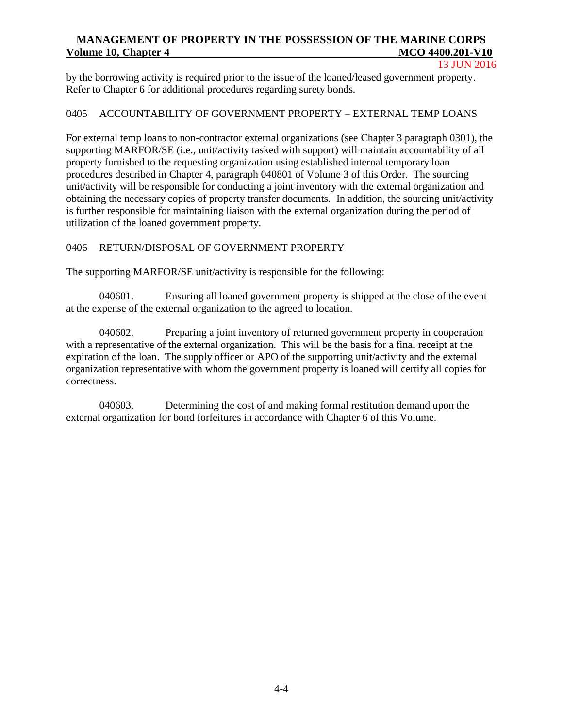by the borrowing activity is required prior to the issue of the loaned/leased government property. Refer to Chapter 6 for additional procedures regarding surety bonds.

## 0405 ACCOUNTABILITY OF GOVERNMENT PROPERTY – EXTERNAL TEMP LOANS

For external temp loans to non-contractor external organizations (see Chapter 3 paragraph 0301), the supporting MARFOR/SE (i.e., unit/activity tasked with support) will maintain accountability of all property furnished to the requesting organization using established internal temporary loan procedures described in Chapter 4, paragraph 040801 of Volume 3 of this Order. The sourcing unit/activity will be responsible for conducting a joint inventory with the external organization and obtaining the necessary copies of property transfer documents. In addition, the sourcing unit/activity is further responsible for maintaining liaison with the external organization during the period of utilization of the loaned government property.

## 0406 RETURN/DISPOSAL OF GOVERNMENT PROPERTY

The supporting MARFOR/SE unit/activity is responsible for the following:

040601. Ensuring all loaned government property is shipped at the close of the event at the expense of the external organization to the agreed to location.

040602. Preparing a joint inventory of returned government property in cooperation with a representative of the external organization. This will be the basis for a final receipt at the expiration of the loan. The supply officer or APO of the supporting unit/activity and the external organization representative with whom the government property is loaned will certify all copies for correctness.

040603. Determining the cost of and making formal restitution demand upon the external organization for bond forfeitures in accordance with Chapter 6 of this Volume.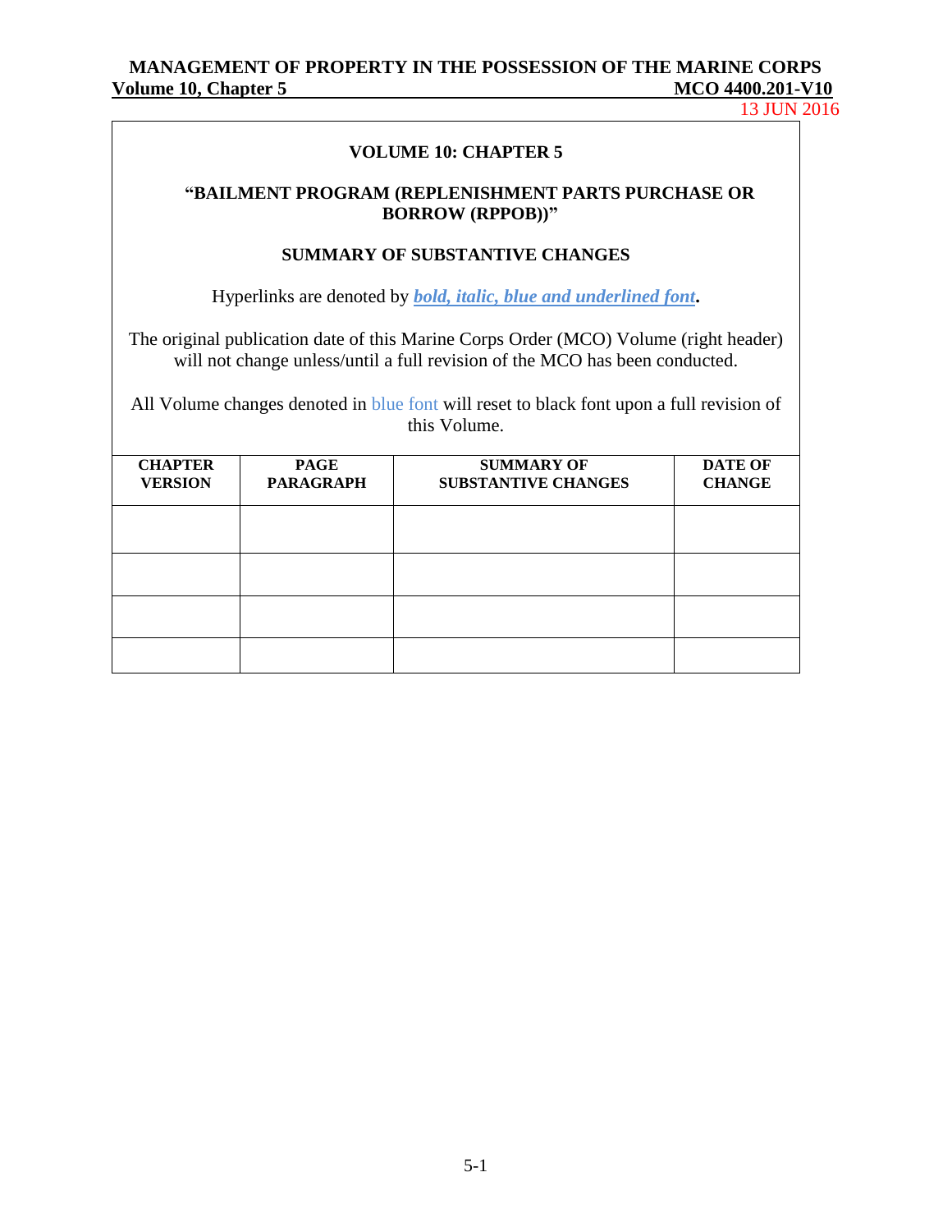## VOLUME 10: CHAPTER 5

### "BAILMENT PROGRAM (REPLENISHMENT PARTS PURCHASE OR BORROW (RPPOB))"

### SUMMARY OF SUBSTANTIVE CHANGES

Hyperlinks are denoted by ***bold, italic, blue and underlined font***.

The original publication date of this Marine Corps Order (MCO) Volume (right header) will not change unless/until a full revision of the MCO has been conducted.

All Volume changes denoted in blue font will reset to black font upon a full revision of this Volume.

| CHAPTER VERSION | PAGE PARAGRAPH | SUMMARY OF SUBSTANTIVE CHANGES | DATE OF CHANGE |
|---|---|---|---|
| | | | |
| | | | |
| | | | |
| | | | |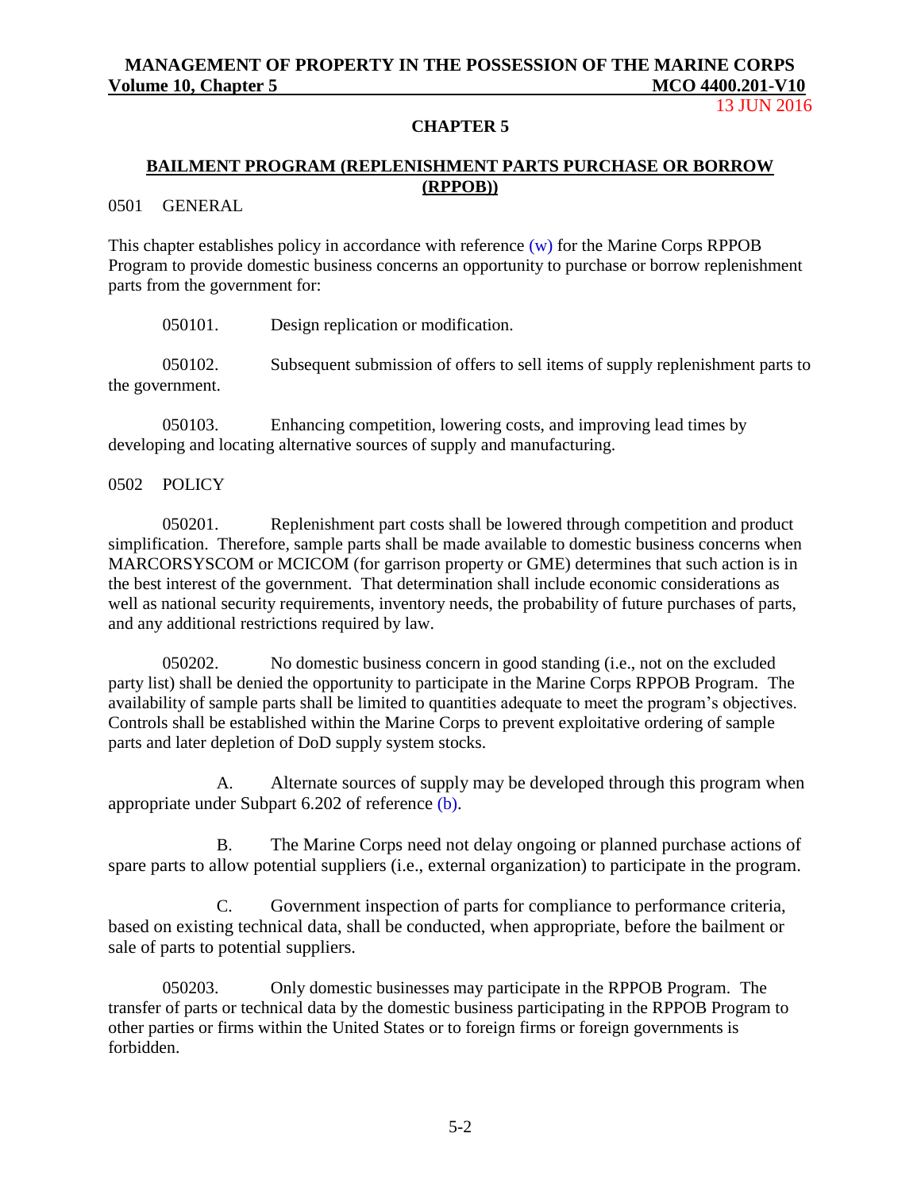## CHAPTER 5

### BAILMENT PROGRAM (REPLENISHMENT PARTS PURCHASE OR BORROW (RPPOB))

0501 GENERAL

This chapter establishes policy in accordance with reference (w) for the Marine Corps RPPOB Program to provide domestic business concerns an opportunity to purchase or borrow replenishment parts from the government for:

050101. Design replication or modification.

050102. Subsequent submission of offers to sell items of supply replenishment parts to the government.

050103. Enhancing competition, lowering costs, and improving lead times by developing and locating alternative sources of supply and manufacturing.

0502 POLICY

050201. Replenishment part costs shall be lowered through competition and product simplification. Therefore, sample parts shall be made available to domestic business concerns when MARCORSYSCOM or MCICOM (for garrison property or GME) determines that such action is in the best interest of the government. That determination shall include economic considerations as well as national security requirements, inventory needs, the probability of future purchases of parts, and any additional restrictions required by law.

050202. No domestic business concern in good standing (i.e., not on the excluded party list) shall be denied the opportunity to participate in the Marine Corps RPPOB Program. The availability of sample parts shall be limited to quantities adequate to meet the program's objectives. Controls shall be established within the Marine Corps to prevent exploitative ordering of sample parts and later depletion of DoD supply system stocks.

A. Alternate sources of supply may be developed through this program when appropriate under Subpart 6.202 of reference (b).

B. The Marine Corps need not delay ongoing or planned purchase actions of spare parts to allow potential suppliers (i.e., external organization) to participate in the program.

C. Government inspection of parts for compliance to performance criteria, based on existing technical data, shall be conducted, when appropriate, before the bailment or sale of parts to potential suppliers.

050203. Only domestic businesses may participate in the RPPOB Program. The transfer of parts or technical data by the domestic business participating in the RPPOB Program to other parties or firms within the United States or to foreign firms or foreign governments is forbidden.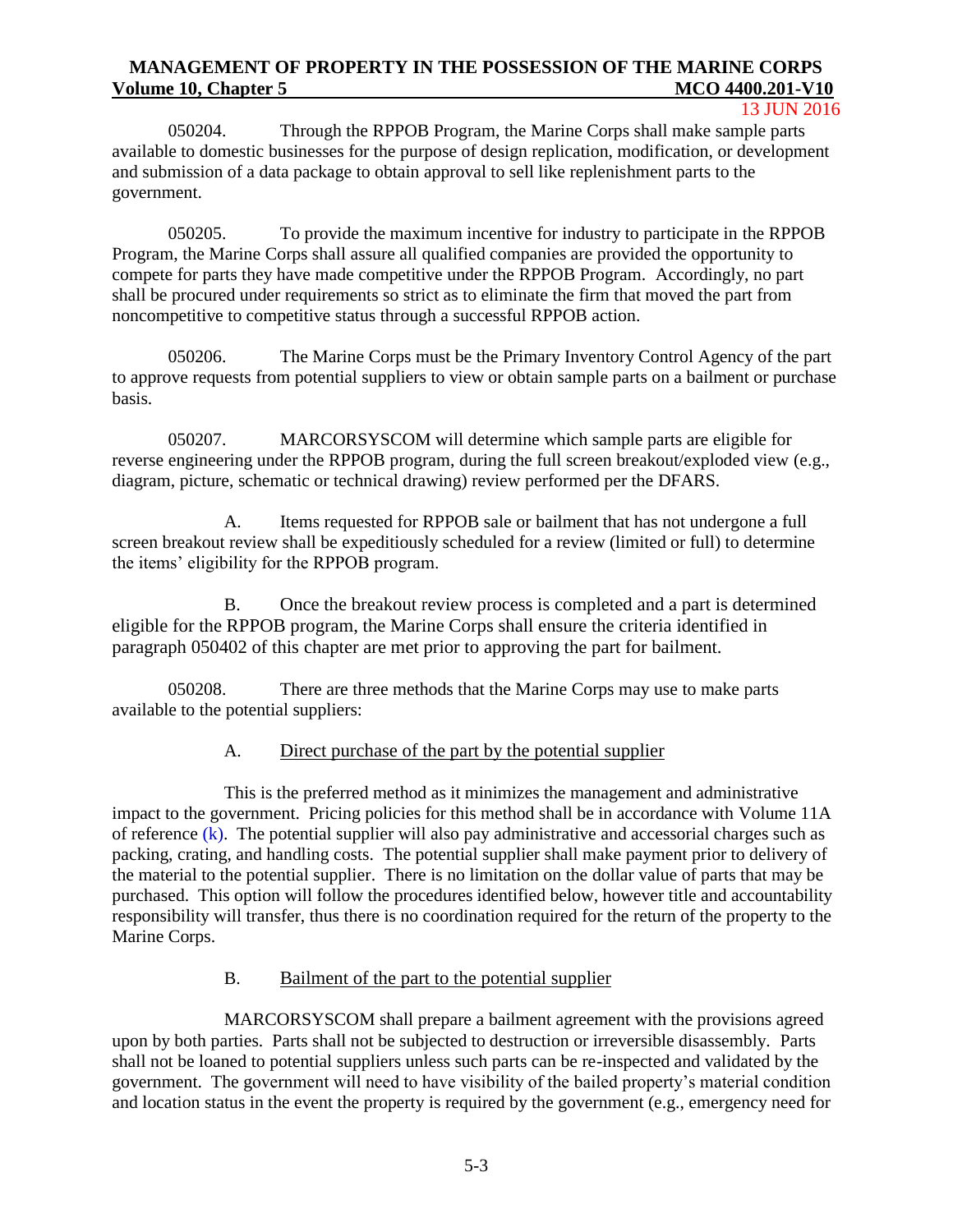050204. Through the RPPOB Program, the Marine Corps shall make sample parts available to domestic businesses for the purpose of design replication, modification, or development and submission of a data package to obtain approval to sell like replenishment parts to the government.

050205. To provide the maximum incentive for industry to participate in the RPPOB Program, the Marine Corps shall assure all qualified companies are provided the opportunity to compete for parts they have made competitive under the RPPOB Program. Accordingly, no part shall be procured under requirements so strict as to eliminate the firm that moved the part from noncompetitive to competitive status through a successful RPPOB action.

050206. The Marine Corps must be the Primary Inventory Control Agency of the part to approve requests from potential suppliers to view or obtain sample parts on a bailment or purchase basis.

050207. MARCORSYSCOM will determine which sample parts are eligible for reverse engineering under the RPPOB program, during the full screen breakout/exploded view (e.g., diagram, picture, schematic or technical drawing) review performed per the DFARS.

A. Items requested for RPPOB sale or bailment that has not undergone a full screen breakout review shall be expeditiously scheduled for a review (limited or full) to determine the items' eligibility for the RPPOB program.

B. Once the breakout review process is completed and a part is determined eligible for the RPPOB program, the Marine Corps shall ensure the criteria identified in paragraph 050402 of this chapter are met prior to approving the part for bailment.

050208. There are three methods that the Marine Corps may use to make parts available to the potential suppliers:

A. Direct purchase of the part by the potential supplier

This is the preferred method as it minimizes the management and administrative impact to the government. Pricing policies for this method shall be in accordance with Volume 11A of reference (k). The potential supplier will also pay administrative and accessorial charges such as packing, crating, and handling costs. The potential supplier shall make payment prior to delivery of the material to the potential supplier. There is no limitation on the dollar value of parts that may be purchased. This option will follow the procedures identified below, however title and accountability responsibility will transfer, thus there is no coordination required for the return of the property to the Marine Corps.

B. Bailment of the part to the potential supplier

MARCORSYSCOM shall prepare a bailment agreement with the provisions agreed upon by both parties. Parts shall not be subjected to destruction or irreversible disassembly. Parts shall not be loaned to potential suppliers unless such parts can be re-inspected and validated by the government. The government will need to have visibility of the bailed property's material condition and location status in the event the property is required by the government (e.g., emergency need for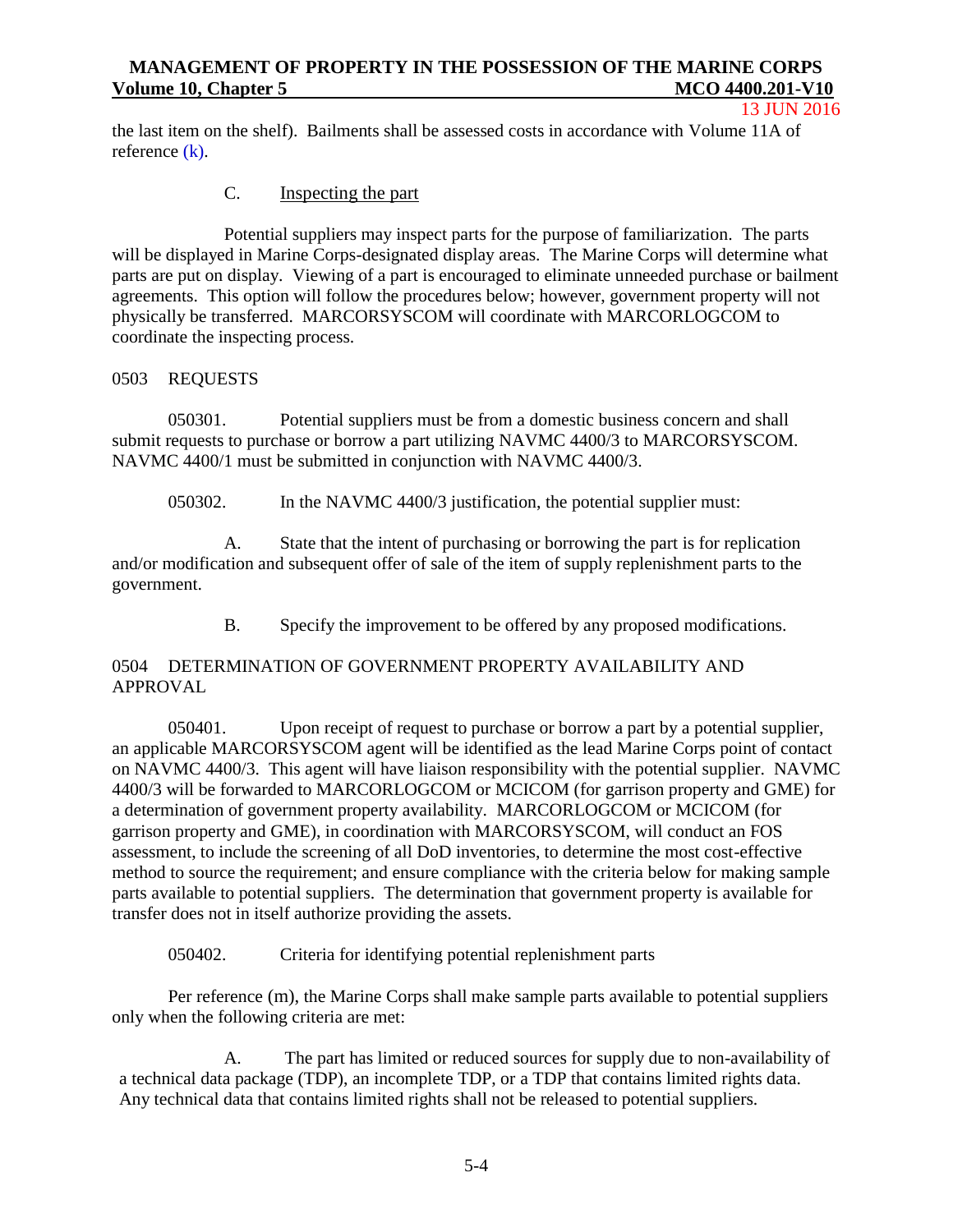the last item on the shelf). Bailments shall be assessed costs in accordance with Volume 11A of reference (k).

C. Inspecting the part

Potential suppliers may inspect parts for the purpose of familiarization. The parts will be displayed in Marine Corps-designated display areas. The Marine Corps will determine what parts are put on display. Viewing of a part is encouraged to eliminate unneeded purchase or bailment agreements. This option will follow the procedures below; however, government property will not physically be transferred. MARCORSYSCOM will coordinate with MARCORLOGCOM to coordinate the inspecting process.

## 0503 REQUESTS

050301. Potential suppliers must be from a domestic business concern and shall submit requests to purchase or borrow a part utilizing NAVMC 4400/3 to MARCORSYSCOM. NAVMC 4400/1 must be submitted in conjunction with NAVMC 4400/3.

050302. In the NAVMC 4400/3 justification, the potential supplier must:

A. State that the intent of purchasing or borrowing the part is for replication and/or modification and subsequent offer of sale of the item of supply replenishment parts to the government.

B. Specify the improvement to be offered by any proposed modifications.

## 0504 DETERMINATION OF GOVERNMENT PROPERTY AVAILABILITY AND APPROVAL

050401. Upon receipt of request to purchase or borrow a part by a potential supplier, an applicable MARCORSYSCOM agent will be identified as the lead Marine Corps point of contact on NAVMC 4400/3. This agent will have liaison responsibility with the potential supplier. NAVMC 4400/3 will be forwarded to MARCORLOGCOM or MCICOM (for garrison property and GME) for a determination of government property availability. MARCORLOGCOM or MCICOM (for garrison property and GME), in coordination with MARCORSYSCOM, will conduct an FOS assessment, to include the screening of all DoD inventories, to determine the most cost-effective method to source the requirement; and ensure compliance with the criteria below for making sample parts available to potential suppliers. The determination that government property is available for transfer does not in itself authorize providing the assets.

050402. Criteria for identifying potential replenishment parts

Per reference (m), the Marine Corps shall make sample parts available to potential suppliers only when the following criteria are met:

A. The part has limited or reduced sources for supply due to non-availability of a technical data package (TDP), an incomplete TDP, or a TDP that contains limited rights data. Any technical data that contains limited rights shall not be released to potential suppliers.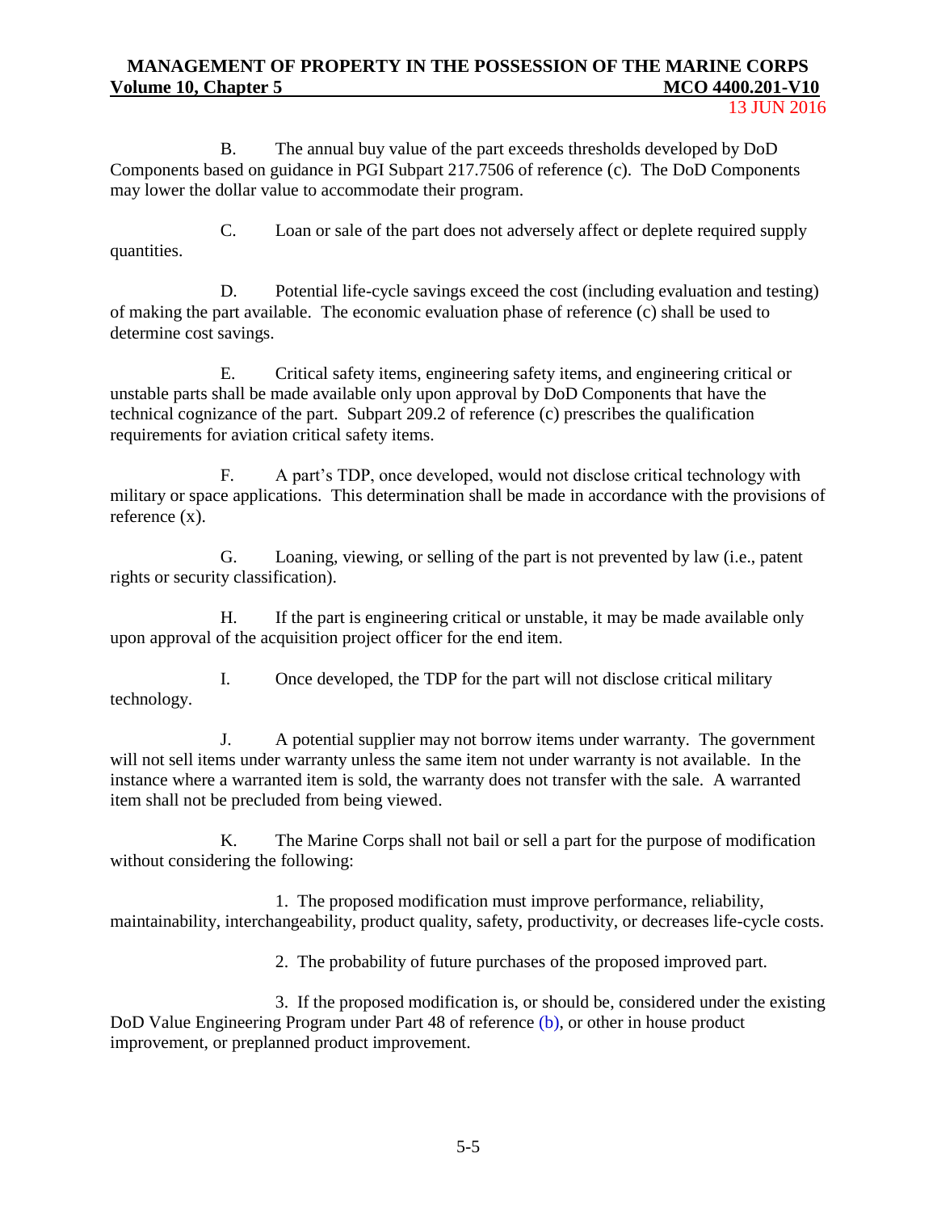B. The annual buy value of the part exceeds thresholds developed by DoD Components based on guidance in PGI Subpart 217.7506 of reference (c). The DoD Components may lower the dollar value to accommodate their program.

C. Loan or sale of the part does not adversely affect or deplete required supply quantities.

D. Potential life-cycle savings exceed the cost (including evaluation and testing) of making the part available. The economic evaluation phase of reference (c) shall be used to determine cost savings.

E. Critical safety items, engineering safety items, and engineering critical or unstable parts shall be made available only upon approval by DoD Components that have the technical cognizance of the part. Subpart 209.2 of reference (c) prescribes the qualification requirements for aviation critical safety items.

F. A part's TDP, once developed, would not disclose critical technology with military or space applications. This determination shall be made in accordance with the provisions of reference (x).

G. Loaning, viewing, or selling of the part is not prevented by law (i.e., patent rights or security classification).

H. If the part is engineering critical or unstable, it may be made available only upon approval of the acquisition project officer for the end item.

I. Once developed, the TDP for the part will not disclose critical military technology.

J. A potential supplier may not borrow items under warranty. The government will not sell items under warranty unless the same item not under warranty is not available. In the instance where a warranted item is sold, the warranty does not transfer with the sale. A warranted item shall not be precluded from being viewed.

K. The Marine Corps shall not bail or sell a part for the purpose of modification without considering the following:

1. The proposed modification must improve performance, reliability, maintainability, interchangeability, product quality, safety, productivity, or decreases life-cycle costs.

2. The probability of future purchases of the proposed improved part.

3. If the proposed modification is, or should be, considered under the existing DoD Value Engineering Program under Part 48 of reference (b), or other in house product improvement, or preplanned product improvement.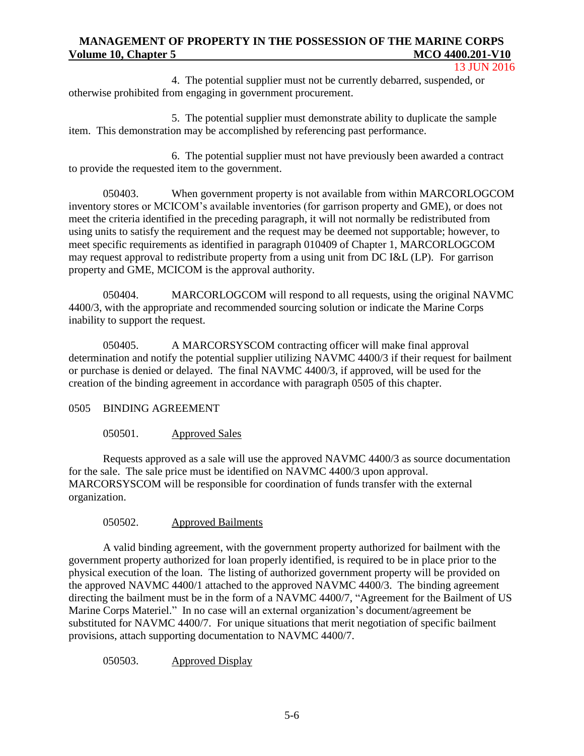4. The potential supplier must not be currently debarred, suspended, or otherwise prohibited from engaging in government procurement.

5. The potential supplier must demonstrate ability to duplicate the sample item. This demonstration may be accomplished by referencing past performance.

6. The potential supplier must not have previously been awarded a contract to provide the requested item to the government.

050403. When government property is not available from within MARCORLOGCOM inventory stores or MCICOM's available inventories (for garrison property and GME), or does not meet the criteria identified in the preceding paragraph, it will not normally be redistributed from using units to satisfy the requirement and the request may be deemed not supportable; however, to meet specific requirements as identified in paragraph 010409 of Chapter 1, MARCORLOGCOM may request approval to redistribute property from a using unit from DC I&L (LP). For garrison property and GME, MCICOM is the approval authority.

050404. MARCORLOGCOM will respond to all requests, using the original NAVMC 4400/3, with the appropriate and recommended sourcing solution or indicate the Marine Corps inability to support the request.

050405. A MARCORSYSCOM contracting officer will make final approval determination and notify the potential supplier utilizing NAVMC 4400/3 if their request for bailment or purchase is denied or delayed. The final NAVMC 4400/3, if approved, will be used for the creation of the binding agreement in accordance with paragraph 0505 of this chapter.

## 0505 BINDING AGREEMENT

### 050501. Approved Sales

Requests approved as a sale will use the approved NAVMC 4400/3 as source documentation for the sale. The sale price must be identified on NAVMC 4400/3 upon approval. MARCORSYSCOM will be responsible for coordination of funds transfer with the external organization.

### 050502. Approved Bailments

A valid binding agreement, with the government property authorized for bailment with the government property authorized for loan properly identified, is required to be in place prior to the physical execution of the loan. The listing of authorized government property will be provided on the approved NAVMC 4400/1 attached to the approved NAVMC 4400/3. The binding agreement directing the bailment must be in the form of a NAVMC 4400/7, "Agreement for the Bailment of US Marine Corps Materiel." In no case will an external organization's document/agreement be substituted for NAVMC 4400/7. For unique situations that merit negotiation of specific bailment provisions, attach supporting documentation to NAVMC 4400/7.

### 050503. Approved Display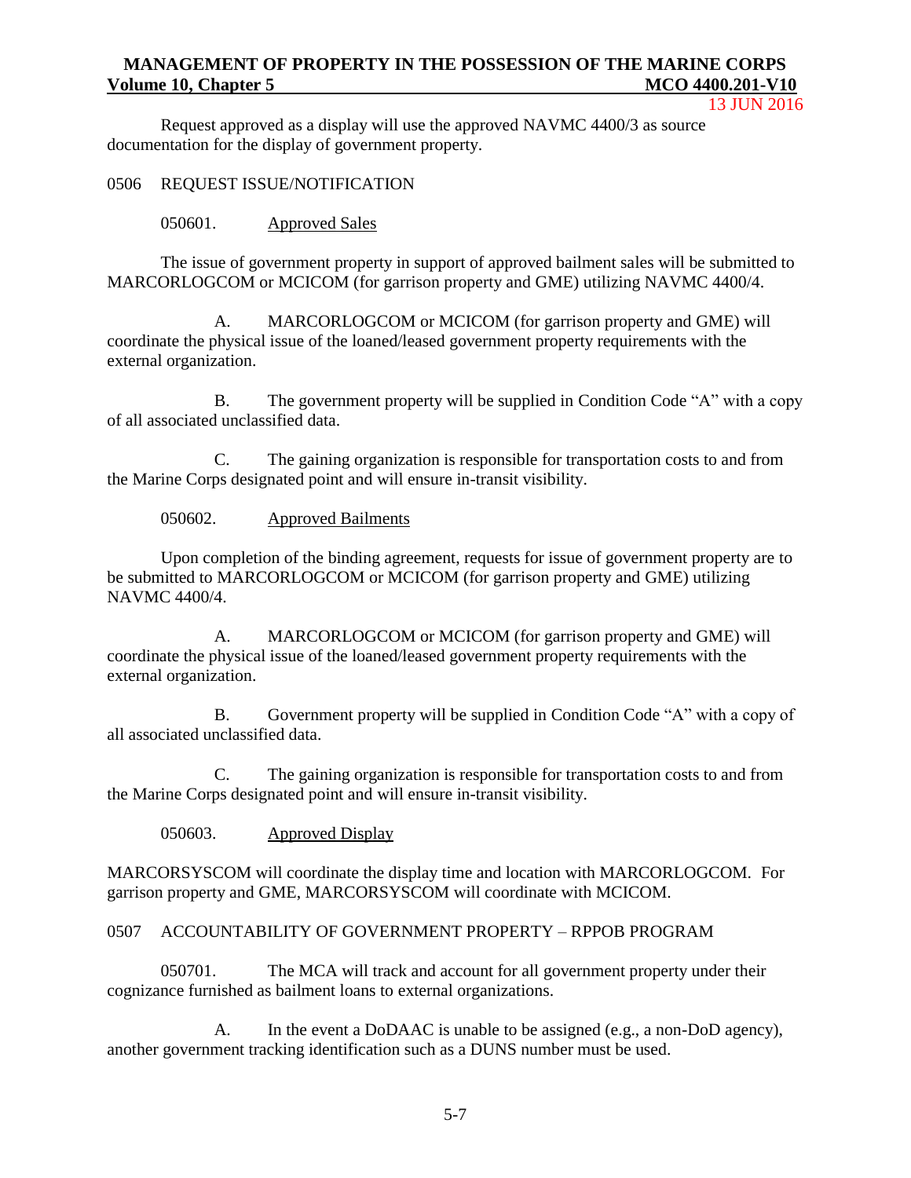Request approved as a display will use the approved NAVMC 4400/3 as source documentation for the display of government property.

## 0506 REQUEST ISSUE/NOTIFICATION

### 050601. Approved Sales

The issue of government property in support of approved bailment sales will be submitted to MARCORLOGCOM or MCICOM (for garrison property and GME) utilizing NAVMC 4400/4.

A. MARCORLOGCOM or MCICOM (for garrison property and GME) will coordinate the physical issue of the loaned/leased government property requirements with the external organization.

B. The government property will be supplied in Condition Code “A” with a copy of all associated unclassified data.

C. The gaining organization is responsible for transportation costs to and from the Marine Corps designated point and will ensure in-transit visibility.

### 050602. Approved Bailments

Upon completion of the binding agreement, requests for issue of government property are to be submitted to MARCORLOGCOM or MCICOM (for garrison property and GME) utilizing NAVMC 4400/4.

A. MARCORLOGCOM or MCICOM (for garrison property and GME) will coordinate the physical issue of the loaned/leased government property requirements with the external organization.

B. Government property will be supplied in Condition Code “A” with a copy of all associated unclassified data.

C. The gaining organization is responsible for transportation costs to and from the Marine Corps designated point and will ensure in-transit visibility.

### 050603. Approved Display

MARCORSYSCOM will coordinate the display time and location with MARCORLOGCOM. For garrison property and GME, MARCORSYSCOM will coordinate with MCICOM.

## 0507 ACCOUNTABILITY OF GOVERNMENT PROPERTY – RPPOB PROGRAM

050701. The MCA will track and account for all government property under their cognizance furnished as bailment loans to external organizations.

A. In the event a DoDAAC is unable to be assigned (e.g., a non-DoD agency), another government tracking identification such as a DUNS number must be used.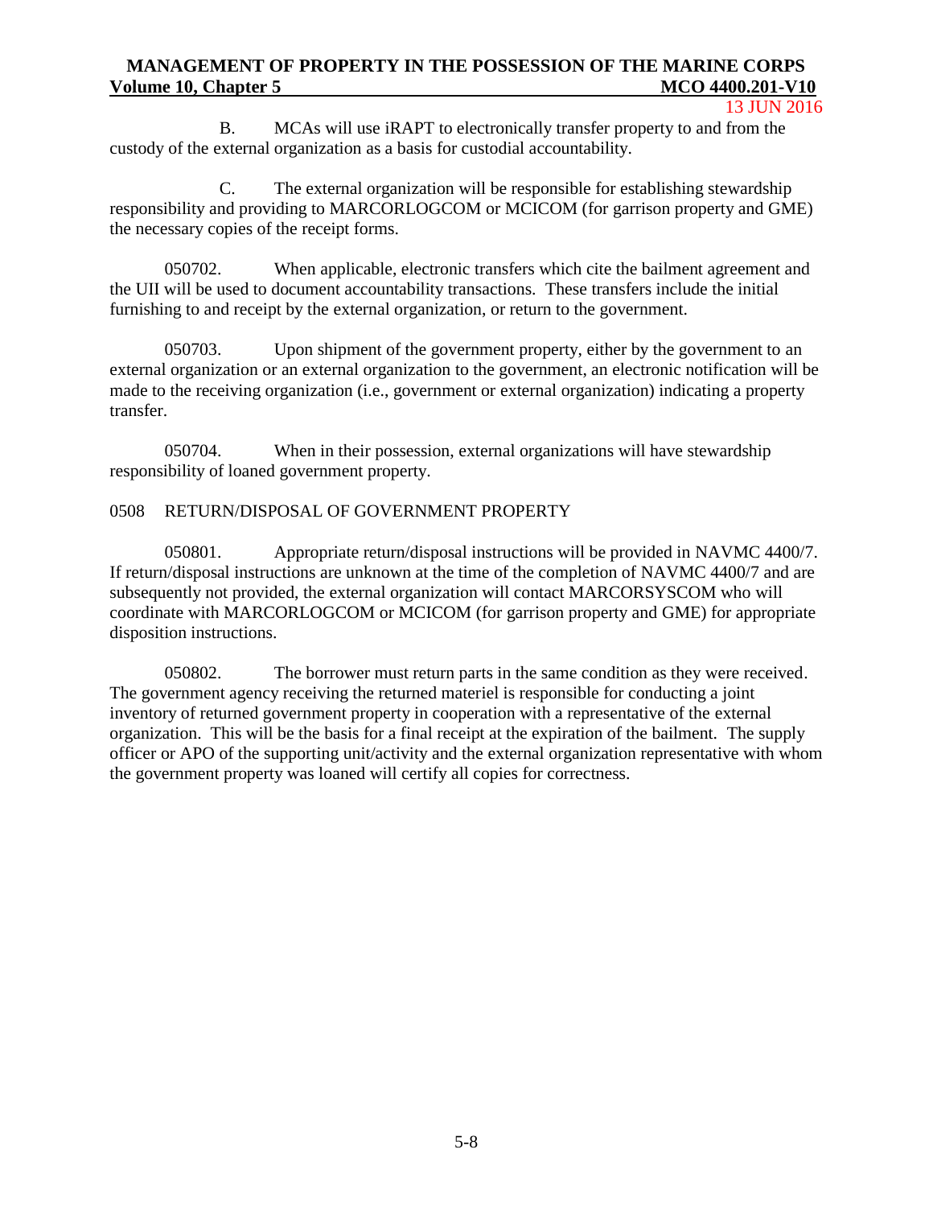B. MCAs will use iRAPT to electronically transfer property to and from the custody of the external organization as a basis for custodial accountability.

C. The external organization will be responsible for establishing stewardship responsibility and providing to MARCORLOGCOM or MCICOM (for garrison property and GME) the necessary copies of the receipt forms.

050702. When applicable, electronic transfers which cite the bailment agreement and the UII will be used to document accountability transactions. These transfers include the initial furnishing to and receipt by the external organization, or return to the government.

050703. Upon shipment of the government property, either by the government to an external organization or an external organization to the government, an electronic notification will be made to the receiving organization (i.e., government or external organization) indicating a property transfer.

050704. When in their possession, external organizations will have stewardship responsibility of loaned government property.

## 0508 RETURN/DISPOSAL OF GOVERNMENT PROPERTY

050801. Appropriate return/disposal instructions will be provided in NAVMC 4400/7. If return/disposal instructions are unknown at the time of the completion of NAVMC 4400/7 and are subsequently not provided, the external organization will contact MARCORSYSCOM who will coordinate with MARCORLOGCOM or MCICOM (for garrison property and GME) for appropriate disposition instructions.

050802. The borrower must return parts in the same condition as they were received. The government agency receiving the returned materiel is responsible for conducting a joint inventory of returned government property in cooperation with a representative of the external organization. This will be the basis for a final receipt at the expiration of the bailment. The supply officer or APO of the supporting unit/activity and the external organization representative with whom the government property was loaned will certify all copies for correctness.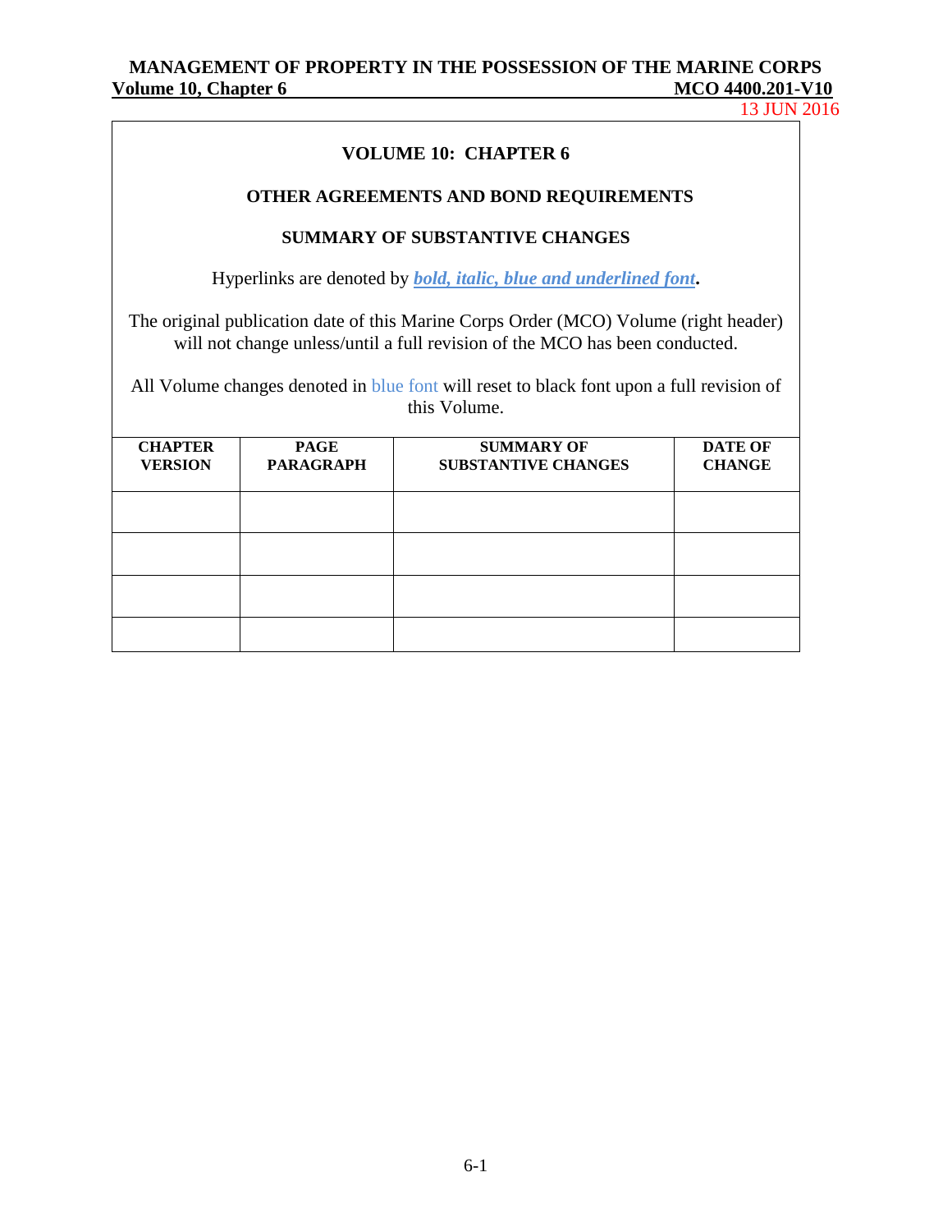# VOLUME 10: CHAPTER 6

## OTHER AGREEMENTS AND BOND REQUIREMENTS

### SUMMARY OF SUBSTANTIVE CHANGES

Hyperlinks are denoted by ***bold, italic, blue and underlined font*.**

The original publication date of this Marine Corps Order (MCO) Volume (right header) will not change unless/until a full revision of the MCO has been conducted.

All Volume changes denoted in blue font will reset to black font upon a full revision of this Volume.

| CHAPTER VERSION | PAGE PARAGRAPH | SUMMARY OF SUBSTANTIVE CHANGES | DATE OF CHANGE |
|---|---|---|---|
| | | | |
| | | | |
| | | | |
| | | | |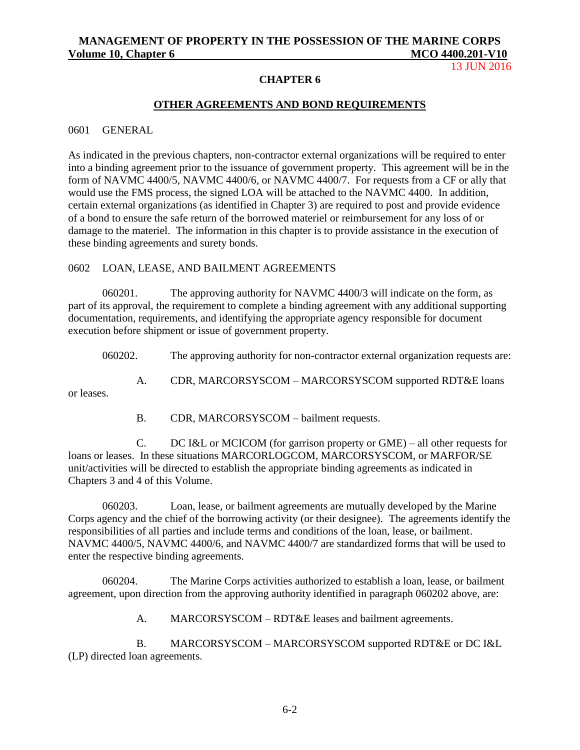# CHAPTER 6

## OTHER AGREEMENTS AND BOND REQUIREMENTS

### 0601 GENERAL

As indicated in the previous chapters, non-contractor external organizations will be required to enter into a binding agreement prior to the issuance of government property. This agreement will be in the form of NAVMC 4400/5, NAVMC 4400/6, or NAVMC 4400/7. For requests from a CF or ally that would use the FMS process, the signed LOA will be attached to the NAVMC 4400. In addition, certain external organizations (as identified in Chapter 3) are required to post and provide evidence of a bond to ensure the safe return of the borrowed materiel or reimbursement for any loss of or damage to the materiel. The information in this chapter is to provide assistance in the execution of these binding agreements and surety bonds.

### 0602 LOAN, LEASE, AND BAILMENT AGREEMENTS

060201. The approving authority for NAVMC 4400/3 will indicate on the form, as part of its approval, the requirement to complete a binding agreement with any additional supporting documentation, requirements, and identifying the appropriate agency responsible for document execution before shipment or issue of government property.

060202. The approving authority for non-contractor external organization requests are:

A. CDR, MARCORSYSCOM – MARCORSYSCOM supported RDT&E loans or leases.

B. CDR, MARCORSYSCOM – bailment requests.

C. DC I&L or MCICOM (for garrison property or GME) – all other requests for loans or leases. In these situations MARCORLOGCOM, MARCORSYSCOM, or MARFOR/SE unit/activities will be directed to establish the appropriate binding agreements as indicated in Chapters 3 and 4 of this Volume.

060203. Loan, lease, or bailment agreements are mutually developed by the Marine Corps agency and the chief of the borrowing activity (or their designee). The agreements identify the responsibilities of all parties and include terms and conditions of the loan, lease, or bailment. NAVMC 4400/5, NAVMC 4400/6, and NAVMC 4400/7 are standardized forms that will be used to enter the respective binding agreements.

060204. The Marine Corps activities authorized to establish a loan, lease, or bailment agreement, upon direction from the approving authority identified in paragraph 060202 above, are:

A. MARCORSYSCOM – RDT&E leases and bailment agreements.

B. MARCORSYSCOM – MARCORSYSCOM supported RDT&E or DC I&L (LP) directed loan agreements.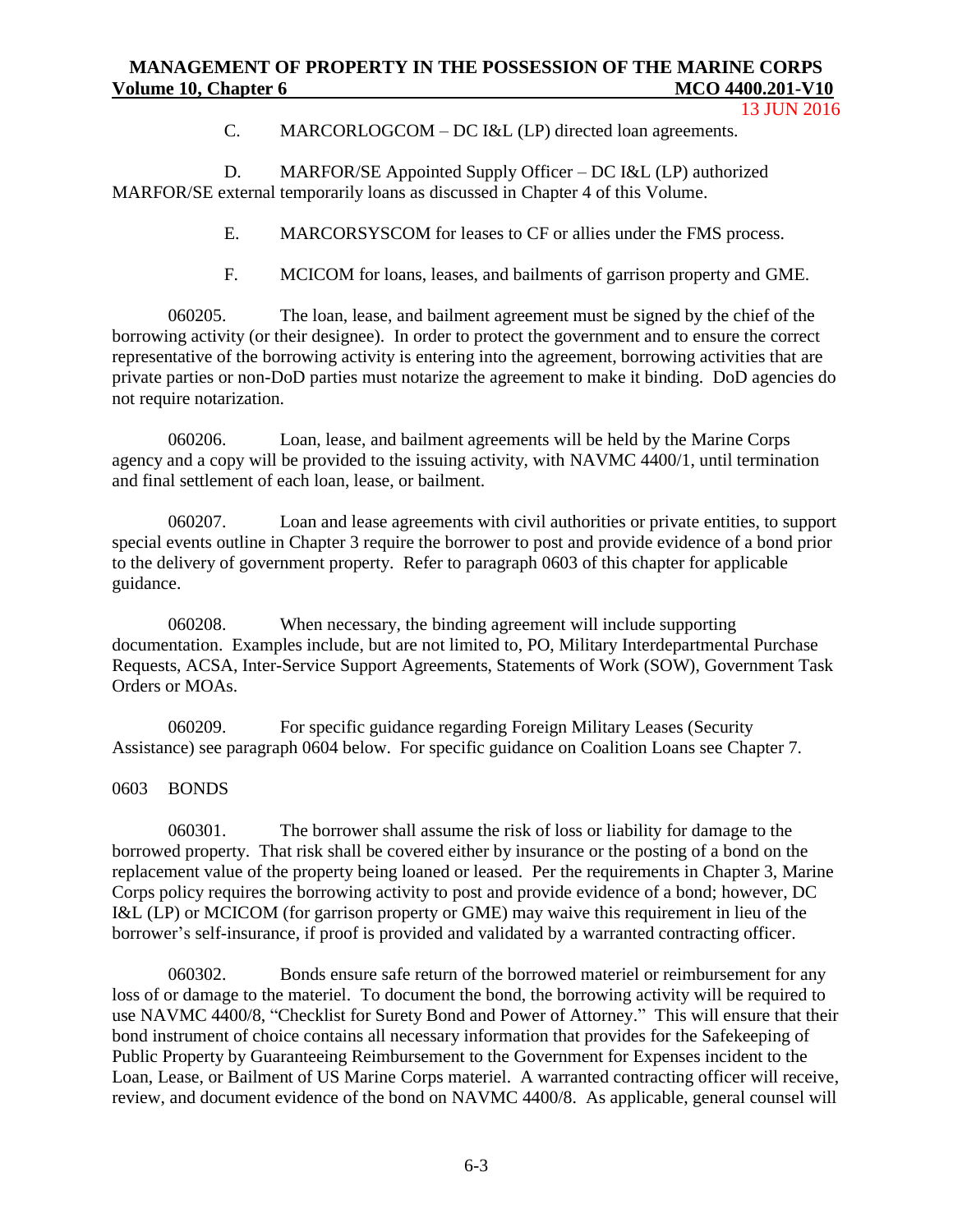C. MARCORLOGCOM – DC I&L (LP) directed loan agreements.

D. MARFOR/SE Appointed Supply Officer – DC I&L (LP) authorized MARFOR/SE external temporarily loans as discussed in Chapter 4 of this Volume.

E. MARCORSYSCOM for leases to CF or allies under the FMS process.

F. MCICOM for loans, leases, and bailments of garrison property and GME.

060205. The loan, lease, and bailment agreement must be signed by the chief of the borrowing activity (or their designee). In order to protect the government and to ensure the correct representative of the borrowing activity is entering into the agreement, borrowing activities that are private parties or non-DoD parties must notarize the agreement to make it binding. DoD agencies do not require notarization.

060206. Loan, lease, and bailment agreements will be held by the Marine Corps agency and a copy will be provided to the issuing activity, with NAVMC 4400/1, until termination and final settlement of each loan, lease, or bailment.

060207. Loan and lease agreements with civil authorities or private entities, to support special events outline in Chapter 3 require the borrower to post and provide evidence of a bond prior to the delivery of government property. Refer to paragraph 0603 of this chapter for applicable guidance.

060208. When necessary, the binding agreement will include supporting documentation. Examples include, but are not limited to, PO, Military Interdepartmental Purchase Requests, ACSA, Inter-Service Support Agreements, Statements of Work (SOW), Government Task Orders or MOAs.

060209. For specific guidance regarding Foreign Military Leases (Security Assistance) see paragraph 0604 below. For specific guidance on Coalition Loans see Chapter 7.

## 0603 BONDS

060301. The borrower shall assume the risk of loss or liability for damage to the borrowed property. That risk shall be covered either by insurance or the posting of a bond on the replacement value of the property being loaned or leased. Per the requirements in Chapter 3, Marine Corps policy requires the borrowing activity to post and provide evidence of a bond; however, DC I&L (LP) or MCICOM (for garrison property or GME) may waive this requirement in lieu of the borrower's self-insurance, if proof is provided and validated by a warranted contracting officer.

060302. Bonds ensure safe return of the borrowed materiel or reimbursement for any loss of or damage to the materiel. To document the bond, the borrowing activity will be required to use NAVMC 4400/8, "Checklist for Surety Bond and Power of Attorney." This will ensure that their bond instrument of choice contains all necessary information that provides for the Safekeeping of Public Property by Guaranteeing Reimbursement to the Government for Expenses incident to the Loan, Lease, or Bailment of US Marine Corps materiel. A warranted contracting officer will receive, review, and document evidence of the bond on NAVMC 4400/8. As applicable, general counsel will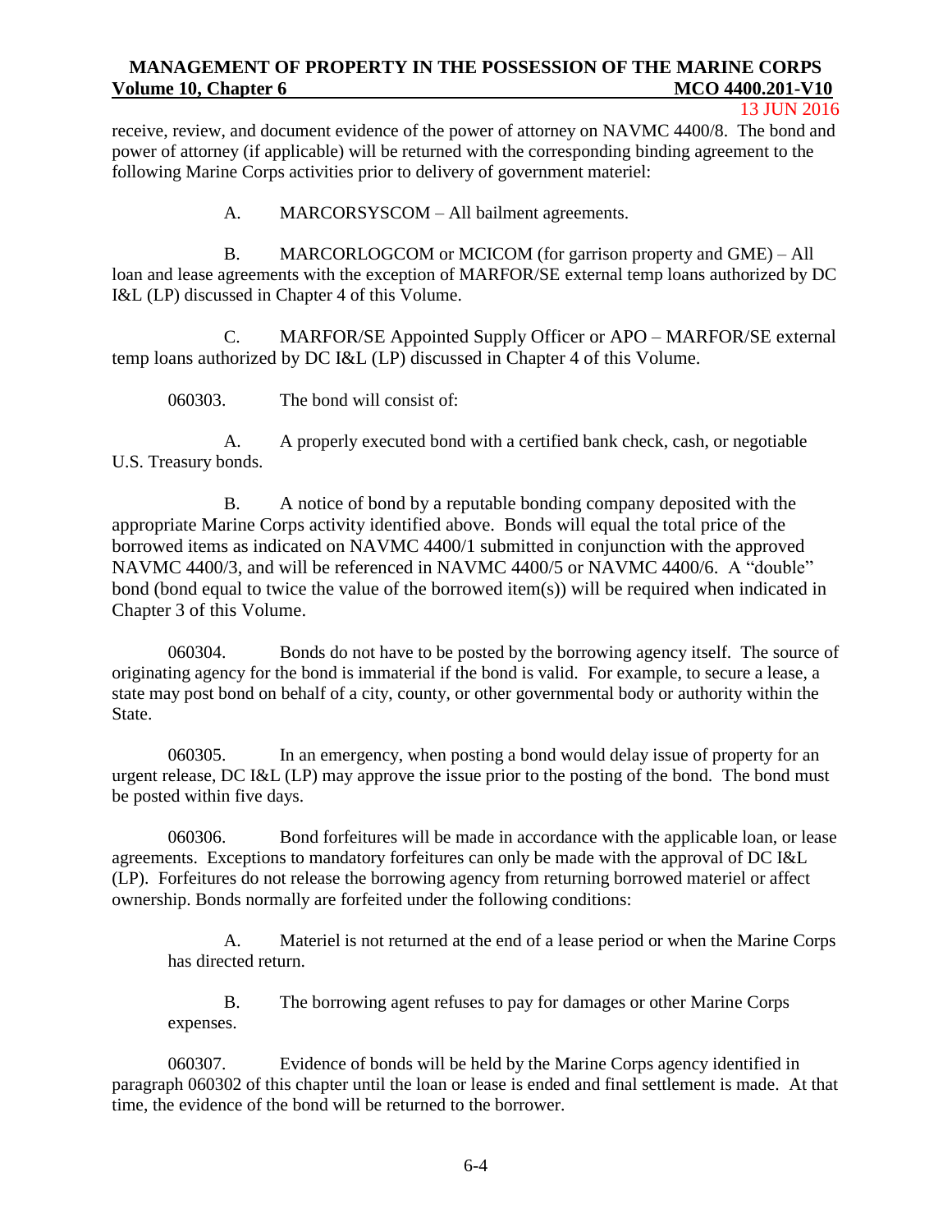receive, review, and document evidence of the power of attorney on NAVMC 4400/8. The bond and power of attorney (if applicable) will be returned with the corresponding binding agreement to the following Marine Corps activities prior to delivery of government materiel:

A. MARCORSYSCOM – All bailment agreements.

B. MARCORLOGCOM or MCICOM (for garrison property and GME) – All loan and lease agreements with the exception of MARFOR/SE external temp loans authorized by DC I&L (LP) discussed in Chapter 4 of this Volume.

C. MARFOR/SE Appointed Supply Officer or APO – MARFOR/SE external temp loans authorized by DC I&L (LP) discussed in Chapter 4 of this Volume.

060303. The bond will consist of:

A. A properly executed bond with a certified bank check, cash, or negotiable U.S. Treasury bonds.

B. A notice of bond by a reputable bonding company deposited with the appropriate Marine Corps activity identified above. Bonds will equal the total price of the borrowed items as indicated on NAVMC 4400/1 submitted in conjunction with the approved NAVMC 4400/3, and will be referenced in NAVMC 4400/5 or NAVMC 4400/6. A "double" bond (bond equal to twice the value of the borrowed item(s)) will be required when indicated in Chapter 3 of this Volume.

060304. Bonds do not have to be posted by the borrowing agency itself. The source of originating agency for the bond is immaterial if the bond is valid. For example, to secure a lease, a state may post bond on behalf of a city, county, or other governmental body or authority within the State.

060305. In an emergency, when posting a bond would delay issue of property for an urgent release, DC I&L (LP) may approve the issue prior to the posting of the bond. The bond must be posted within five days.

060306. Bond forfeitures will be made in accordance with the applicable loan, or lease agreements. Exceptions to mandatory forfeitures can only be made with the approval of DC I&L (LP). Forfeitures do not release the borrowing agency from returning borrowed materiel or affect ownership. Bonds normally are forfeited under the following conditions:

A. Materiel is not returned at the end of a lease period or when the Marine Corps has directed return.

B. The borrowing agent refuses to pay for damages or other Marine Corps expenses.

060307. Evidence of bonds will be held by the Marine Corps agency identified in paragraph 060302 of this chapter until the loan or lease is ended and final settlement is made. At that time, the evidence of the bond will be returned to the borrower.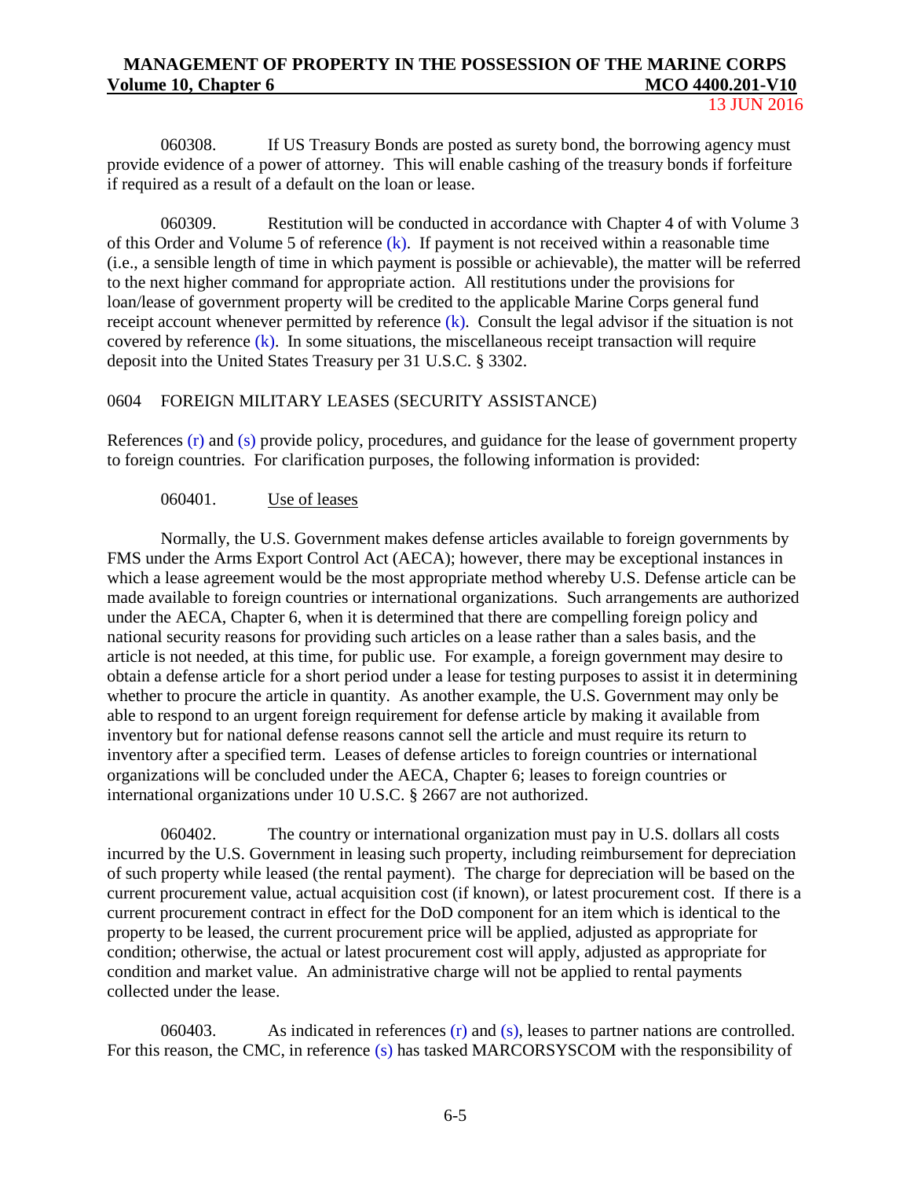060308. If US Treasury Bonds are posted as surety bond, the borrowing agency must provide evidence of a power of attorney. This will enable cashing of the treasury bonds if forfeiture if required as a result of a default on the loan or lease.

060309. Restitution will be conducted in accordance with Chapter 4 of with Volume 3 of this Order and Volume 5 of reference (k). If payment is not received within a reasonable time (i.e., a sensible length of time in which payment is possible or achievable), the matter will be referred to the next higher command for appropriate action. All restitutions under the provisions for loan/lease of government property will be credited to the applicable Marine Corps general fund receipt account whenever permitted by reference (k). Consult the legal advisor if the situation is not covered by reference (k). In some situations, the miscellaneous receipt transaction will require deposit into the United States Treasury per 31 U.S.C. § 3302.

## 0604 FOREIGN MILITARY LEASES (SECURITY ASSISTANCE)

References (r) and (s) provide policy, procedures, and guidance for the lease of government property to foreign countries. For clarification purposes, the following information is provided:

060401. Use of leases

Normally, the U.S. Government makes defense articles available to foreign governments by FMS under the Arms Export Control Act (AECA); however, there may be exceptional instances in which a lease agreement would be the most appropriate method whereby U.S. Defense article can be made available to foreign countries or international organizations. Such arrangements are authorized under the AECA, Chapter 6, when it is determined that there are compelling foreign policy and national security reasons for providing such articles on a lease rather than a sales basis, and the article is not needed, at this time, for public use. For example, a foreign government may desire to obtain a defense article for a short period under a lease for testing purposes to assist it in determining whether to procure the article in quantity. As another example, the U.S. Government may only be able to respond to an urgent foreign requirement for defense article by making it available from inventory but for national defense reasons cannot sell the article and must require its return to inventory after a specified term. Leases of defense articles to foreign countries or international organizations will be concluded under the AECA, Chapter 6; leases to foreign countries or international organizations under 10 U.S.C. § 2667 are not authorized.

060402. The country or international organization must pay in U.S. dollars all costs incurred by the U.S. Government in leasing such property, including reimbursement for depreciation of such property while leased (the rental payment). The charge for depreciation will be based on the current procurement value, actual acquisition cost (if known), or latest procurement cost. If there is a current procurement contract in effect for the DoD component for an item which is identical to the property to be leased, the current procurement price will be applied, adjusted as appropriate for condition; otherwise, the actual or latest procurement cost will apply, adjusted as appropriate for condition and market value. An administrative charge will not be applied to rental payments collected under the lease.

060403. As indicated in references (r) and (s), leases to partner nations are controlled. For this reason, the CMC, in reference (s) has tasked MARCORSYSCOM with the responsibility of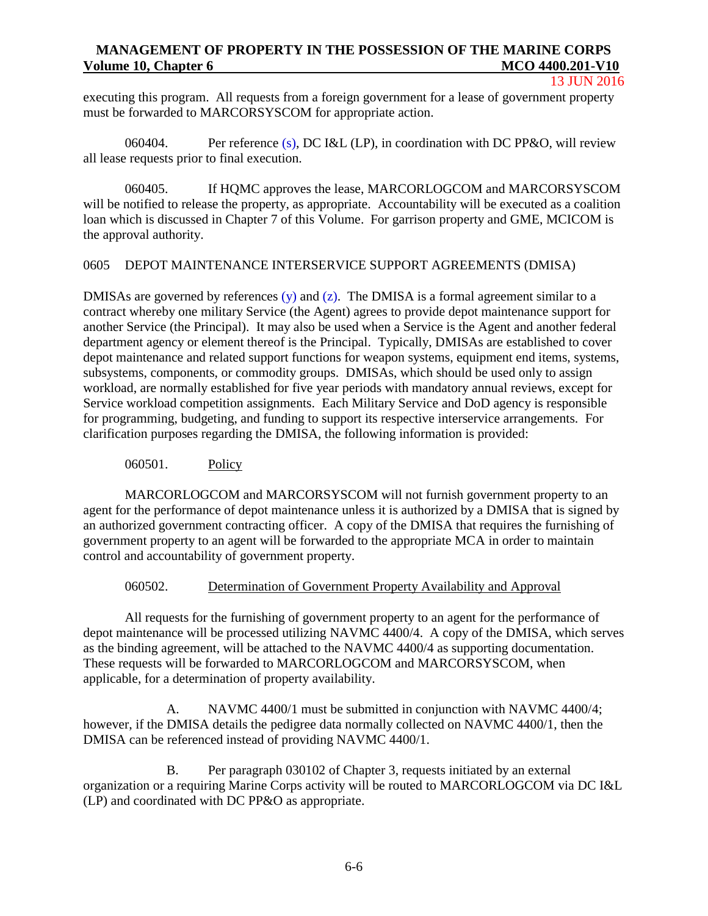executing this program. All requests from a foreign government for a lease of government property must be forwarded to MARCORSYSCOM for appropriate action.

060404. Per reference (s), DC I&L (LP), in coordination with DC PP&O, will review all lease requests prior to final execution.

060405. If HQMC approves the lease, MARCORLOGCOM and MARCORSYSCOM will be notified to release the property, as appropriate. Accountability will be executed as a coalition loan which is discussed in Chapter 7 of this Volume. For garrison property and GME, MCICOM is the approval authority.

## 0605 DEPOT MAINTENANCE INTERSERVICE SUPPORT AGREEMENTS (DMISA)

DMISAs are governed by references (y) and (z). The DMISA is a formal agreement similar to a contract whereby one military Service (the Agent) agrees to provide depot maintenance support for another Service (the Principal). It may also be used when a Service is the Agent and another federal department agency or element thereof is the Principal. Typically, DMISAs are established to cover depot maintenance and related support functions for weapon systems, equipment end items, systems, subsystems, components, or commodity groups. DMISAs, which should be used only to assign workload, are normally established for five year periods with mandatory annual reviews, except for Service workload competition assignments. Each Military Service and DoD agency is responsible for programming, budgeting, and funding to support its respective interservice arrangements. For clarification purposes regarding the DMISA, the following information is provided:

060501. Policy

MARCORLOGCOM and MARCORSYSCOM will not furnish government property to an agent for the performance of depot maintenance unless it is authorized by a DMISA that is signed by an authorized government contracting officer. A copy of the DMISA that requires the furnishing of government property to an agent will be forwarded to the appropriate MCA in order to maintain control and accountability of government property.

060502. Determination of Government Property Availability and Approval

All requests for the furnishing of government property to an agent for the performance of depot maintenance will be processed utilizing NAVMC 4400/4. A copy of the DMISA, which serves as the binding agreement, will be attached to the NAVMC 4400/4 as supporting documentation. These requests will be forwarded to MARCORLOGCOM and MARCORSYSCOM, when applicable, for a determination of property availability.

A. NAVMC 4400/1 must be submitted in conjunction with NAVMC 4400/4; however, if the DMISA details the pedigree data normally collected on NAVMC 4400/1, then the DMISA can be referenced instead of providing NAVMC 4400/1.

B. Per paragraph 030102 of Chapter 3, requests initiated by an external organization or a requiring Marine Corps activity will be routed to MARCORLOGCOM via DC I&L (LP) and coordinated with DC PP&O as appropriate.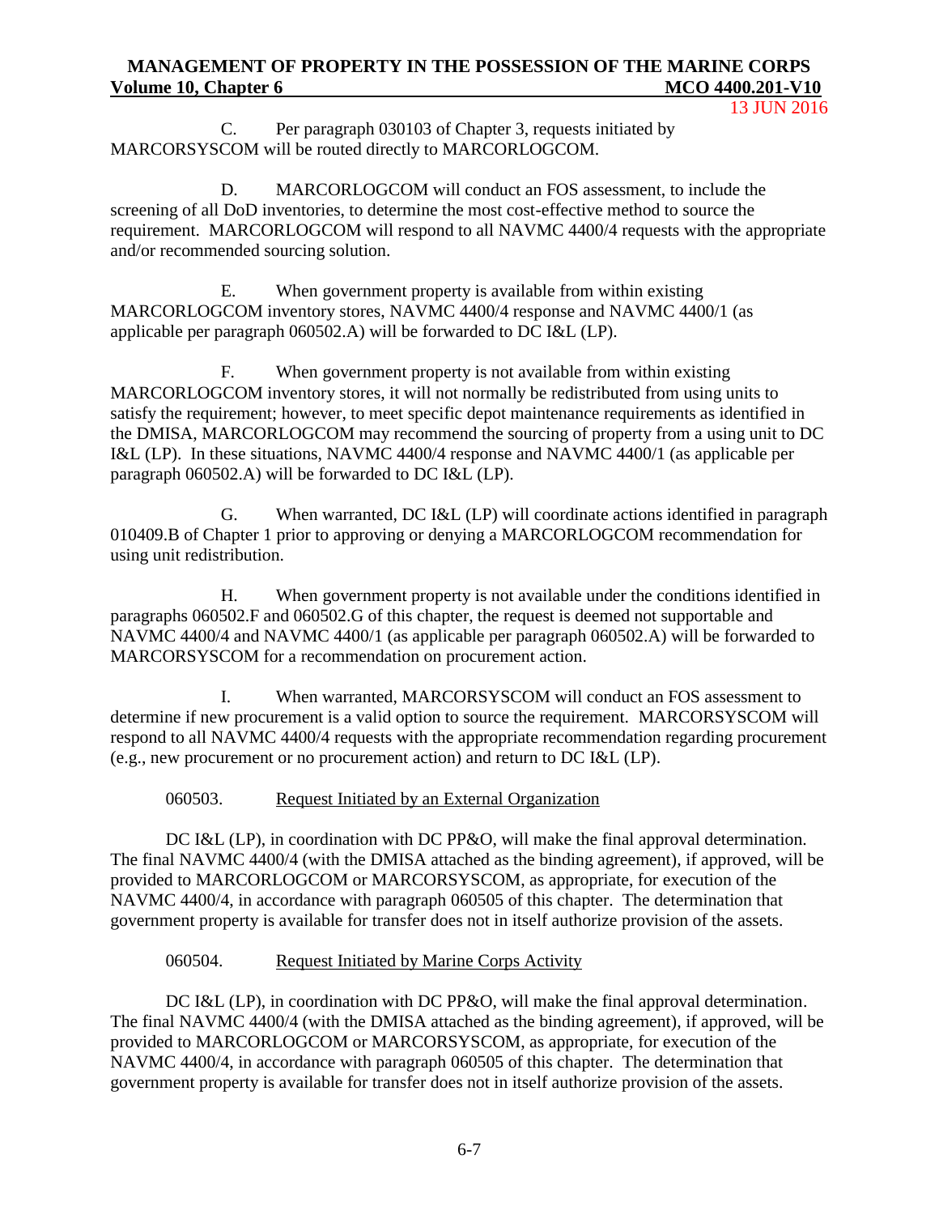C. Per paragraph 030103 of Chapter 3, requests initiated by MARCORSYSCOM will be routed directly to MARCORLOGCOM.

D. MARCORLOGCOM will conduct an FOS assessment, to include the screening of all DoD inventories, to determine the most cost-effective method to source the requirement. MARCORLOGCOM will respond to all NAVMC 4400/4 requests with the appropriate and/or recommended sourcing solution.

E. When government property is available from within existing MARCORLOGCOM inventory stores, NAVMC 4400/4 response and NAVMC 4400/1 (as applicable per paragraph 060502.A) will be forwarded to DC I&L (LP).

F. When government property is not available from within existing MARCORLOGCOM inventory stores, it will not normally be redistributed from using units to satisfy the requirement; however, to meet specific depot maintenance requirements as identified in the DMISA, MARCORLOGCOM may recommend the sourcing of property from a using unit to DC I&L (LP). In these situations, NAVMC 4400/4 response and NAVMC 4400/1 (as applicable per paragraph 060502.A) will be forwarded to DC I&L (LP).

G. When warranted, DC I&L (LP) will coordinate actions identified in paragraph 010409.B of Chapter 1 prior to approving or denying a MARCORLOGCOM recommendation for using unit redistribution.

H. When government property is not available under the conditions identified in paragraphs 060502.F and 060502.G of this chapter, the request is deemed not supportable and NAVMC 4400/4 and NAVMC 4400/1 (as applicable per paragraph 060502.A) will be forwarded to MARCORSYSCOM for a recommendation on procurement action.

I. When warranted, MARCORSYSCOM will conduct an FOS assessment to determine if new procurement is a valid option to source the requirement. MARCORSYSCOM will respond to all NAVMC 4400/4 requests with the appropriate recommendation regarding procurement (e.g., new procurement or no procurement action) and return to DC I&L (LP).

### 060503. Request Initiated by an External Organization

DC I&L (LP), in coordination with DC PP&O, will make the final approval determination. The final NAVMC 4400/4 (with the DMISA attached as the binding agreement), if approved, will be provided to MARCORLOGCOM or MARCORSYSCOM, as appropriate, for execution of the NAVMC 4400/4, in accordance with paragraph 060505 of this chapter. The determination that government property is available for transfer does not in itself authorize provision of the assets.

### 060504. Request Initiated by Marine Corps Activity

DC I&L (LP), in coordination with DC PP&O, will make the final approval determination. The final NAVMC 4400/4 (with the DMISA attached as the binding agreement), if approved, will be provided to MARCORLOGCOM or MARCORSYSCOM, as appropriate, for execution of the NAVMC 4400/4, in accordance with paragraph 060505 of this chapter. The determination that government property is available for transfer does not in itself authorize provision of the assets.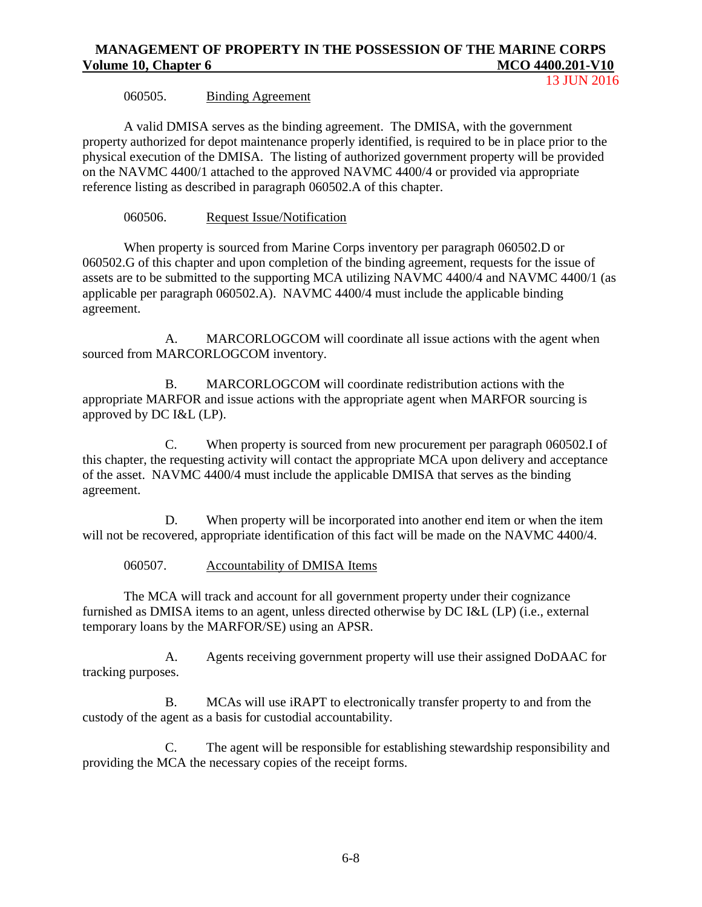060505. Binding Agreement

A valid DMISA serves as the binding agreement. The DMISA, with the government property authorized for depot maintenance properly identified, is required to be in place prior to the physical execution of the DMISA. The listing of authorized government property will be provided on the NAVMC 4400/1 attached to the approved NAVMC 4400/4 or provided via appropriate reference listing as described in paragraph 060502.A of this chapter.

060506. Request Issue/Notification

When property is sourced from Marine Corps inventory per paragraph 060502.D or 060502.G of this chapter and upon completion of the binding agreement, requests for the issue of assets are to be submitted to the supporting MCA utilizing NAVMC 4400/4 and NAVMC 4400/1 (as applicable per paragraph 060502.A). NAVMC 4400/4 must include the applicable binding agreement.

A. MARCORLOGCOM will coordinate all issue actions with the agent when sourced from MARCORLOGCOM inventory.

B. MARCORLOGCOM will coordinate redistribution actions with the appropriate MARFOR and issue actions with the appropriate agent when MARFOR sourcing is approved by DC I&L (LP).

C. When property is sourced from new procurement per paragraph 060502.I of this chapter, the requesting activity will contact the appropriate MCA upon delivery and acceptance of the asset. NAVMC 4400/4 must include the applicable DMISA that serves as the binding agreement.

D. When property will be incorporated into another end item or when the item will not be recovered, appropriate identification of this fact will be made on the NAVMC 4400/4.

060507. Accountability of DMISA Items

The MCA will track and account for all government property under their cognizance furnished as DMISA items to an agent, unless directed otherwise by DC I&L (LP) (i.e., external temporary loans by the MARFOR/SE) using an APSR.

A. Agents receiving government property will use their assigned DoDAAC for tracking purposes.

B. MCAs will use iRAPT to electronically transfer property to and from the custody of the agent as a basis for custodial accountability.

C. The agent will be responsible for establishing stewardship responsibility and providing the MCA the necessary copies of the receipt forms.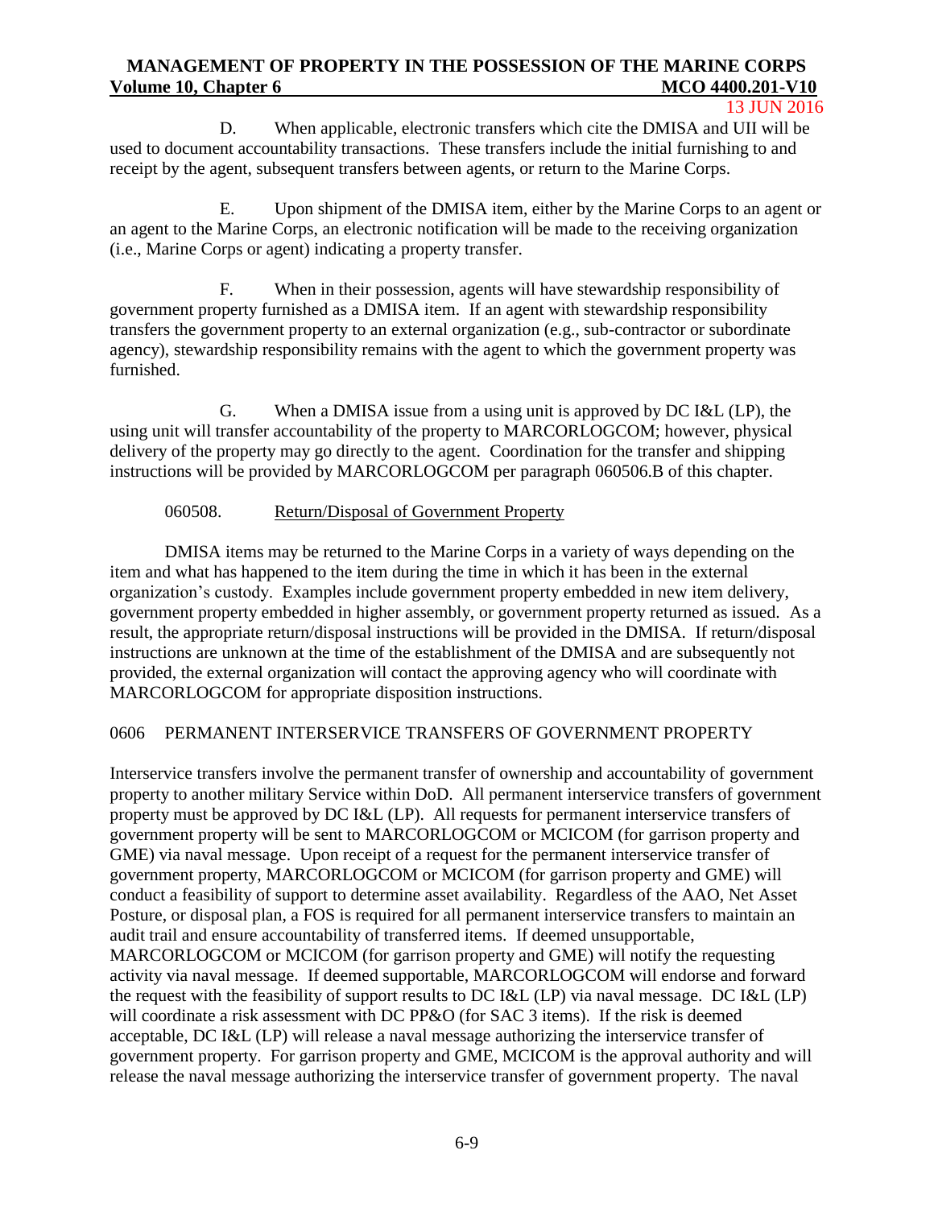D. When applicable, electronic transfers which cite the DMISA and UII will be used to document accountability transactions. These transfers include the initial furnishing to and receipt by the agent, subsequent transfers between agents, or return to the Marine Corps.

E. Upon shipment of the DMISA item, either by the Marine Corps to an agent or an agent to the Marine Corps, an electronic notification will be made to the receiving organization (i.e., Marine Corps or agent) indicating a property transfer.

F. When in their possession, agents will have stewardship responsibility of government property furnished as a DMISA item. If an agent with stewardship responsibility transfers the government property to an external organization (e.g., sub-contractor or subordinate agency), stewardship responsibility remains with the agent to which the government property was furnished.

G. When a DMISA issue from a using unit is approved by DC I&L (LP), the using unit will transfer accountability of the property to MARCORLOGCOM; however, physical delivery of the property may go directly to the agent. Coordination for the transfer and shipping instructions will be provided by MARCORLOGCOM per paragraph 060506.B of this chapter.

#### 060508. Return/Disposal of Government Property

DMISA items may be returned to the Marine Corps in a variety of ways depending on the item and what has happened to the item during the time in which it has been in the external organization's custody. Examples include government property embedded in new item delivery, government property embedded in higher assembly, or government property returned as issued. As a result, the appropriate return/disposal instructions will be provided in the DMISA. If return/disposal instructions are unknown at the time of the establishment of the DMISA and are subsequently not provided, the external organization will contact the approving agency who will coordinate with MARCORLOGCOM for appropriate disposition instructions.

## 0606 PERMANENT INTERSERVICE TRANSFERS OF GOVERNMENT PROPERTY

Interservice transfers involve the permanent transfer of ownership and accountability of government property to another military Service within DoD. All permanent interservice transfers of government property must be approved by DC I&L (LP). All requests for permanent interservice transfers of government property will be sent to MARCORLOGCOM or MCICOM (for garrison property and GME) via naval message. Upon receipt of a request for the permanent interservice transfer of government property, MARCORLOGCOM or MCICOM (for garrison property and GME) will conduct a feasibility of support to determine asset availability. Regardless of the AAO, Net Asset Posture, or disposal plan, a FOS is required for all permanent interservice transfers to maintain an audit trail and ensure accountability of transferred items. If deemed unsupportable, MARCORLOGCOM or MCICOM (for garrison property and GME) will notify the requesting activity via naval message. If deemed supportable, MARCORLOGCOM will endorse and forward the request with the feasibility of support results to DC I&L (LP) via naval message. DC I&L (LP) will coordinate a risk assessment with DC PP&O (for SAC 3 items). If the risk is deemed acceptable, DC I&L (LP) will release a naval message authorizing the interservice transfer of government property. For garrison property and GME, MCICOM is the approval authority and will release the naval message authorizing the interservice transfer of government property. The naval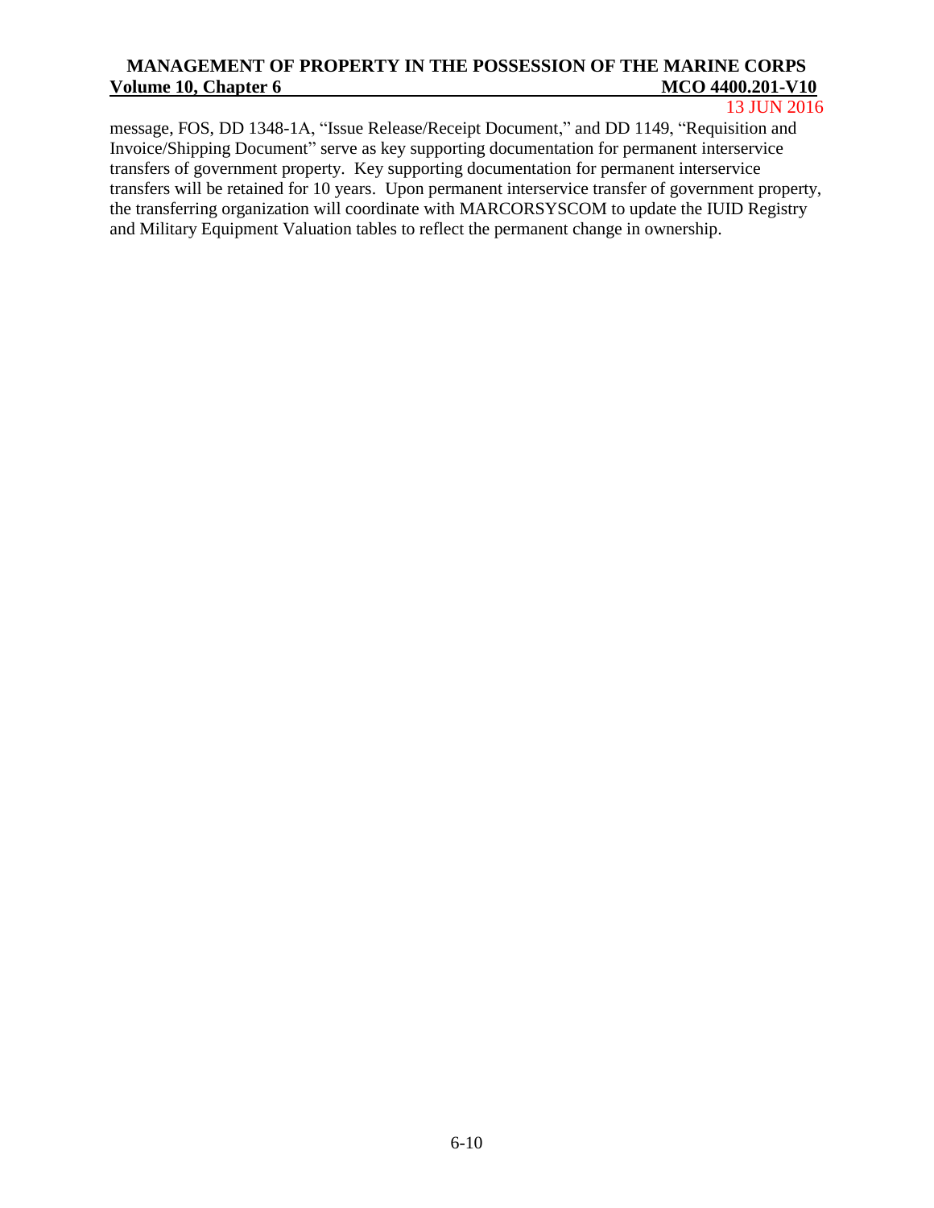message, FOS, DD 1348-1A, "Issue Release/Receipt Document," and DD 1149, "Requisition and Invoice/Shipping Document" serve as key supporting documentation for permanent interservice transfers of government property. Key supporting documentation for permanent interservice transfers will be retained for 10 years. Upon permanent interservice transfer of government property, the transferring organization will coordinate with MARCORSYSCOM to update the IUID Registry and Military Equipment Valuation tables to reflect the permanent change in ownership.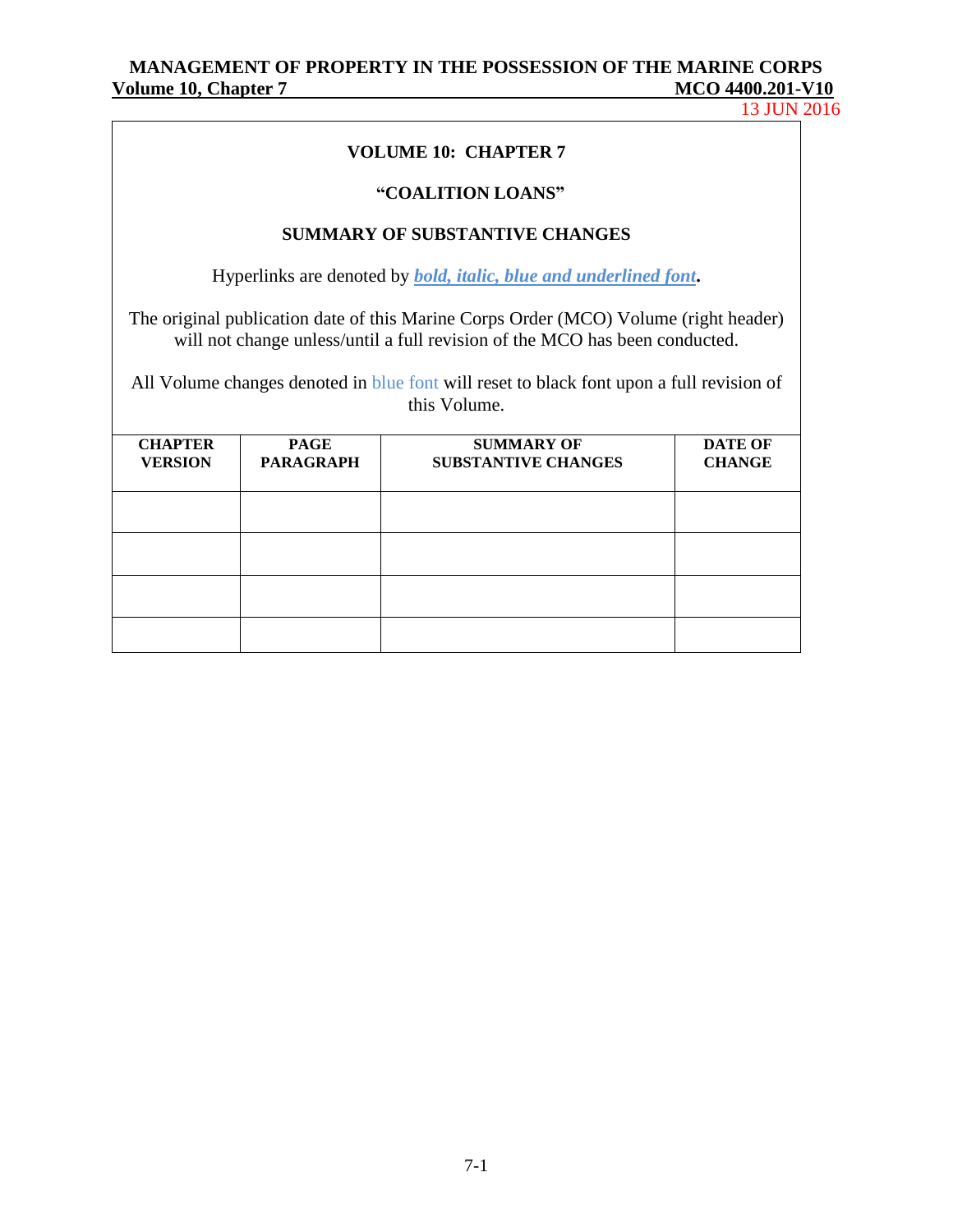## VOLUME 10: CHAPTER 7

### "COALITION LOANS"

### SUMMARY OF SUBSTANTIVE CHANGES

Hyperlinks are denoted by ***bold, italic, blue and underlined font*.**

The original publication date of this Marine Corps Order (MCO) Volume (right header) will not change unless/until a full revision of the MCO has been conducted.

All Volume changes denoted in blue font will reset to black font upon a full revision of this Volume.

| CHAPTER VERSION | PAGE PARAGRAPH | SUMMARY OF SUBSTANTIVE CHANGES | DATE OF CHANGE |
|---|---|---|---|
| | | | |
| | | | |
| | | | |
| | | | |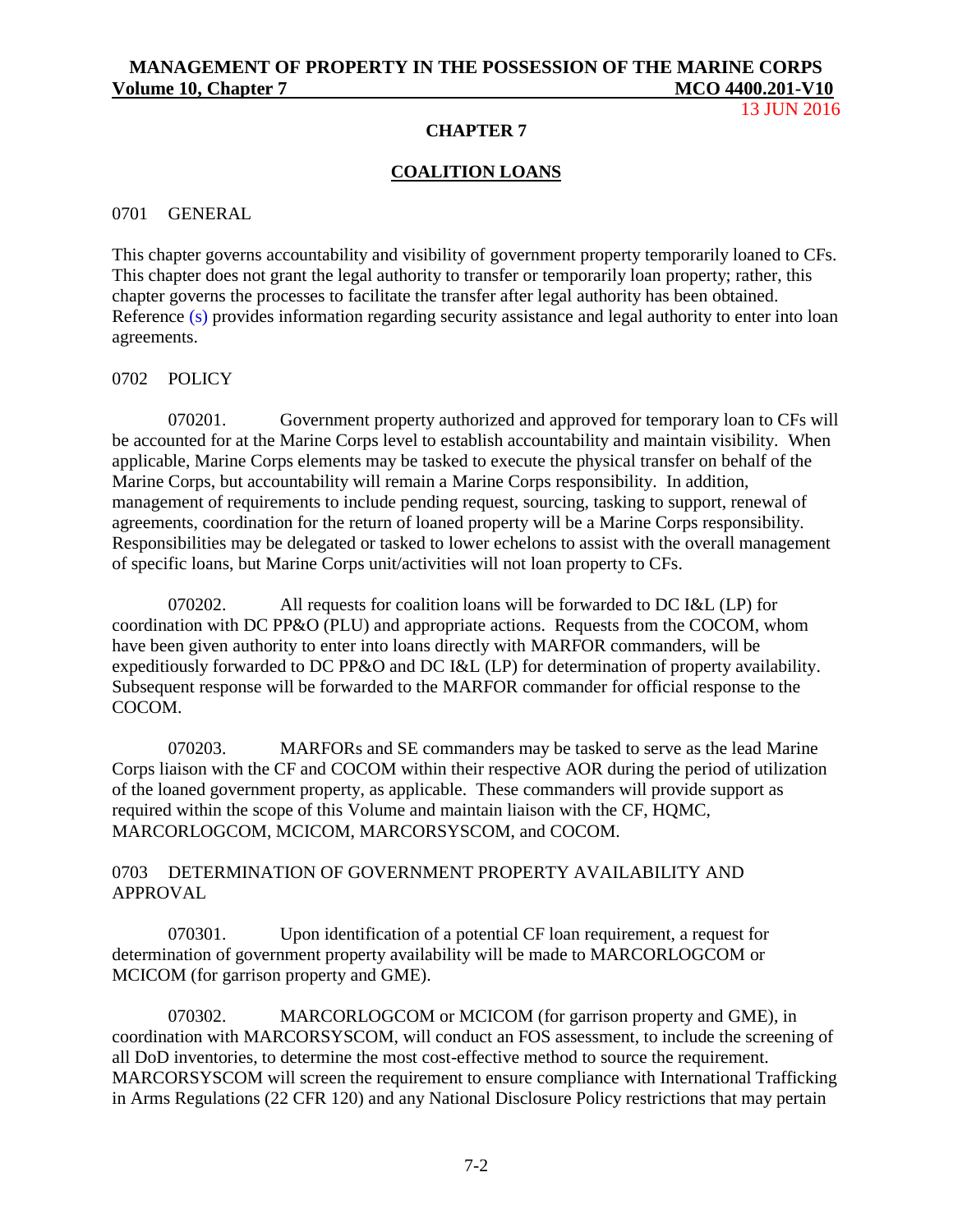## CHAPTER 7

## COALITION LOANS

### 0701 GENERAL

This chapter governs accountability and visibility of government property temporarily loaned to CFs. This chapter does not grant the legal authority to transfer or temporarily loan property; rather, this chapter governs the processes to facilitate the transfer after legal authority has been obtained. Reference (s) provides information regarding security assistance and legal authority to enter into loan agreements.

### 0702 POLICY

070201. Government property authorized and approved for temporary loan to CFs will be accounted for at the Marine Corps level to establish accountability and maintain visibility. When applicable, Marine Corps elements may be tasked to execute the physical transfer on behalf of the Marine Corps, but accountability will remain a Marine Corps responsibility. In addition, management of requirements to include pending request, sourcing, tasking to support, renewal of agreements, coordination for the return of loaned property will be a Marine Corps responsibility. Responsibilities may be delegated or tasked to lower echelons to assist with the overall management of specific loans, but Marine Corps unit/activities will not loan property to CFs.

070202. All requests for coalition loans will be forwarded to DC I&L (LP) for coordination with DC PP&O (PLU) and appropriate actions. Requests from the COCOM, whom have been given authority to enter into loans directly with MARFOR commanders, will be expeditiously forwarded to DC PP&O and DC I&L (LP) for determination of property availability. Subsequent response will be forwarded to the MARFOR commander for official response to the COCOM.

070203. MARFORs and SE commanders may be tasked to serve as the lead Marine Corps liaison with the CF and COCOM within their respective AOR during the period of utilization of the loaned government property, as applicable. These commanders will provide support as required within the scope of this Volume and maintain liaison with the CF, HQMC, MARCORLOGCOM, MCICOM, MARCORSYSCOM, and COCOM.

### 0703 DETERMINATION OF GOVERNMENT PROPERTY AVAILABILITY AND APPROVAL

070301. Upon identification of a potential CF loan requirement, a request for determination of government property availability will be made to MARCORLOGCOM or MCICOM (for garrison property and GME).

070302. MARCORLOGCOM or MCICOM (for garrison property and GME), in coordination with MARCORSYSCOM, will conduct an FOS assessment, to include the screening of all DoD inventories, to determine the most cost-effective method to source the requirement. MARCORSYSCOM will screen the requirement to ensure compliance with International Trafficking in Arms Regulations (22 CFR 120) and any National Disclosure Policy restrictions that may pertain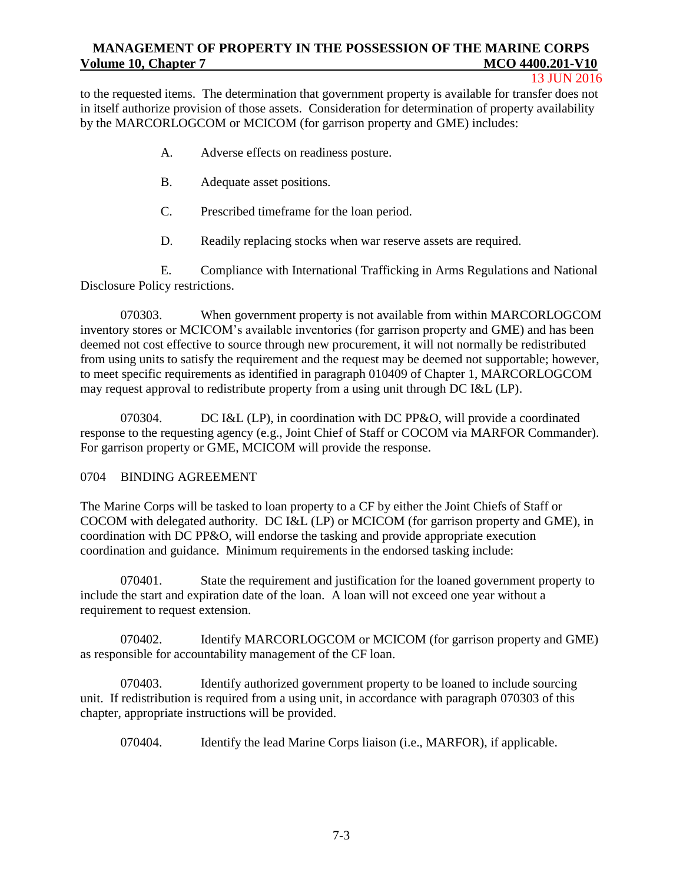to the requested items. The determination that government property is available for transfer does not in itself authorize provision of those assets. Consideration for determination of property availability by the MARCORLOGCOM or MCICOM (for garrison property and GME) includes:

A. Adverse effects on readiness posture.

B. Adequate asset positions.

C. Prescribed timeframe for the loan period.

D. Readily replacing stocks when war reserve assets are required.

E. Compliance with International Trafficking in Arms Regulations and National Disclosure Policy restrictions.

070303. When government property is not available from within MARCORLOGCOM inventory stores or MCICOM's available inventories (for garrison property and GME) and has been deemed not cost effective to source through new procurement, it will not normally be redistributed from using units to satisfy the requirement and the request may be deemed not supportable; however, to meet specific requirements as identified in paragraph 010409 of Chapter 1, MARCORLOGCOM may request approval to redistribute property from a using unit through DC I&L (LP).

070304. DC I&L (LP), in coordination with DC PP&O, will provide a coordinated response to the requesting agency (e.g., Joint Chief of Staff or COCOM via MARFOR Commander). For garrison property or GME, MCICOM will provide the response.

## 0704 BINDING AGREEMENT

The Marine Corps will be tasked to loan property to a CF by either the Joint Chiefs of Staff or COCOM with delegated authority. DC I&L (LP) or MCICOM (for garrison property and GME), in coordination with DC PP&O, will endorse the tasking and provide appropriate execution coordination and guidance. Minimum requirements in the endorsed tasking include:

070401. State the requirement and justification for the loaned government property to include the start and expiration date of the loan. A loan will not exceed one year without a requirement to request extension.

070402. Identify MARCORLOGCOM or MCICOM (for garrison property and GME) as responsible for accountability management of the CF loan.

070403. Identify authorized government property to be loaned to include sourcing unit. If redistribution is required from a using unit, in accordance with paragraph 070303 of this chapter, appropriate instructions will be provided.

070404. Identify the lead Marine Corps liaison (i.e., MARFOR), if applicable.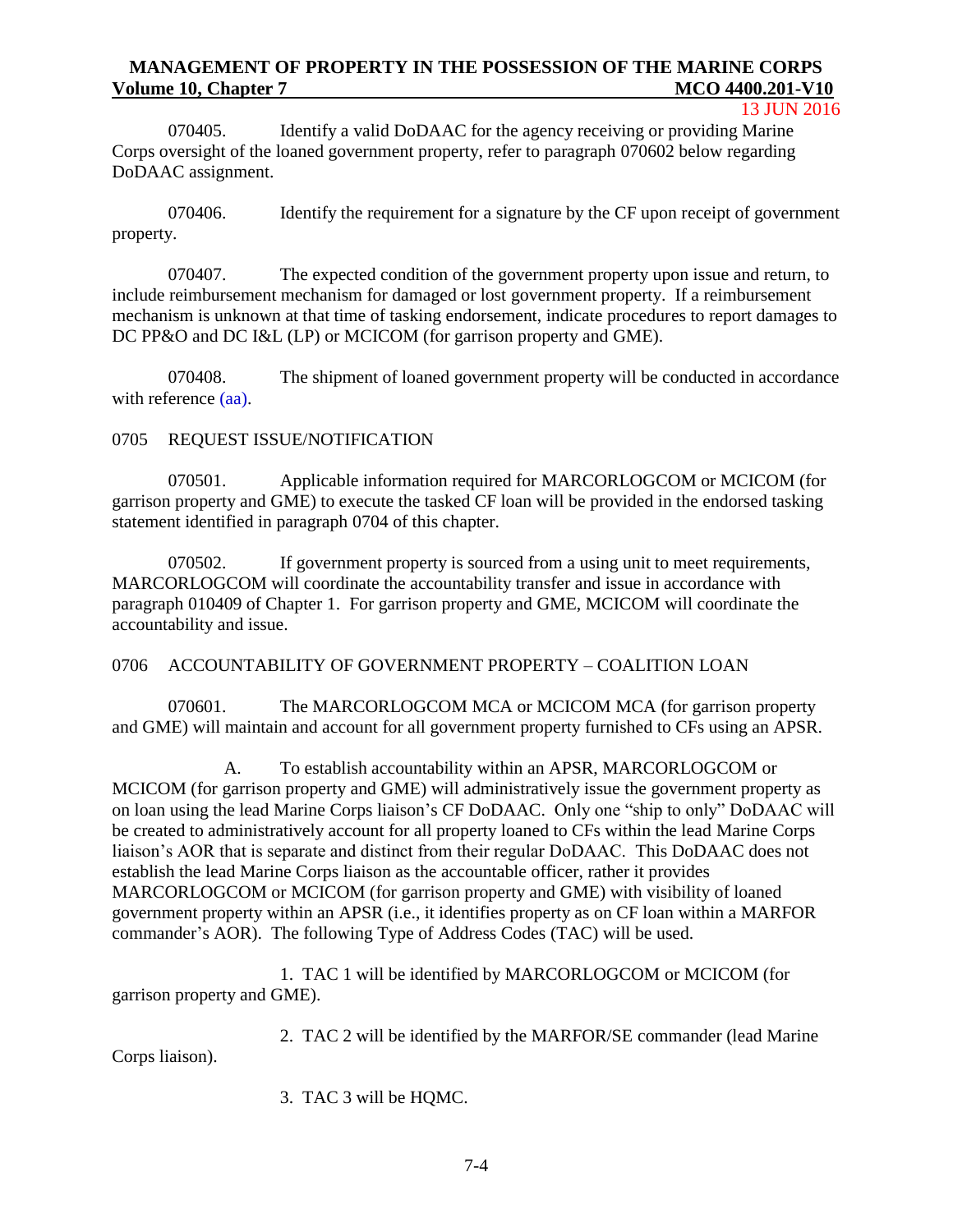070405. Identify a valid DoDAAC for the agency receiving or providing Marine Corps oversight of the loaned government property, refer to paragraph 070602 below regarding DoDAAC assignment.

070406. Identify the requirement for a signature by the CF upon receipt of government property.

070407. The expected condition of the government property upon issue and return, to include reimbursement mechanism for damaged or lost government property. If a reimbursement mechanism is unknown at that time of tasking endorsement, indicate procedures to report damages to DC PP&O and DC I&L (LP) or MCICOM (for garrison property and GME).

070408. The shipment of loaned government property will be conducted in accordance with reference (aa).

## 0705 REQUEST ISSUE/NOTIFICATION

070501. Applicable information required for MARCORLOGCOM or MCICOM (for garrison property and GME) to execute the tasked CF loan will be provided in the endorsed tasking statement identified in paragraph 0704 of this chapter.

070502. If government property is sourced from a using unit to meet requirements, MARCORLOGCOM will coordinate the accountability transfer and issue in accordance with paragraph 010409 of Chapter 1. For garrison property and GME, MCICOM will coordinate the accountability and issue.

## 0706 ACCOUNTABILITY OF GOVERNMENT PROPERTY – COALITION LOAN

070601. The MARCORLOGCOM MCA or MCICOM MCA (for garrison property and GME) will maintain and account for all government property furnished to CFs using an APSR.

A. To establish accountability within an APSR, MARCORLOGCOM or MCICOM (for garrison property and GME) will administratively issue the government property as on loan using the lead Marine Corps liaison's CF DoDAAC. Only one "ship to only" DoDAAC will be created to administratively account for all property loaned to CFs within the lead Marine Corps liaison's AOR that is separate and distinct from their regular DoDAAC. This DoDAAC does not establish the lead Marine Corps liaison as the accountable officer, rather it provides MARCORLOGCOM or MCICOM (for garrison property and GME) with visibility of loaned government property within an APSR (i.e., it identifies property as on CF loan within a MARFOR commander's AOR). The following Type of Address Codes (TAC) will be used.

1. TAC 1 will be identified by MARCORLOGCOM or MCICOM (for garrison property and GME).

2. TAC 2 will be identified by the MARFOR/SE commander (lead Marine Corps liaison).

3. TAC 3 will be HQMC.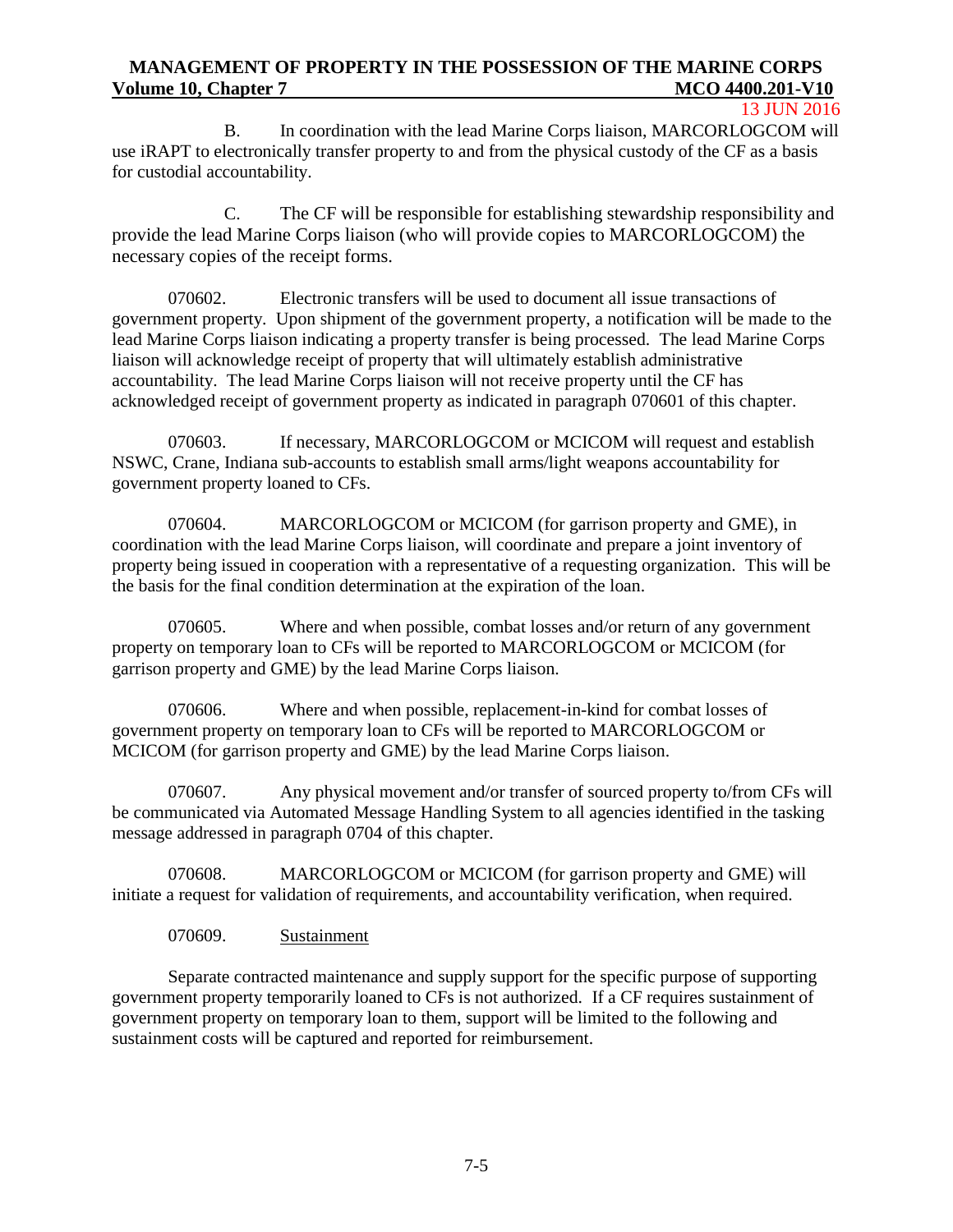B. In coordination with the lead Marine Corps liaison, MARCORLOGCOM will use iRAPT to electronically transfer property to and from the physical custody of the CF as a basis for custodial accountability.

C. The CF will be responsible for establishing stewardship responsibility and provide the lead Marine Corps liaison (who will provide copies to MARCORLOGCOM) the necessary copies of the receipt forms.

070602. Electronic transfers will be used to document all issue transactions of government property. Upon shipment of the government property, a notification will be made to the lead Marine Corps liaison indicating a property transfer is being processed. The lead Marine Corps liaison will acknowledge receipt of property that will ultimately establish administrative accountability. The lead Marine Corps liaison will not receive property until the CF has acknowledged receipt of government property as indicated in paragraph 070601 of this chapter.

070603. If necessary, MARCORLOGCOM or MCICOM will request and establish NSWC, Crane, Indiana sub-accounts to establish small arms/light weapons accountability for government property loaned to CFs.

070604. MARCORLOGCOM or MCICOM (for garrison property and GME), in coordination with the lead Marine Corps liaison, will coordinate and prepare a joint inventory of property being issued in cooperation with a representative of a requesting organization. This will be the basis for the final condition determination at the expiration of the loan.

070605. Where and when possible, combat losses and/or return of any government property on temporary loan to CFs will be reported to MARCORLOGCOM or MCICOM (for garrison property and GME) by the lead Marine Corps liaison.

070606. Where and when possible, replacement-in-kind for combat losses of government property on temporary loan to CFs will be reported to MARCORLOGCOM or MCICOM (for garrison property and GME) by the lead Marine Corps liaison.

070607. Any physical movement and/or transfer of sourced property to/from CFs will be communicated via Automated Message Handling System to all agencies identified in the tasking message addressed in paragraph 0704 of this chapter.

070608. MARCORLOGCOM or MCICOM (for garrison property and GME) will initiate a request for validation of requirements, and accountability verification, when required.

070609. Sustainment

Separate contracted maintenance and supply support for the specific purpose of supporting government property temporarily loaned to CFs is not authorized. If a CF requires sustainment of government property on temporary loan to them, support will be limited to the following and sustainment costs will be captured and reported for reimbursement.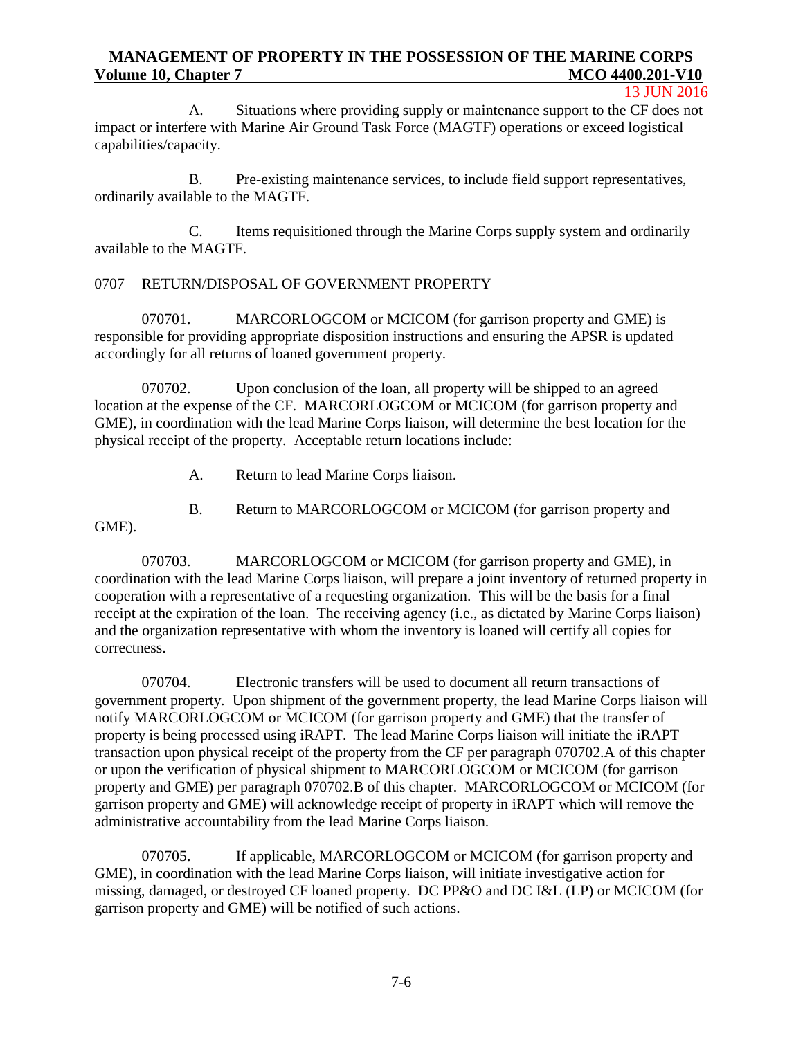A. Situations where providing supply or maintenance support to the CF does not impact or interfere with Marine Air Ground Task Force (MAGTF) operations or exceed logistical capabilities/capacity.

B. Pre-existing maintenance services, to include field support representatives, ordinarily available to the MAGTF.

C. Items requisitioned through the Marine Corps supply system and ordinarily available to the MAGTF.

## 0707 RETURN/DISPOSAL OF GOVERNMENT PROPERTY

070701. MARCORLOGCOM or MCICOM (for garrison property and GME) is responsible for providing appropriate disposition instructions and ensuring the APSR is updated accordingly for all returns of loaned government property.

070702. Upon conclusion of the loan, all property will be shipped to an agreed location at the expense of the CF. MARCORLOGCOM or MCICOM (for garrison property and GME), in coordination with the lead Marine Corps liaison, will determine the best location for the physical receipt of the property. Acceptable return locations include:

A. Return to lead Marine Corps liaison.

B. Return to MARCORLOGCOM or MCICOM (for garrison property and GME).

070703. MARCORLOGCOM or MCICOM (for garrison property and GME), in coordination with the lead Marine Corps liaison, will prepare a joint inventory of returned property in cooperation with a representative of a requesting organization. This will be the basis for a final receipt at the expiration of the loan. The receiving agency (i.e., as dictated by Marine Corps liaison) and the organization representative with whom the inventory is loaned will certify all copies for correctness.

070704. Electronic transfers will be used to document all return transactions of government property. Upon shipment of the government property, the lead Marine Corps liaison will notify MARCORLOGCOM or MCICOM (for garrison property and GME) that the transfer of property is being processed using iRAPT. The lead Marine Corps liaison will initiate the iRAPT transaction upon physical receipt of the property from the CF per paragraph 070702.A of this chapter or upon the verification of physical shipment to MARCORLOGCOM or MCICOM (for garrison property and GME) per paragraph 070702.B of this chapter. MARCORLOGCOM or MCICOM (for garrison property and GME) will acknowledge receipt of property in iRAPT which will remove the administrative accountability from the lead Marine Corps liaison.

070705. If applicable, MARCORLOGCOM or MCICOM (for garrison property and GME), in coordination with the lead Marine Corps liaison, will initiate investigative action for missing, damaged, or destroyed CF loaned property. DC PP&O and DC I&L (LP) or MCICOM (for garrison property and GME) will be notified of such actions.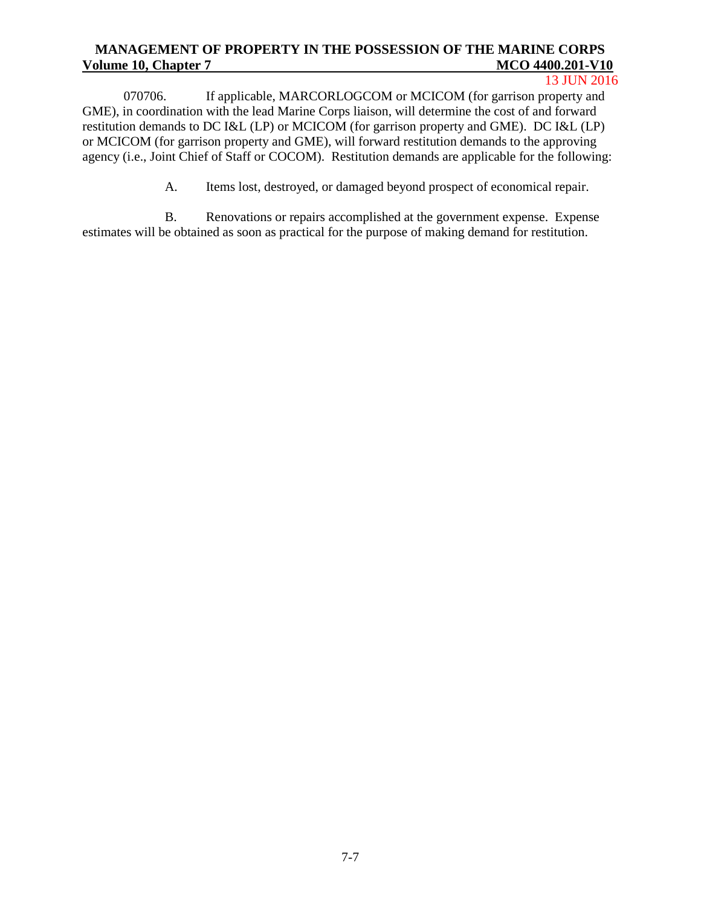070706. If applicable, MARCORLOGCOM or MCICOM (for garrison property and GME), in coordination with the lead Marine Corps liaison, will determine the cost of and forward restitution demands to DC I&L (LP) or MCICOM (for garrison property and GME). DC I&L (LP) or MCICOM (for garrison property and GME), will forward restitution demands to the approving agency (i.e., Joint Chief of Staff or COCOM). Restitution demands are applicable for the following:

A. Items lost, destroyed, or damaged beyond prospect of economical repair.

B. Renovations or repairs accomplished at the government expense. Expense estimates will be obtained as soon as practical for the purpose of making demand for restitution.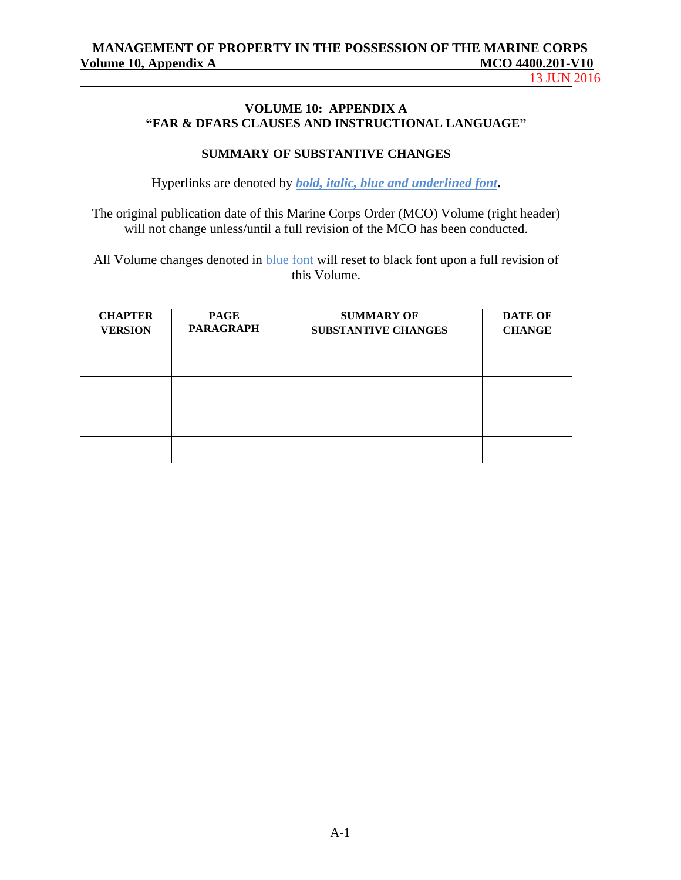**VOLUME 10: APPENDIX A**
**"FAR & DFARS CLAUSES AND INSTRUCTIONAL LANGUAGE"**

**SUMMARY OF SUBSTANTIVE CHANGES**

Hyperlinks are denoted by ***bold, italic, blue and underlined font*****.**

The original publication date of this Marine Corps Order (MCO) Volume (right header) will not change unless/until a full revision of the MCO has been conducted.

All Volume changes denoted in blue font will reset to black font upon a full revision of this Volume.

| CHAPTER VERSION | PAGE PARAGRAPH | SUMMARY OF SUBSTANTIVE CHANGES | DATE OF CHANGE |
|---|---|---|---|
| | | | |
| | | | |
| | | | |
| | | | |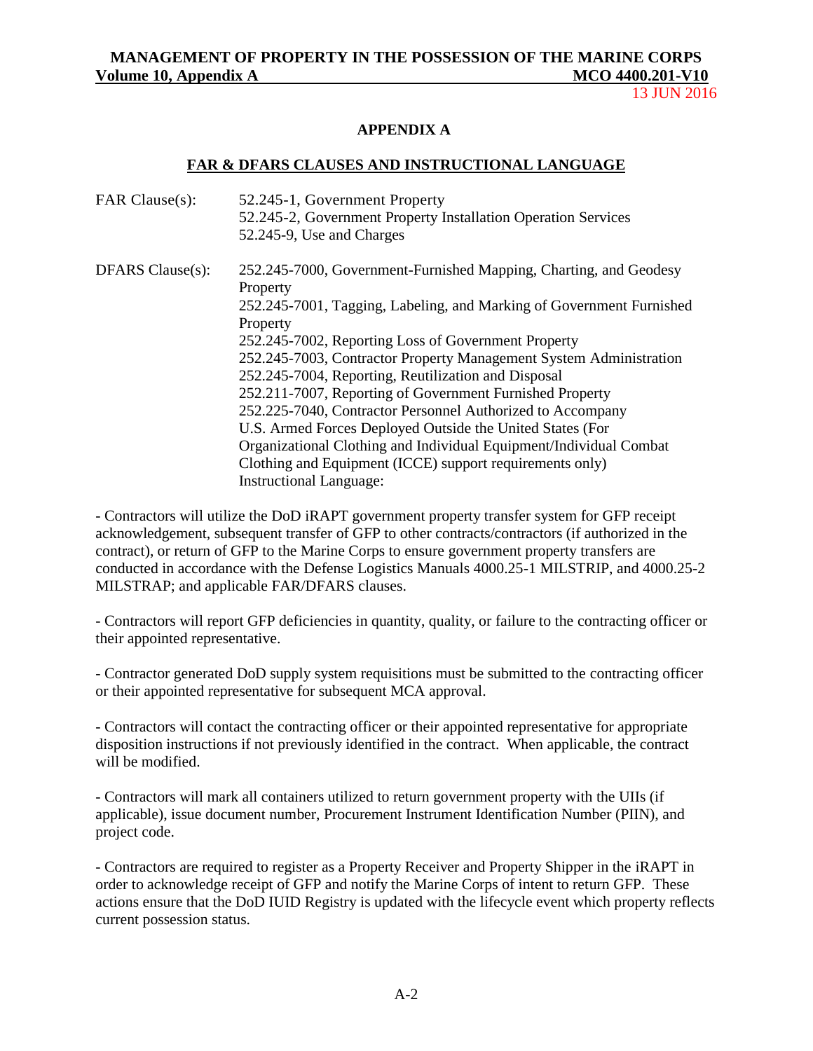## APPENDIX A

### FAR & DFARS CLAUSES AND INSTRUCTIONAL LANGUAGE

FAR Clause(s):
52.245-1, Government Property
52.245-2, Government Property Installation Operation Services
52.245-9, Use and Charges

DFARS Clause(s):
252.245-7000, Government-Furnished Mapping, Charting, and Geodesy Property
252.245-7001, Tagging, Labeling, and Marking of Government Furnished Property
252.245-7002, Reporting Loss of Government Property
252.245-7003, Contractor Property Management System Administration
252.245-7004, Reporting, Reutilization and Disposal
252.211-7007, Reporting of Government Furnished Property
252.225-7040, Contractor Personnel Authorized to Accompany U.S. Armed Forces Deployed Outside the United States (For Organizational Clothing and Individual Equipment/Individual Combat Clothing and Equipment (ICCE) support requirements only)
Instructional Language:

- Contractors will utilize the DoD iRAPT government property transfer system for GFP receipt acknowledgement, subsequent transfer of GFP to other contracts/contractors (if authorized in the contract), or return of GFP to the Marine Corps to ensure government property transfers are conducted in accordance with the Defense Logistics Manuals 4000.25-1 MILSTRIP, and 4000.25-2 MILSTRAP; and applicable FAR/DFARS clauses.

- Contractors will report GFP deficiencies in quantity, quality, or failure to the contracting officer or their appointed representative.

- Contractor generated DoD supply system requisitions must be submitted to the contracting officer or their appointed representative for subsequent MCA approval.

- Contractors will contact the contracting officer or their appointed representative for appropriate disposition instructions if not previously identified in the contract. When applicable, the contract will be modified.

- Contractors will mark all containers utilized to return government property with the UIIs (if applicable), issue document number, Procurement Instrument Identification Number (PIIN), and project code.

- Contractors are required to register as a Property Receiver and Property Shipper in the iRAPT in order to acknowledge receipt of GFP and notify the Marine Corps of intent to return GFP. These actions ensure that the DoD IUID Registry is updated with the lifecycle event which property reflects current possession status.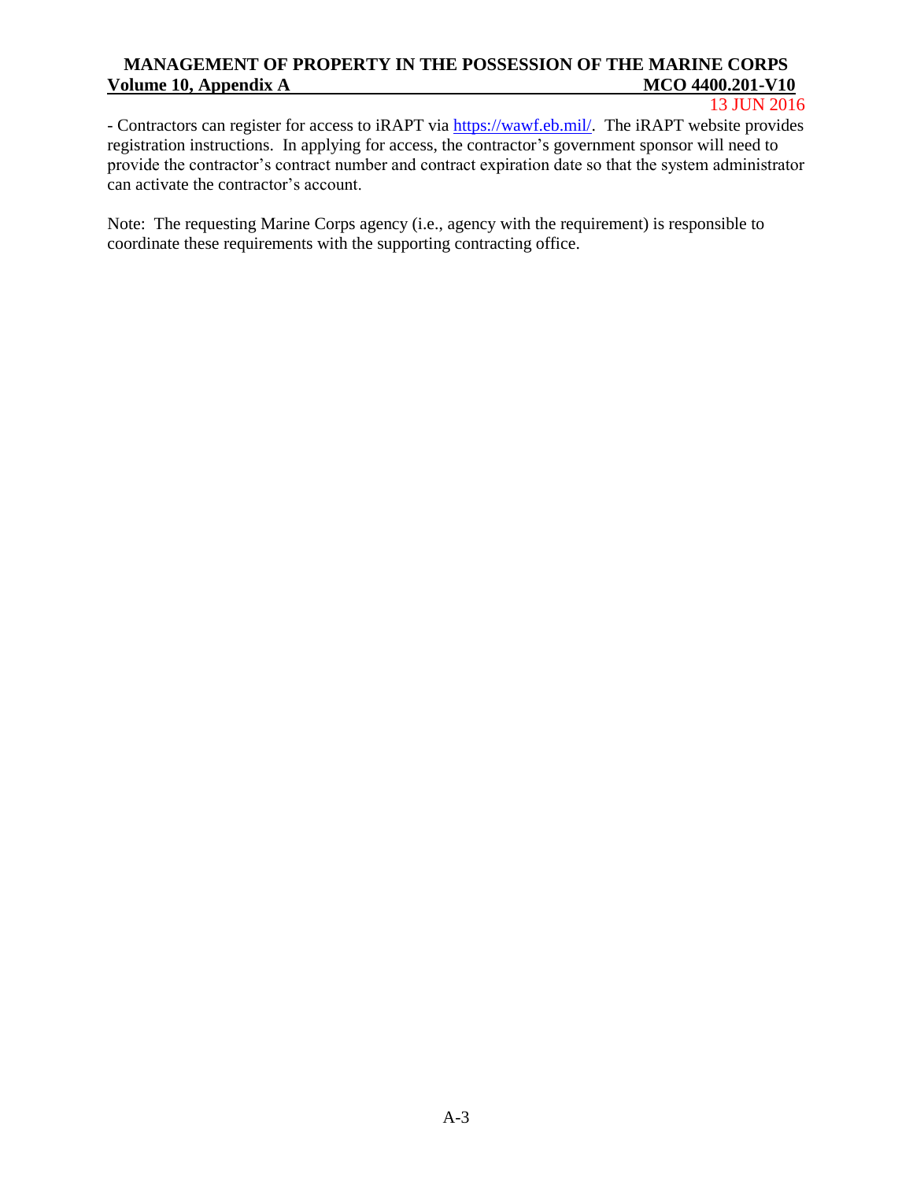- Contractors can register for access to iRAPT via https://wawf.eb.mil/. The iRAPT website provides registration instructions. In applying for access, the contractor's government sponsor will need to provide the contractor's contract number and contract expiration date so that the system administrator can activate the contractor's account.

Note: The requesting Marine Corps agency (i.e., agency with the requirement) is responsible to coordinate these requirements with the supporting contracting office.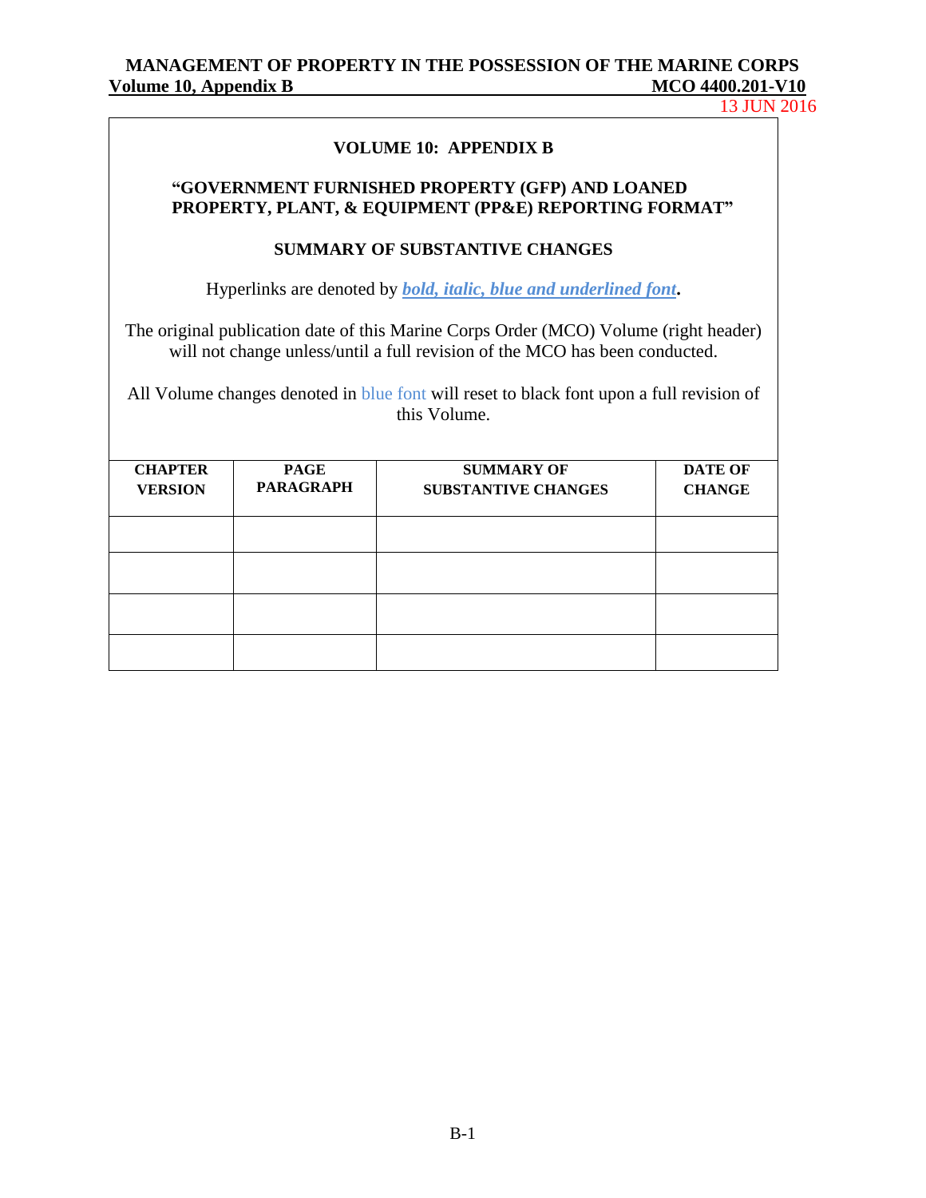## VOLUME 10: APPENDIX B

### "GOVERNMENT FURNISHED PROPERTY (GFP) AND LOANED PROPERTY, PLANT, & EQUIPMENT (PP&E) REPORTING FORMAT"

### SUMMARY OF SUBSTANTIVE CHANGES

Hyperlinks are denoted by ***bold, italic, blue and underlined font***.

The original publication date of this Marine Corps Order (MCO) Volume (right header) will not change unless/until a full revision of the MCO has been conducted.

All Volume changes denoted in blue font will reset to black font upon a full revision of this Volume.

| CHAPTER VERSION | PAGE PARAGRAPH | SUMMARY OF SUBSTANTIVE CHANGES | DATE OF CHANGE |
|---|---|---|---|
| | | | |
| | | | |
| | | | |
| | | | |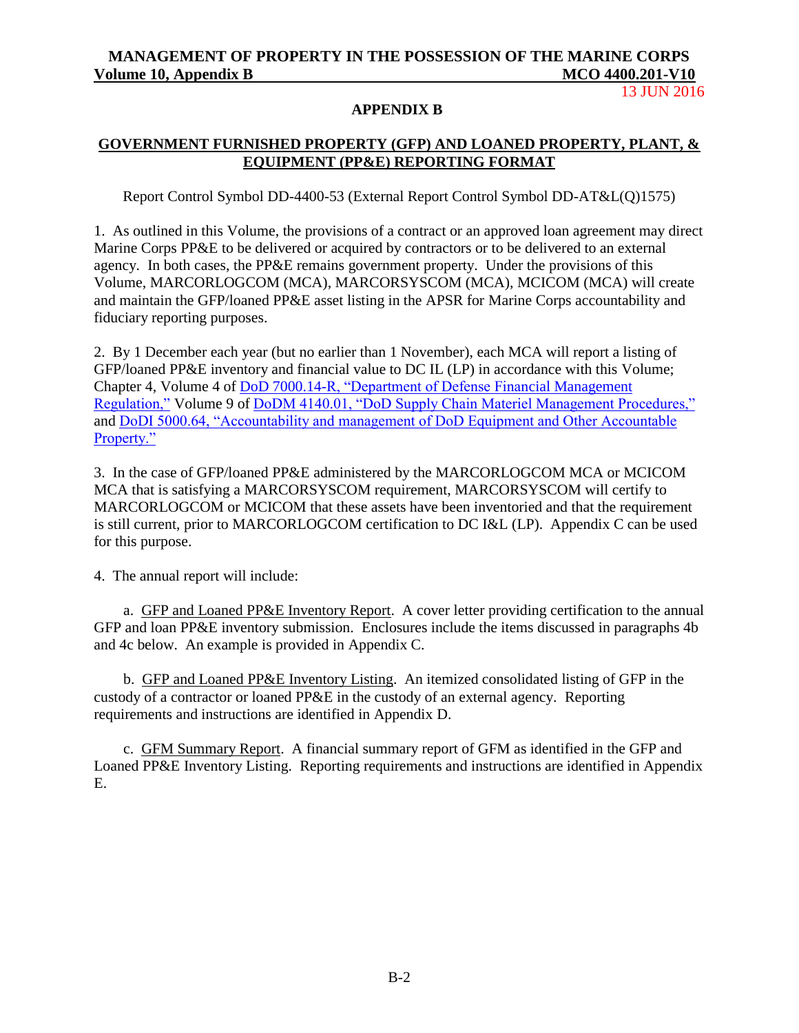# APPENDIX B

## GOVERNMENT FURNISHED PROPERTY (GFP) AND LOANED PROPERTY, PLANT, & EQUIPMENT (PP&E) REPORTING FORMAT

Report Control Symbol DD-4400-53 (External Report Control Symbol DD-AT&L(Q)1575)

1. As outlined in this Volume, the provisions of a contract or an approved loan agreement may direct Marine Corps PP&E to be delivered or acquired by contractors or to be delivered to an external agency. In both cases, the PP&E remains government property. Under the provisions of this Volume, MARCORLOGCOM (MCA), MARCORSYSCOM (MCA), MCICOM (MCA) will create and maintain the GFP/loaned PP&E asset listing in the APSR for Marine Corps accountability and fiduciary reporting purposes.

2. By 1 December each year (but no earlier than 1 November), each MCA will report a listing of GFP/loaned PP&E inventory and financial value to DC IL (LP) in accordance with this Volume; Chapter 4, Volume 4 of DoD 7000.14-R, "Department of Defense Financial Management Regulation," Volume 9 of DoDM 4140.01, "DoD Supply Chain Materiel Management Procedures," and DoDI 5000.64, "Accountability and management of DoD Equipment and Other Accountable Property."

3. In the case of GFP/loaned PP&E administered by the MARCORLOGCOM MCA or MCICOM MCA that is satisfying a MARCORSYSCOM requirement, MARCORSYSCOM will certify to MARCORLOGCOM or MCICOM that these assets have been inventoried and that the requirement is still current, prior to MARCORLOGCOM certification to DC I&L (LP). Appendix C can be used for this purpose.

4. The annual report will include:

a. GFP and Loaned PP&E Inventory Report. A cover letter providing certification to the annual GFP and loan PP&E inventory submission. Enclosures include the items discussed in paragraphs 4b and 4c below. An example is provided in Appendix C.

b. GFP and Loaned PP&E Inventory Listing. An itemized consolidated listing of GFP in the custody of a contractor or loaned PP&E in the custody of an external agency. Reporting requirements and instructions are identified in Appendix D.

c. GFM Summary Report. A financial summary report of GFM as identified in the GFP and Loaned PP&E Inventory Listing. Reporting requirements and instructions are identified in Appendix E.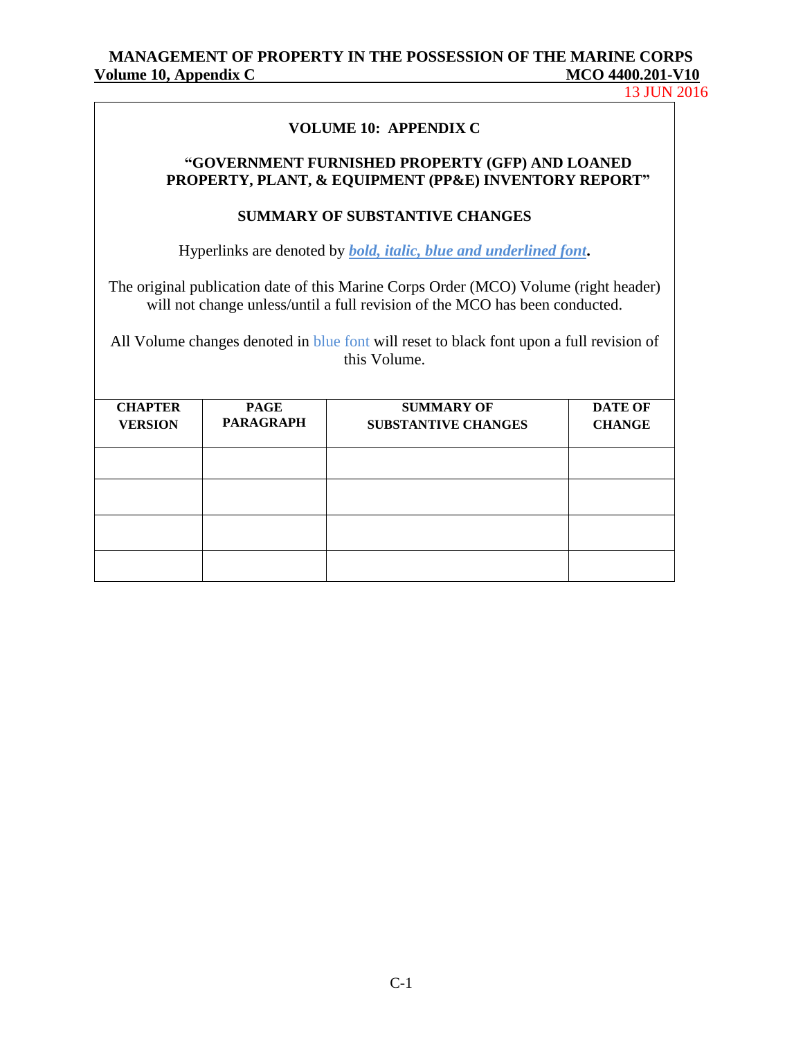**VOLUME 10: APPENDIX C**

**"GOVERNMENT FURNISHED PROPERTY (GFP) AND LOANED PROPERTY, PLANT, & EQUIPMENT (PP&E) INVENTORY REPORT"**

**SUMMARY OF SUBSTANTIVE CHANGES**

Hyperlinks are denoted by ***bold, italic, blue and underlined font*****.**

The original publication date of this Marine Corps Order (MCO) Volume (right header) will not change unless/until a full revision of the MCO has been conducted.

All Volume changes denoted in blue font will reset to black font upon a full revision of this Volume.

| CHAPTER VERSION | PAGE PARAGRAPH | SUMMARY OF SUBSTANTIVE CHANGES | DATE OF CHANGE |
|---|---|---|---|
| | | | |
| | | | |
| | | | |
| | | | |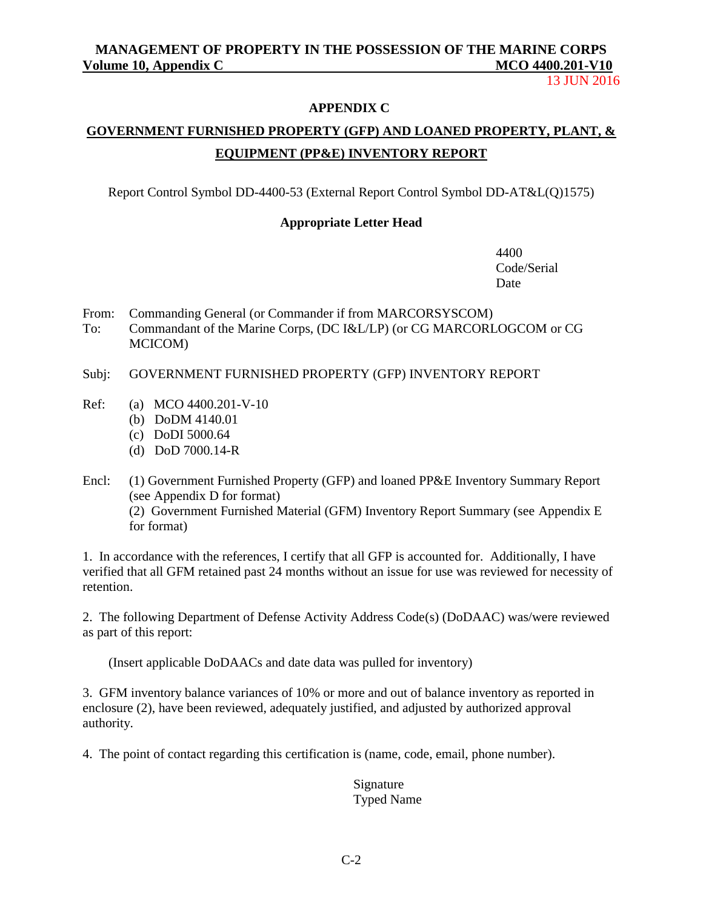# APPENDIX C

## GOVERNMENT FURNISHED PROPERTY (GFP) AND LOANED PROPERTY, PLANT, & EQUIPMENT (PP&E) INVENTORY REPORT

Report Control Symbol DD-4400-53 (External Report Control Symbol DD-AT&L(Q)1575)

**Appropriate Letter Head**

4400
Code/Serial
Date

From: Commanding General (or Commander if from MARCORSYSCOM)
To: Commandant of the Marine Corps, (DC I&L/LP) (or CG MARCORLOGCOM or CG MCICOM)

Subj: GOVERNMENT FURNISHED PROPERTY (GFP) INVENTORY REPORT

Ref: (a) MCO 4400.201-V-10
(b) DoDM 4140.01
(c) DoDI 5000.64
(d) DoD 7000.14-R

Encl: (1) Government Furnished Property (GFP) and loaned PP&E Inventory Summary Report (see Appendix D for format)
(2) Government Furnished Material (GFM) Inventory Report Summary (see Appendix E for format)

1. In accordance with the references, I certify that all GFP is accounted for. Additionally, I have verified that all GFM retained past 24 months without an issue for use was reviewed for necessity of retention.

2. The following Department of Defense Activity Address Code(s) (DoDAAC) was/were reviewed as part of this report:

(Insert applicable DoDAACs and date data was pulled for inventory)

3. GFM inventory balance variances of 10% or more and out of balance inventory as reported in enclosure (2), have been reviewed, adequately justified, and adjusted by authorized approval authority.

4. The point of contact regarding this certification is (name, code, email, phone number).

Signature
Typed Name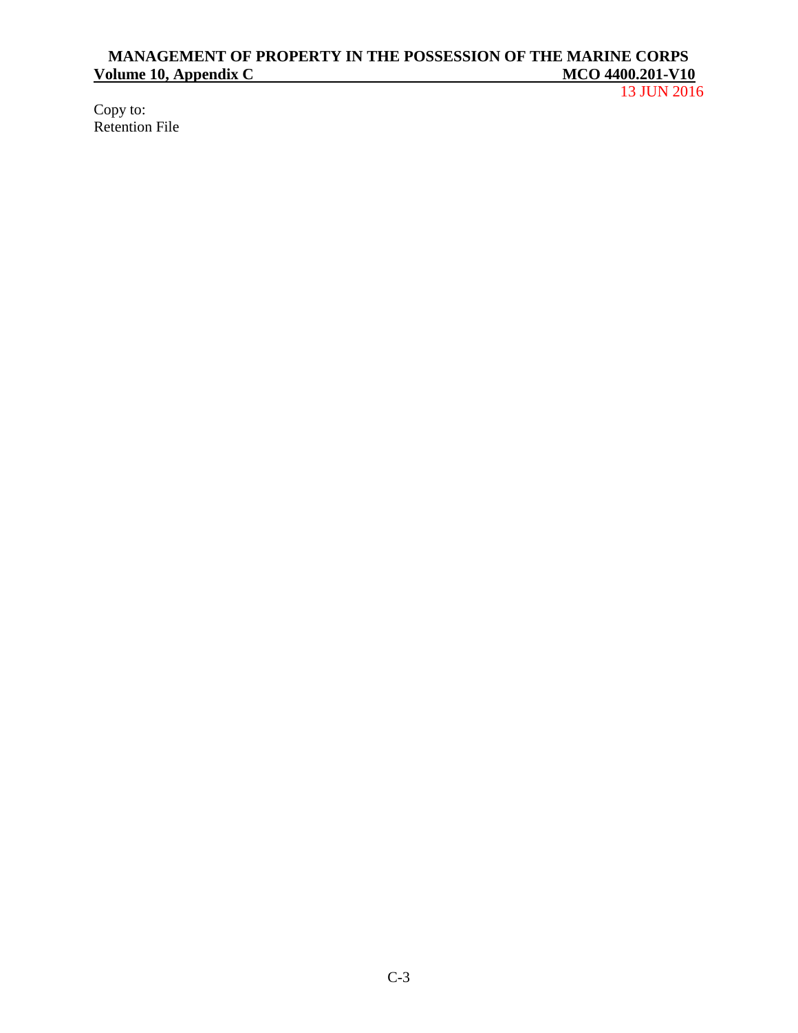Copy to:
Retention File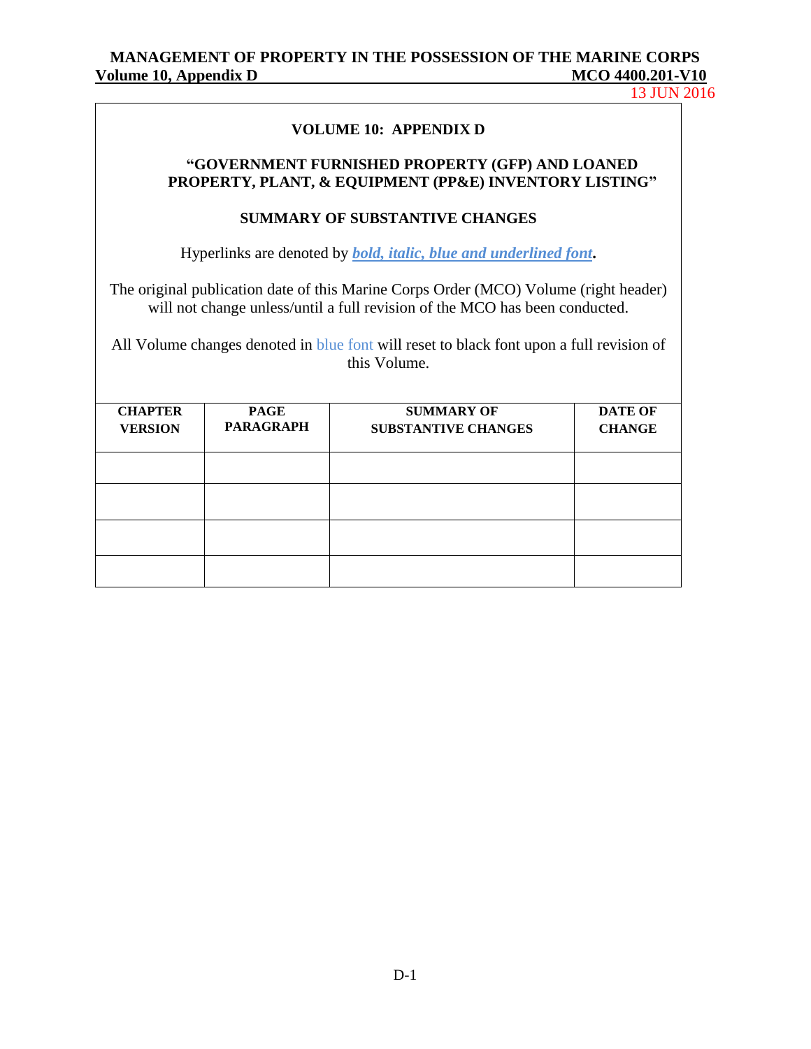**VOLUME 10: APPENDIX D**

**"GOVERNMENT FURNISHED PROPERTY (GFP) AND LOANED PROPERTY, PLANT, & EQUIPMENT (PP&E) INVENTORY LISTING"**

**SUMMARY OF SUBSTANTIVE CHANGES**

Hyperlinks are denoted by ***bold, italic, blue and underlined font*.**

The original publication date of this Marine Corps Order (MCO) Volume (right header) will not change unless/until a full revision of the MCO has been conducted.

All Volume changes denoted in blue font will reset to black font upon a full revision of this Volume.

| CHAPTER VERSION | PAGE PARAGRAPH | SUMMARY OF SUBSTANTIVE CHANGES | DATE OF CHANGE |
|---|---|---|---|
| | | | |
| | | | |
| | | | |
| | | | |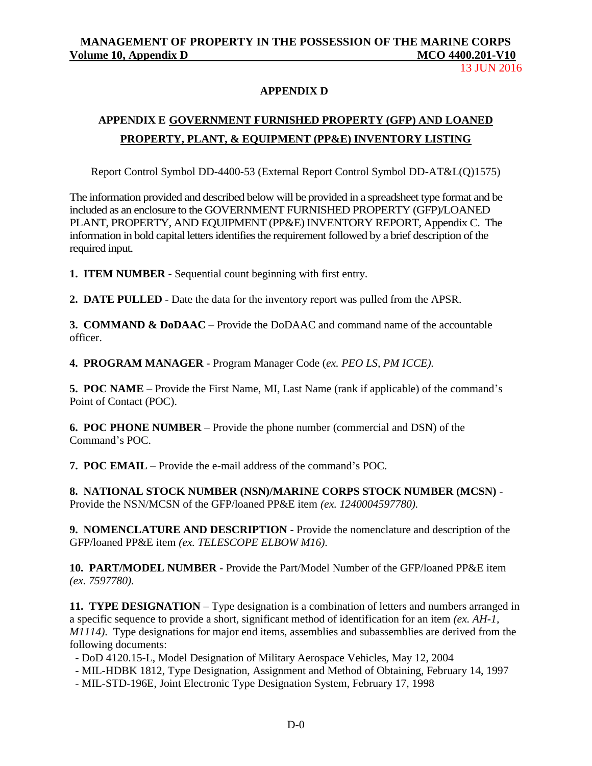## APPENDIX D

## APPENDIX E GOVERNMENT FURNISHED PROPERTY (GFP) AND LOANED PROPERTY, PLANT, & EQUIPMENT (PP&E) INVENTORY LISTING

Report Control Symbol DD-4400-53 (External Report Control Symbol DD-AT&L(Q)1575)

The information provided and described below will be provided in a spreadsheet type format and be included as an enclosure to the GOVERNMENT FURNISHED PROPERTY (GFP)/LOANED PLANT, PROPERTY, AND EQUIPMENT (PP&E) INVENTORY REPORT, Appendix C. The information in bold capital letters identifies the requirement followed by a brief description of the required input.

**1. ITEM NUMBER** - Sequential count beginning with first entry.

**2. DATE PULLED** - Date the data for the inventory report was pulled from the APSR.

**3. COMMAND & DoDAAC** – Provide the DoDAAC and command name of the accountable officer.

**4. PROGRAM MANAGER** - Program Manager Code (*ex. PEO LS, PM ICCE).*

**5. POC NAME** – Provide the First Name, MI, Last Name (rank if applicable) of the command's Point of Contact (POC).

**6. POC PHONE NUMBER** – Provide the phone number (commercial and DSN) of the Command's POC.

**7. POC EMAIL** – Provide the e-mail address of the command's POC.

**8. NATIONAL STOCK NUMBER (NSN)/MARINE CORPS STOCK NUMBER (MCSN)** - Provide the NSN/MCSN of the GFP/loaned PP&E item *(ex. 1240004597780).*

**9. NOMENCLATURE AND DESCRIPTION** - Provide the nomenclature and description of the GFP/loaned PP&E item *(ex. TELESCOPE ELBOW M16).*

**10. PART/MODEL NUMBER** - Provide the Part/Model Number of the GFP/loaned PP&E item *(ex. 7597780).*

**11. TYPE DESIGNATION** – Type designation is a combination of letters and numbers arranged in a specific sequence to provide a short, significant method of identification for an item *(ex. AH-1, M1114).* Type designations for major end items, assemblies and subassemblies are derived from the following documents:

- DoD 4120.15-L, Model Designation of Military Aerospace Vehicles, May 12, 2004
- MIL-HDBK 1812, Type Designation, Assignment and Method of Obtaining, February 14, 1997
- MIL-STD-196E, Joint Electronic Type Designation System, February 17, 1998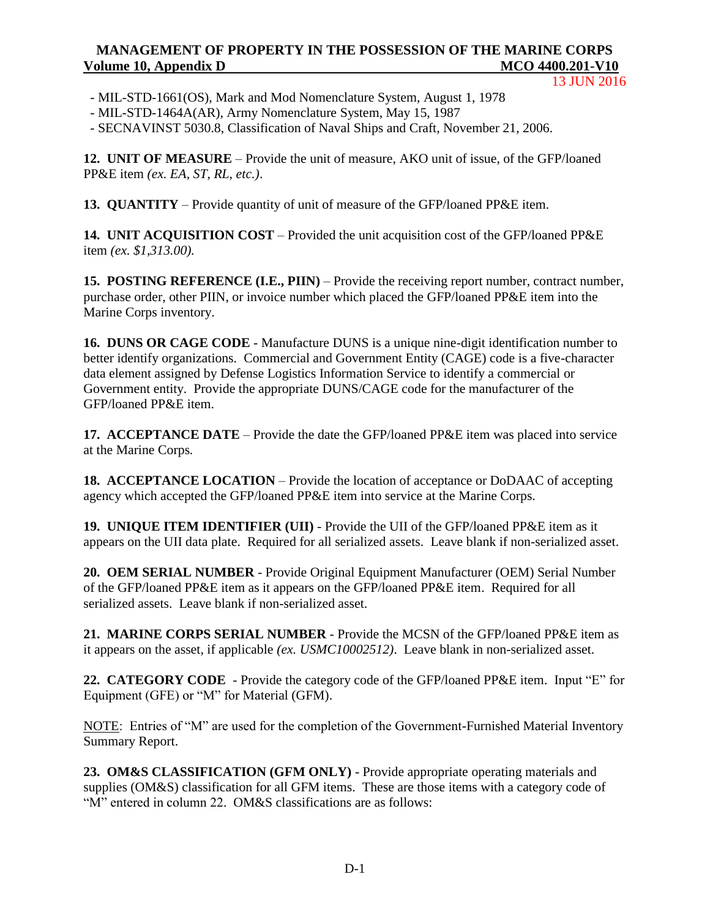- MIL-STD-1661(OS), Mark and Mod Nomenclature System, August 1, 1978
- MIL-STD-1464A(AR), Army Nomenclature System, May 15, 1987
- SECNAVINST 5030.8, Classification of Naval Ships and Craft, November 21, 2006.

**12. UNIT OF MEASURE** – Provide the unit of measure, AKO unit of issue, of the GFP/loaned PP&E item *(ex. EA, ST, RL, etc.)*.

**13. QUANTITY** – Provide quantity of unit of measure of the GFP/loaned PP&E item.

**14. UNIT ACQUISITION COST** – Provided the unit acquisition cost of the GFP/loaned PP&E item *(ex. $1,313.00).*

**15. POSTING REFERENCE (I.E., PIIN)** – Provide the receiving report number, contract number, purchase order, other PIIN, or invoice number which placed the GFP/loaned PP&E item into the Marine Corps inventory.

**16. DUNS OR CAGE CODE** - Manufacture DUNS is a unique nine-digit identification number to better identify organizations. Commercial and Government Entity (CAGE) code is a five-character data element assigned by Defense Logistics Information Service to identify a commercial or Government entity. Provide the appropriate DUNS/CAGE code for the manufacturer of the GFP/loaned PP&E item.

**17. ACCEPTANCE DATE** – Provide the date the GFP/loaned PP&E item was placed into service at the Marine Corps.

**18. ACCEPTANCE LOCATION** – Provide the location of acceptance or DoDAAC of accepting agency which accepted the GFP/loaned PP&E item into service at the Marine Corps.

**19. UNIQUE ITEM IDENTIFIER (UII)** - Provide the UII of the GFP/loaned PP&E item as it appears on the UII data plate. Required for all serialized assets. Leave blank if non-serialized asset.

**20. OEM SERIAL NUMBER** - Provide Original Equipment Manufacturer (OEM) Serial Number of the GFP/loaned PP&E item as it appears on the GFP/loaned PP&E item. Required for all serialized assets. Leave blank if non-serialized asset.

**21. MARINE CORPS SERIAL NUMBER** - Provide the MCSN of the GFP/loaned PP&E item as it appears on the asset, if applicable *(ex. USMC10002512)*. Leave blank in non-serialized asset.

**22. CATEGORY CODE** - Provide the category code of the GFP/loaned PP&E item. Input "E" for Equipment (GFE) or "M" for Material (GFM).

NOTE: Entries of "M" are used for the completion of the Government-Furnished Material Inventory Summary Report.

**23. OM&S CLASSIFICATION (GFM ONLY)** - Provide appropriate operating materials and supplies (OM&S) classification for all GFM items. These are those items with a category code of "M" entered in column 22. OM&S classifications are as follows: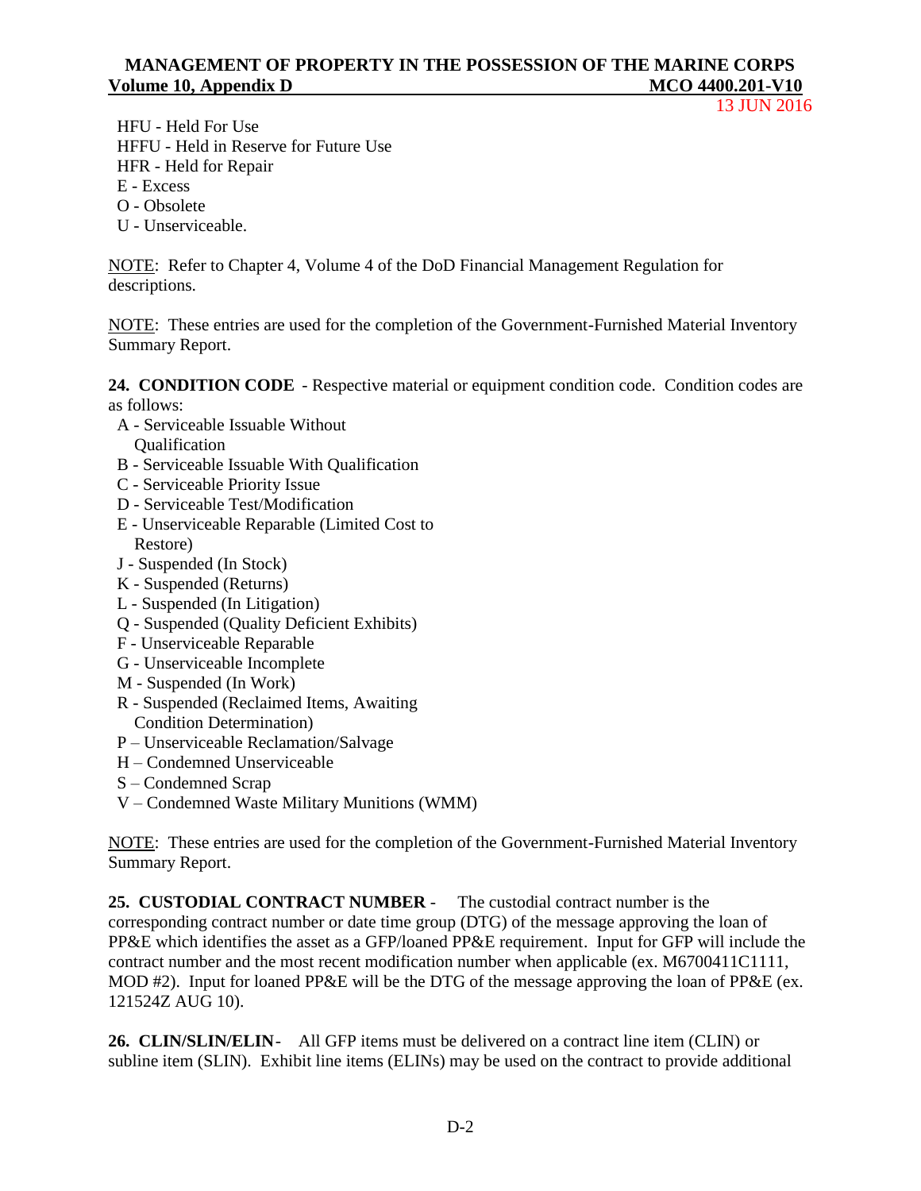HFU - Held For Use
HFFU - Held in Reserve for Future Use
HFR - Held for Repair
E - Excess
O - Obsolete
U - Unserviceable.

NOTE: Refer to Chapter 4, Volume 4 of the DoD Financial Management Regulation for descriptions.

NOTE: These entries are used for the completion of the Government-Furnished Material Inventory Summary Report.

**24. CONDITION CODE** - Respective material or equipment condition code. Condition codes are as follows:

A - Serviceable Issuable Without Qualification
B - Serviceable Issuable With Qualification
C - Serviceable Priority Issue
D - Serviceable Test/Modification
E - Unserviceable Reparable (Limited Cost to Restore)
J - Suspended (In Stock)
K - Suspended (Returns)
L - Suspended (In Litigation)
Q - Suspended (Quality Deficient Exhibits)
F - Unserviceable Reparable
G - Unserviceable Incomplete
M - Suspended (In Work)
R - Suspended (Reclaimed Items, Awaiting Condition Determination)
P – Unserviceable Reclamation/Salvage
H – Condemned Unserviceable
S – Condemned Scrap
V – Condemned Waste Military Munitions (WMM)

NOTE: These entries are used for the completion of the Government-Furnished Material Inventory Summary Report.

**25. CUSTODIAL CONTRACT NUMBER** - The custodial contract number is the corresponding contract number or date time group (DTG) of the message approving the loan of PP&E which identifies the asset as a GFP/loaned PP&E requirement. Input for GFP will include the contract number and the most recent modification number when applicable (ex. M6700411C1111, MOD #2). Input for loaned PP&E will be the DTG of the message approving the loan of PP&E (ex. 121524Z AUG 10).

**26. CLIN/SLIN/ELIN**- All GFP items must be delivered on a contract line item (CLIN) or subline item (SLIN). Exhibit line items (ELINs) may be used on the contract to provide additional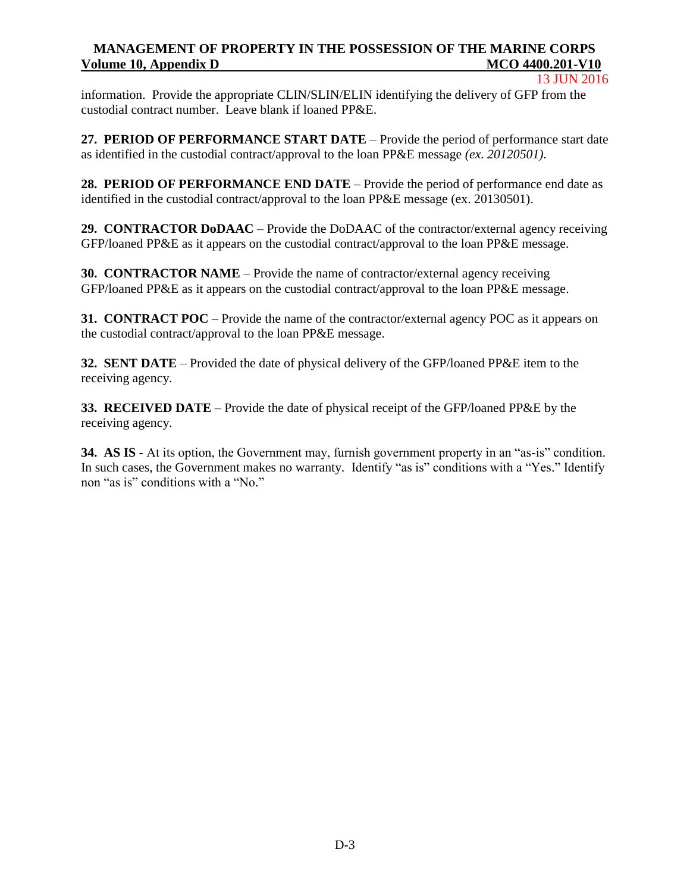information. Provide the appropriate CLIN/SLIN/ELIN identifying the delivery of GFP from the custodial contract number. Leave blank if loaned PP&E.

**27. PERIOD OF PERFORMANCE START DATE** – Provide the period of performance start date as identified in the custodial contract/approval to the loan PP&E message *(ex. 20120501).*

**28. PERIOD OF PERFORMANCE END DATE** – Provide the period of performance end date as identified in the custodial contract/approval to the loan PP&E message (ex. 20130501).

**29. CONTRACTOR DoDAAC** – Provide the DoDAAC of the contractor/external agency receiving GFP/loaned PP&E as it appears on the custodial contract/approval to the loan PP&E message.

**30. CONTRACTOR NAME** – Provide the name of contractor/external agency receiving GFP/loaned PP&E as it appears on the custodial contract/approval to the loan PP&E message.

**31. CONTRACT POC** – Provide the name of the contractor/external agency POC as it appears on the custodial contract/approval to the loan PP&E message.

**32. SENT DATE** – Provided the date of physical delivery of the GFP/loaned PP&E item to the receiving agency.

**33. RECEIVED DATE** – Provide the date of physical receipt of the GFP/loaned PP&E by the receiving agency.

**34. AS IS** - At its option, the Government may, furnish government property in an "as-is" condition. In such cases, the Government makes no warranty. Identify "as is" conditions with a "Yes." Identify non "as is" conditions with a "No."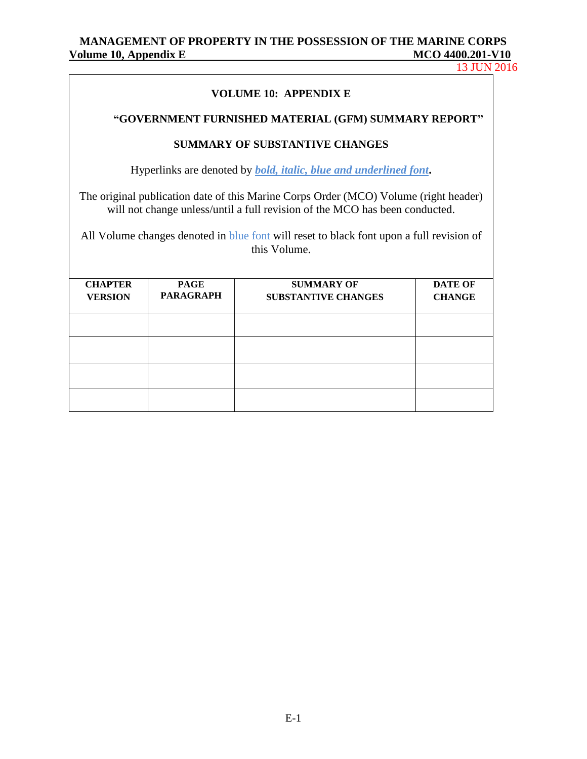**VOLUME 10: APPENDIX E**

**"GOVERNMENT FURNISHED MATERIAL (GFM) SUMMARY REPORT"**

**SUMMARY OF SUBSTANTIVE CHANGES**

Hyperlinks are denoted by ***bold, italic, blue and underlined font*.**

The original publication date of this Marine Corps Order (MCO) Volume (right header) will not change unless/until a full revision of the MCO has been conducted.

All Volume changes denoted in blue font will reset to black font upon a full revision of this Volume.

| CHAPTER VERSION | PAGE PARAGRAPH | SUMMARY OF SUBSTANTIVE CHANGES | DATE OF CHANGE |
|---|---|---|---|
| | | | |
| | | | |
| | | | |
| | | | |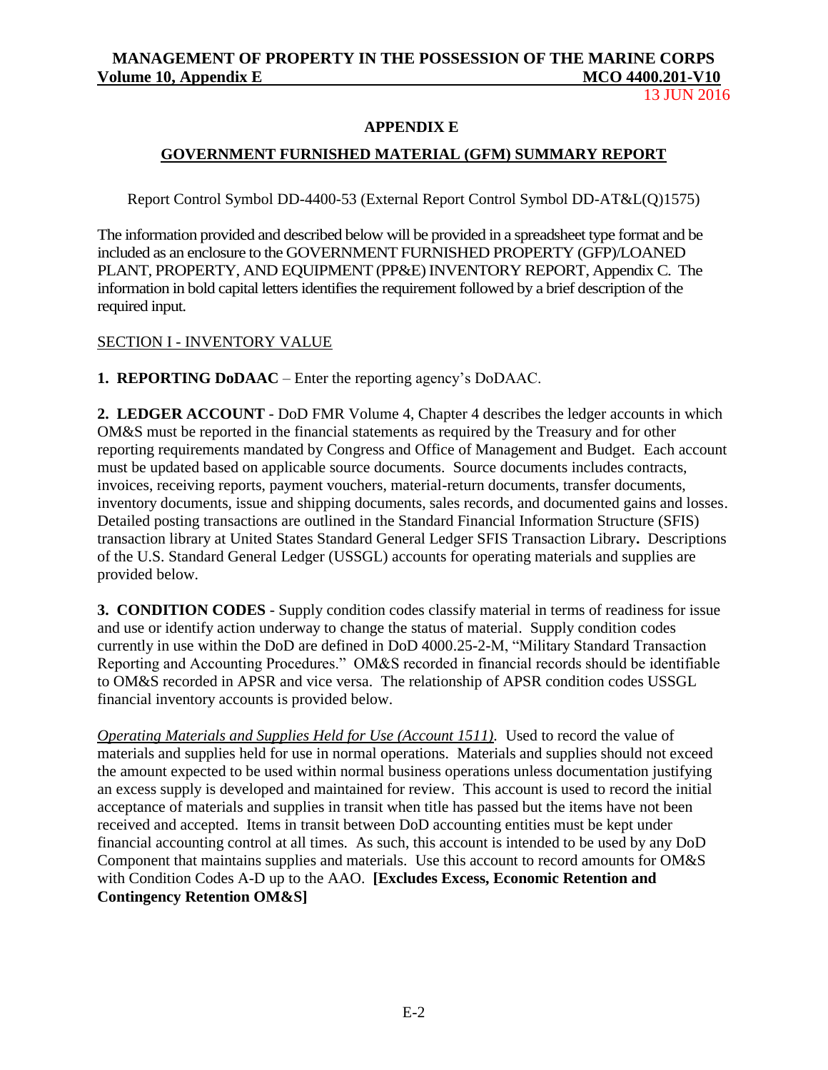## APPENDIX E

## GOVERNMENT FURNISHED MATERIAL (GFM) SUMMARY REPORT

Report Control Symbol DD-4400-53 (External Report Control Symbol DD-AT&L(Q)1575)

The information provided and described below will be provided in a spreadsheet type format and be included as an enclosure to the GOVERNMENT FURNISHED PROPERTY (GFP)/LOANED PLANT, PROPERTY, AND EQUIPMENT (PP&E) INVENTORY REPORT, Appendix C. The information in bold capital letters identifies the requirement followed by a brief description of the required input.

### SECTION I - INVENTORY VALUE

**1. REPORTING DoDAAC** – Enter the reporting agency's DoDAAC.

**2. LEDGER ACCOUNT** - DoD FMR Volume 4, Chapter 4 describes the ledger accounts in which OM&S must be reported in the financial statements as required by the Treasury and for other reporting requirements mandated by Congress and Office of Management and Budget. Each account must be updated based on applicable source documents. Source documents includes contracts, invoices, receiving reports, payment vouchers, material-return documents, transfer documents, inventory documents, issue and shipping documents, sales records, and documented gains and losses. Detailed posting transactions are outlined in the Standard Financial Information Structure (SFIS) transaction library at United States Standard General Ledger SFIS Transaction Library**.** Descriptions of the U.S. Standard General Ledger (USSGL) accounts for operating materials and supplies are provided below.

**3. CONDITION CODES** - Supply condition codes classify material in terms of readiness for issue and use or identify action underway to change the status of material. Supply condition codes currently in use within the DoD are defined in DoD 4000.25-2-M, "Military Standard Transaction Reporting and Accounting Procedures." OM&S recorded in financial records should be identifiable to OM&S recorded in APSR and vice versa. The relationship of APSR condition codes USSGL financial inventory accounts is provided below.

*Operating Materials and Supplies Held for Use (Account 1511).* Used to record the value of materials and supplies held for use in normal operations. Materials and supplies should not exceed the amount expected to be used within normal business operations unless documentation justifying an excess supply is developed and maintained for review. This account is used to record the initial acceptance of materials and supplies in transit when title has passed but the items have not been received and accepted. Items in transit between DoD accounting entities must be kept under financial accounting control at all times. As such, this account is intended to be used by any DoD Component that maintains supplies and materials. Use this account to record amounts for OM&S with Condition Codes A-D up to the AAO. **[Excludes Excess, Economic Retention and Contingency Retention OM&S]**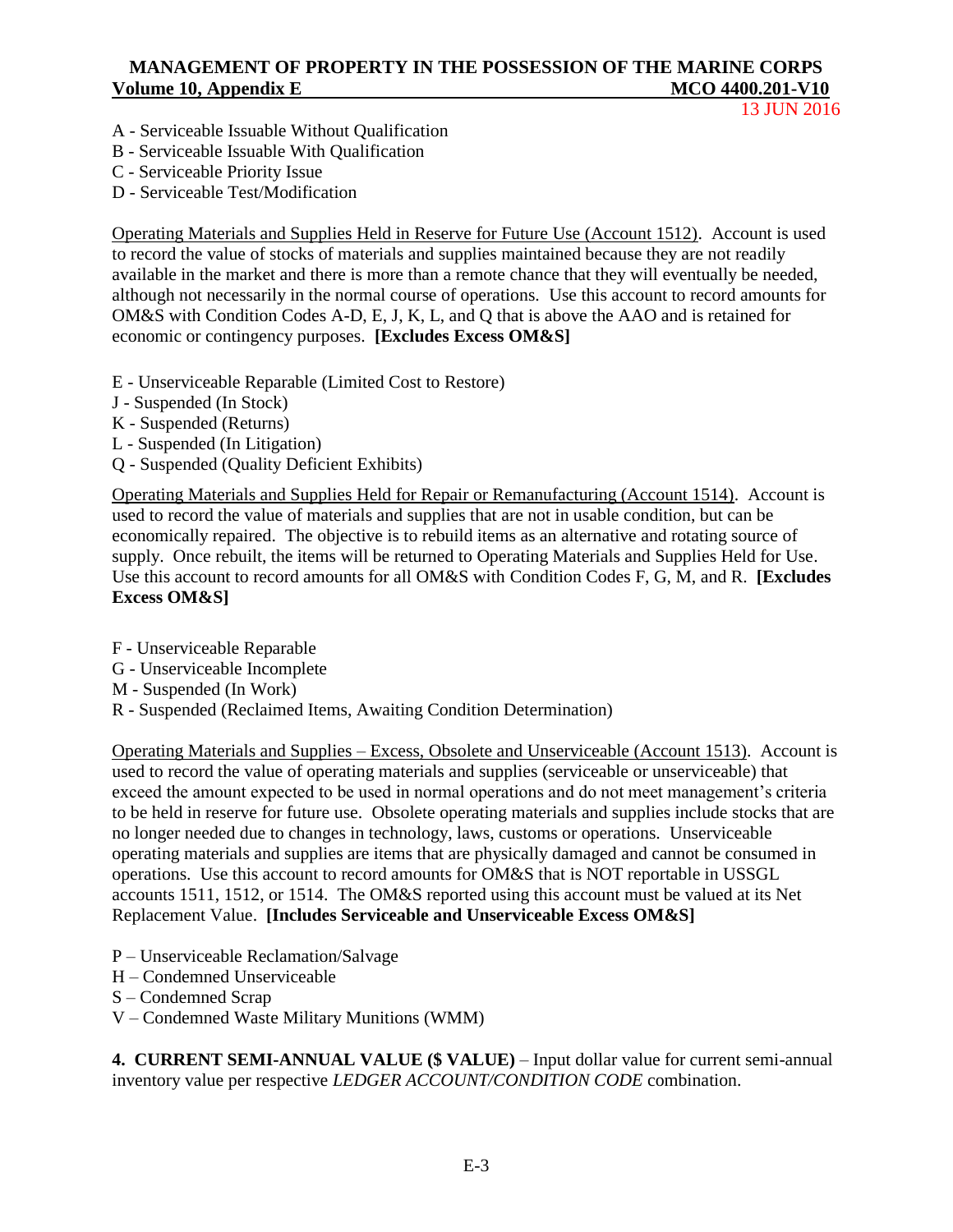A - Serviceable Issuable Without Qualification
B - Serviceable Issuable With Qualification
C - Serviceable Priority Issue
D - Serviceable Test/Modification

Operating Materials and Supplies Held in Reserve for Future Use (Account 1512). Account is used to record the value of stocks of materials and supplies maintained because they are not readily available in the market and there is more than a remote chance that they will eventually be needed, although not necessarily in the normal course of operations. Use this account to record amounts for OM&S with Condition Codes A-D, E, J, K, L, and Q that is above the AAO and is retained for economic or contingency purposes. **[Excludes Excess OM&S]**

E - Unserviceable Reparable (Limited Cost to Restore)
J - Suspended (In Stock)
K - Suspended (Returns)
L - Suspended (In Litigation)
Q - Suspended (Quality Deficient Exhibits)

Operating Materials and Supplies Held for Repair or Remanufacturing (Account 1514). Account is used to record the value of materials and supplies that are not in usable condition, but can be economically repaired. The objective is to rebuild items as an alternative and rotating source of supply. Once rebuilt, the items will be returned to Operating Materials and Supplies Held for Use. Use this account to record amounts for all OM&S with Condition Codes F, G, M, and R. **[Excludes Excess OM&S]**

F - Unserviceable Reparable
G - Unserviceable Incomplete
M - Suspended (In Work)
R - Suspended (Reclaimed Items, Awaiting Condition Determination)

Operating Materials and Supplies – Excess, Obsolete and Unserviceable (Account 1513). Account is used to record the value of operating materials and supplies (serviceable or unserviceable) that exceed the amount expected to be used in normal operations and do not meet management's criteria to be held in reserve for future use. Obsolete operating materials and supplies include stocks that are no longer needed due to changes in technology, laws, customs or operations. Unserviceable operating materials and supplies are items that are physically damaged and cannot be consumed in operations. Use this account to record amounts for OM&S that is NOT reportable in USSGL accounts 1511, 1512, or 1514. The OM&S reported using this account must be valued at its Net Replacement Value. **[Includes Serviceable and Unserviceable Excess OM&S]**

P – Unserviceable Reclamation/Salvage
H – Condemned Unserviceable
S – Condemned Scrap
V – Condemned Waste Military Munitions (WMM)

**4. CURRENT SEMI-ANNUAL VALUE ($ VALUE)** – Input dollar value for current semi-annual inventory value per respective *LEDGER ACCOUNT/CONDITION CODE* combination.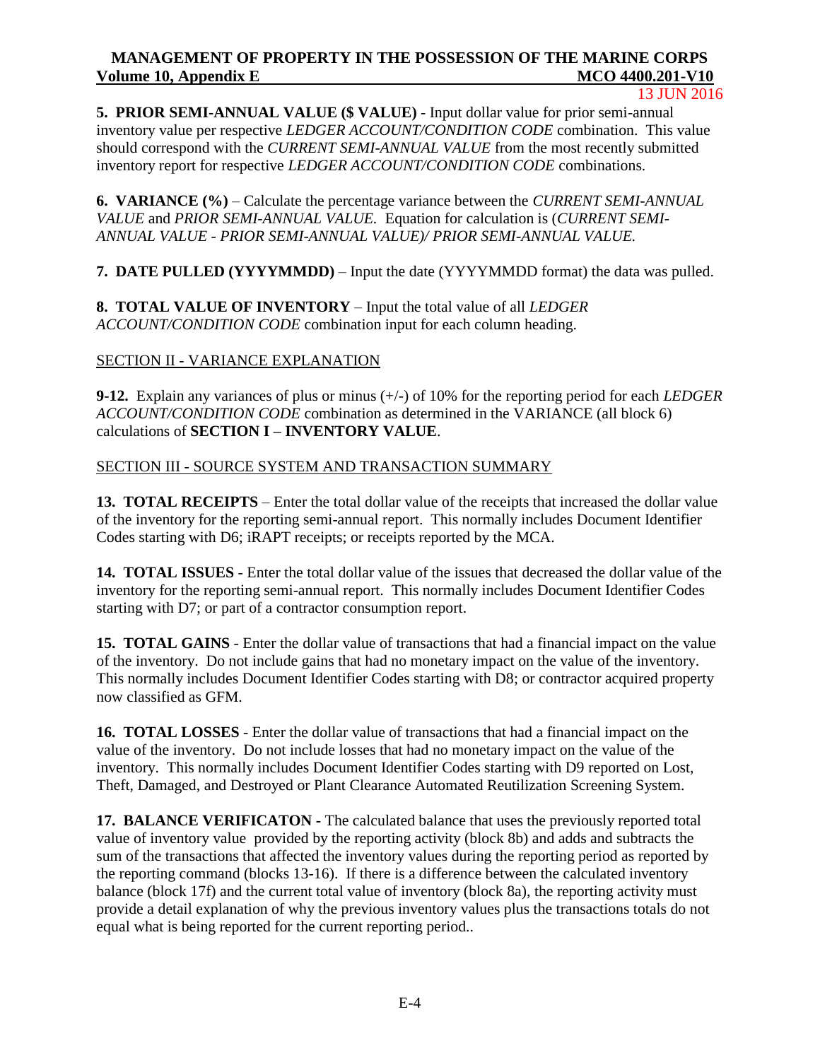**5. PRIOR SEMI-ANNUAL VALUE ($ VALUE)** - Input dollar value for prior semi-annual inventory value per respective *LEDGER ACCOUNT/CONDITION CODE* combination. This value should correspond with the *CURRENT SEMI-ANNUAL VALUE* from the most recently submitted inventory report for respective *LEDGER ACCOUNT/CONDITION CODE* combinations.

**6. VARIANCE (%)** – Calculate the percentage variance between the *CURRENT SEMI-ANNUAL VALUE* and *PRIOR SEMI-ANNUAL VALUE*. Equation for calculation is (*CURRENT SEMI-ANNUAL VALUE - PRIOR SEMI-ANNUAL VALUE)/ PRIOR SEMI-ANNUAL VALUE.*

**7. DATE PULLED (YYYYMMDD)** – Input the date (YYYYMMDD format) the data was pulled.

**8. TOTAL VALUE OF INVENTORY** – Input the total value of all *LEDGER ACCOUNT/CONDITION CODE* combination input for each column heading.

SECTION II - VARIANCE EXPLANATION

**9-12.** Explain any variances of plus or minus (+/-) of 10% for the reporting period for each *LEDGER ACCOUNT/CONDITION CODE* combination as determined in the VARIANCE (all block 6) calculations of **SECTION I – INVENTORY VALUE**.

SECTION III - SOURCE SYSTEM AND TRANSACTION SUMMARY

**13. TOTAL RECEIPTS** – Enter the total dollar value of the receipts that increased the dollar value of the inventory for the reporting semi-annual report. This normally includes Document Identifier Codes starting with D6; iRAPT receipts; or receipts reported by the MCA.

**14. TOTAL ISSUES** - Enter the total dollar value of the issues that decreased the dollar value of the inventory for the reporting semi-annual report. This normally includes Document Identifier Codes starting with D7; or part of a contractor consumption report.

**15. TOTAL GAINS** - Enter the dollar value of transactions that had a financial impact on the value of the inventory. Do not include gains that had no monetary impact on the value of the inventory. This normally includes Document Identifier Codes starting with D8; or contractor acquired property now classified as GFM.

**16. TOTAL LOSSES** - Enter the dollar value of transactions that had a financial impact on the value of the inventory. Do not include losses that had no monetary impact on the value of the inventory. This normally includes Document Identifier Codes starting with D9 reported on Lost, Theft, Damaged, and Destroyed or Plant Clearance Automated Reutilization Screening System.

**17. BALANCE VERIFICATON** - The calculated balance that uses the previously reported total value of inventory value provided by the reporting activity (block 8b) and adds and subtracts the sum of the transactions that affected the inventory values during the reporting period as reported by the reporting command (blocks 13-16). If there is a difference between the calculated inventory balance (block 17f) and the current total value of inventory (block 8a), the reporting activity must provide a detail explanation of why the previous inventory values plus the transactions totals do not equal what is being reported for the current reporting period..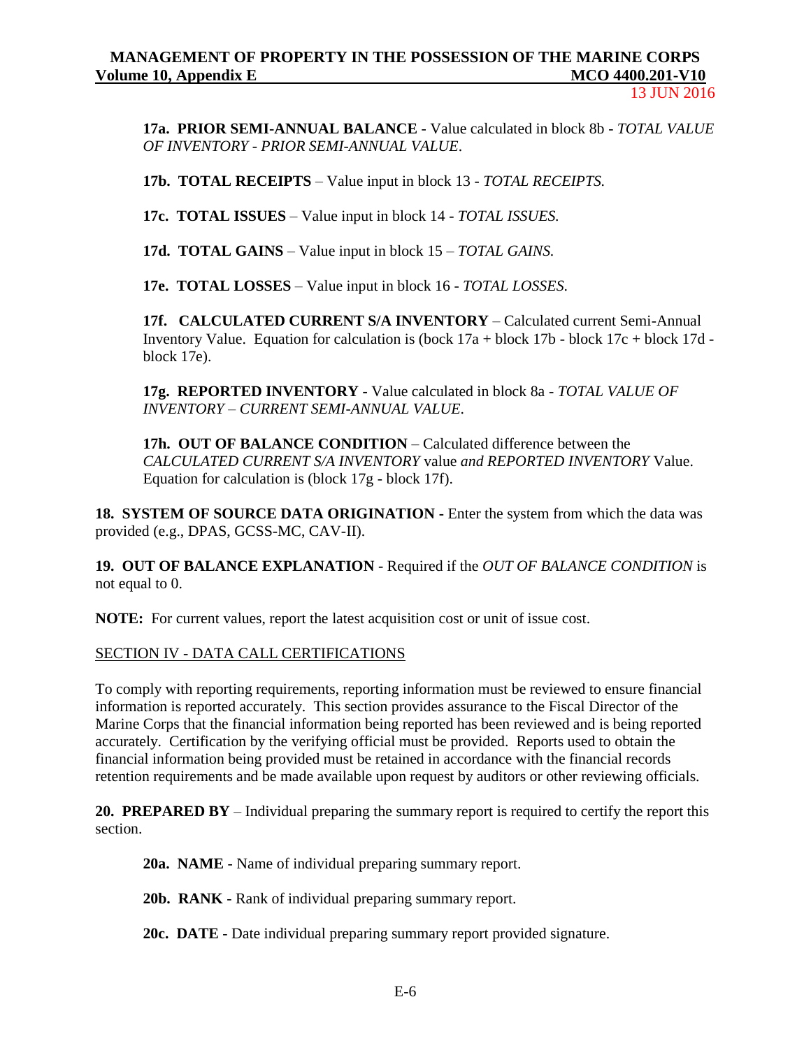**17a. PRIOR SEMI-ANNUAL BALANCE** - Value calculated in block 8b - *TOTAL VALUE OF INVENTORY - PRIOR SEMI-ANNUAL VALUE*.

**17b. TOTAL RECEIPTS** – Value input in block 13 - *TOTAL RECEIPTS.*

**17c. TOTAL ISSUES** – Value input in block 14 - *TOTAL ISSUES.*

**17d. TOTAL GAINS** – Value input in block 15 – *TOTAL GAINS.*

**17e. TOTAL LOSSES** – Value input in block 16 - *TOTAL LOSSES.*

**17f. CALCULATED CURRENT S/A INVENTORY** – Calculated current Semi-Annual Inventory Value. Equation for calculation is (bock 17a + block 17b - block 17c + block 17d - block 17e).

**17g. REPORTED INVENTORY -** Value calculated in block 8a - *TOTAL VALUE OF INVENTORY – CURRENT SEMI-ANNUAL VALUE*.

**17h. OUT OF BALANCE CONDITION** – Calculated difference between the *CALCULATED CURRENT S/A INVENTORY* value *and REPORTED INVENTORY* Value. Equation for calculation is (block 17g - block 17f).

**18. SYSTEM OF SOURCE DATA ORIGINATION -** Enter the system from which the data was provided (e.g., DPAS, GCSS-MC, CAV-II).

**19. OUT OF BALANCE EXPLANATION** - Required if the *OUT OF BALANCE CONDITION* is not equal to 0.

**NOTE:** For current values, report the latest acquisition cost or unit of issue cost.

SECTION IV - DATA CALL CERTIFICATIONS

To comply with reporting requirements, reporting information must be reviewed to ensure financial information is reported accurately. This section provides assurance to the Fiscal Director of the Marine Corps that the financial information being reported has been reviewed and is being reported accurately. Certification by the verifying official must be provided. Reports used to obtain the financial information being provided must be retained in accordance with the financial records retention requirements and be made available upon request by auditors or other reviewing officials.

**20. PREPARED BY** – Individual preparing the summary report is required to certify the report this section.

**20a. NAME** - Name of individual preparing summary report.

**20b. RANK** - Rank of individual preparing summary report.

**20c. DATE** - Date individual preparing summary report provided signature.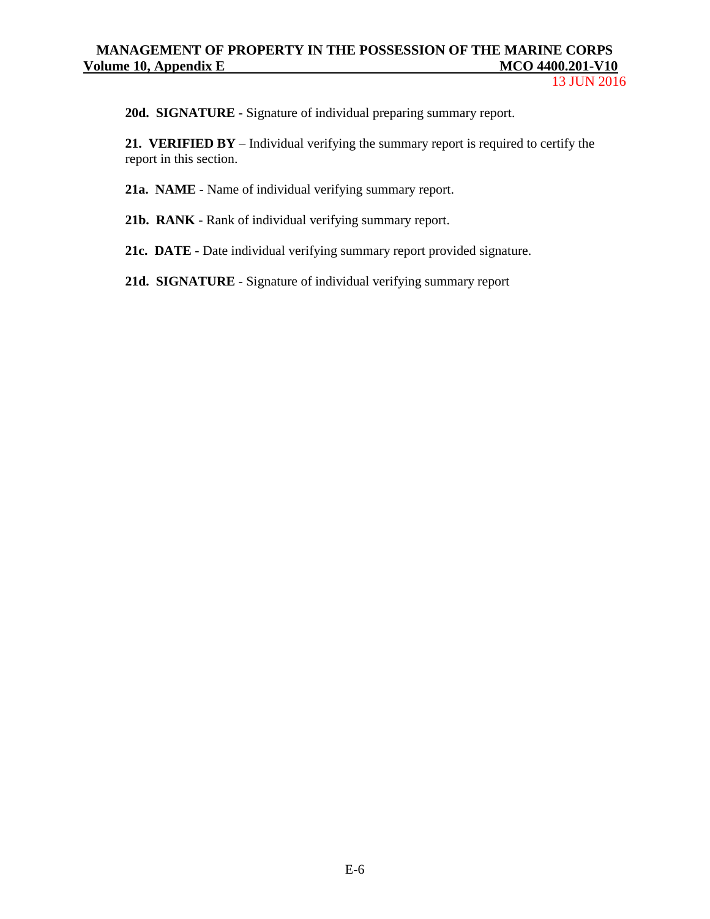**20d. SIGNATURE** - Signature of individual preparing summary report.

**21. VERIFIED BY** – Individual verifying the summary report is required to certify the report in this section.

**21a. NAME** - Name of individual verifying summary report.

**21b. RANK** - Rank of individual verifying summary report.

**21c. DATE** - Date individual verifying summary report provided signature.

**21d. SIGNATURE** - Signature of individual verifying summary report